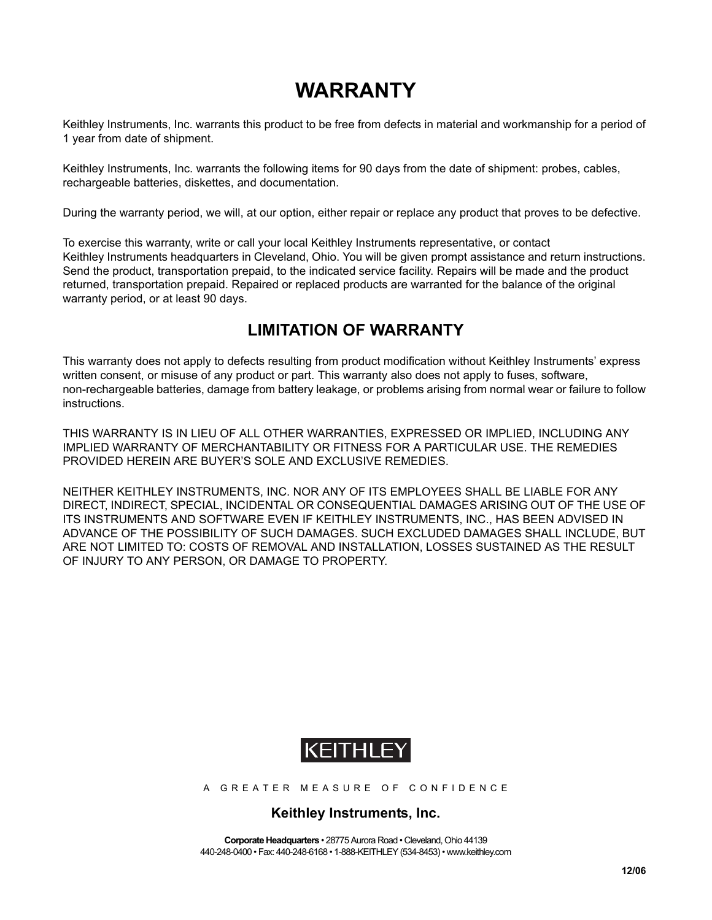# WARRANTY

Keithley Instruments, Inc. warrants this product to be free from defects in material and workmanship for a period of 1 year from date of shipment.

Keithley Instruments, Inc. warrants the following items for 90 days from the date of shipment: probes, cables, rechargeable batteries, diskettes, and documentation.

During the warranty period, we will, at our option, either repair or replace any product that proves to be defective.

To exercise this warranty, write or call your local Keithley Instruments representative, or contact Keithley Instruments headquarters in Cleveland, Ohio. You will be given prompt assistance and return instructions. Send the product, transportation prepaid, to the indicated service facility. Repairs will be made and the product returned, transportation prepaid. Repaired or replaced products are warranted for the balance of the original warranty period, or at least 90 days.

## LIMITATION OF WARRANTY

This warranty does not apply to defects resulting from product modification without Keithley Instruments' express written consent, or misuse of any product or part. This warranty also does not apply to fuses, software, non-rechargeable batteries, damage from battery leakage, or problems arising from normal wear or failure to follow instructions.

THIS WARRANTY IS IN LIEU OF ALL OTHER WARRANTIES, EXPRESSED OR IMPLIED, INCLUDING ANY IMPLIED WARRANTY OF MERCHANTABILITY OR FITNESS FOR A PARTICULAR USE. THE REMEDIES PROVIDED HEREIN ARE BUYER'S SOLE AND EXCLUSIVE REMEDIES.

NEITHER KEITHLEY INSTRUMENTS, INC. NOR ANY OF ITS EMPLOYEES SHALL BE LIABLE FOR ANY DIRECT, INDIRECT, SPECIAL, INCIDENTAL OR CONSEQUENTIAL DAMAGES ARISING OUT OF THE USE OF ITS INSTRUMENTS AND SOFTWARE EVEN IF KEITHLEY INSTRUMENTS, INC., HAS BEEN ADVISED IN ADVANCE OF THE POSSIBILITY OF SUCH DAMAGES. SUCH EXCLUDED DAMAGES SHALL INCLUDE, BUT ARE NOT LIMITED TO: COSTS OF REMOVAL AND INSTALLATION, LOSSES SUSTAINED AS THE RESULT OF INJURY TO ANY PERSON, OR DAMAGE TO PROPERTY.

KEITHLEY

A GREATER MEASURE OF CONFIDENCE

**Keithley Instruments, Inc.**

**Corporate Headquarters** • 28775 Aurora Road • Cleveland, Ohio 44139
440-248-0400 • Fax: 440-248-6168 • 1-888-KEITHLEY (534-8453) • www.keithley.com

**12/06**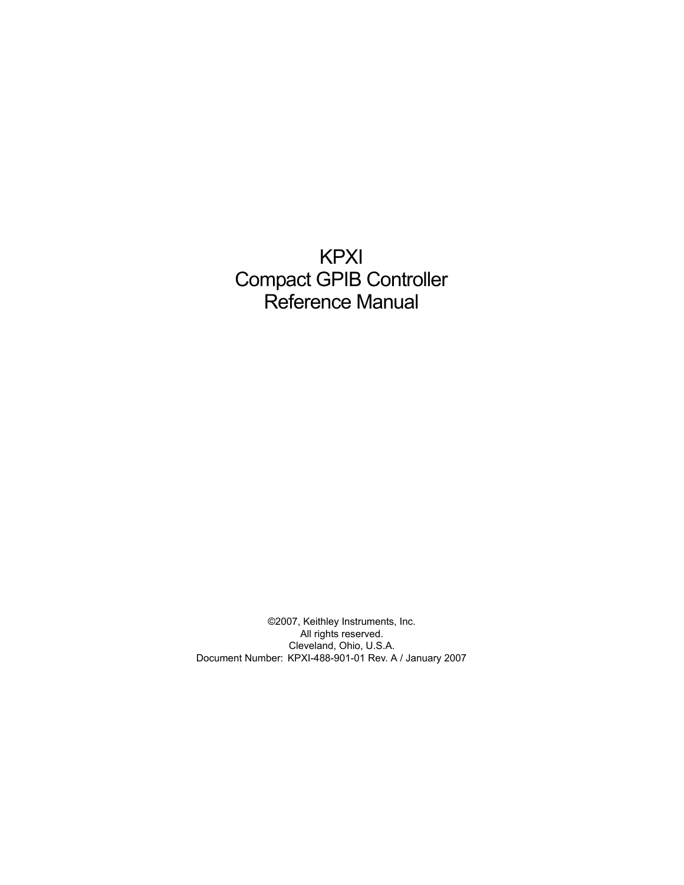# KPXI
# Compact GPIB Controller
# Reference Manual

©2007, Keithley Instruments, Inc.
All rights reserved.
Cleveland, Ohio, U.S.A.
Document Number: KPXI-488-901-01 Rev. A / January 2007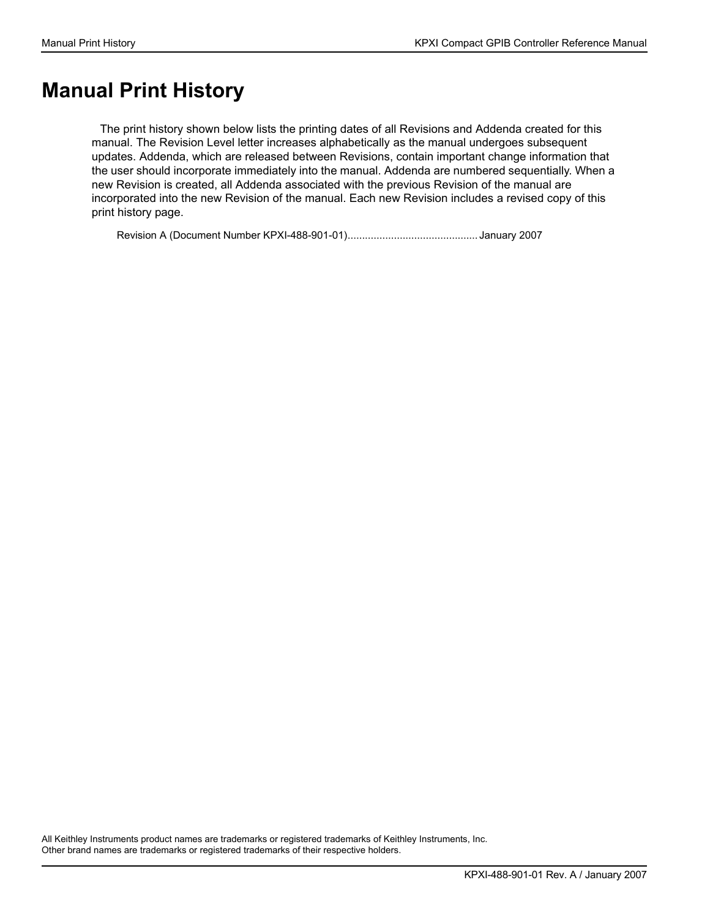# Manual Print History

The print history shown below lists the printing dates of all Revisions and Addenda created for this manual. The Revision Level letter increases alphabetically as the manual undergoes subsequent updates. Addenda, which are released between Revisions, contain important change information that the user should incorporate immediately into the manual. Addenda are numbered sequentially. When a new Revision is created, all Addenda associated with the previous Revision of the manual are incorporated into the new Revision of the manual. Each new Revision includes a revised copy of this print history page.

Revision A (Document Number KPXI-488-901-01)............................................ January 2007

All Keithley Instruments product names are trademarks or registered trademarks of Keithley Instruments, Inc.
Other brand names are trademarks or registered trademarks of their respective holders.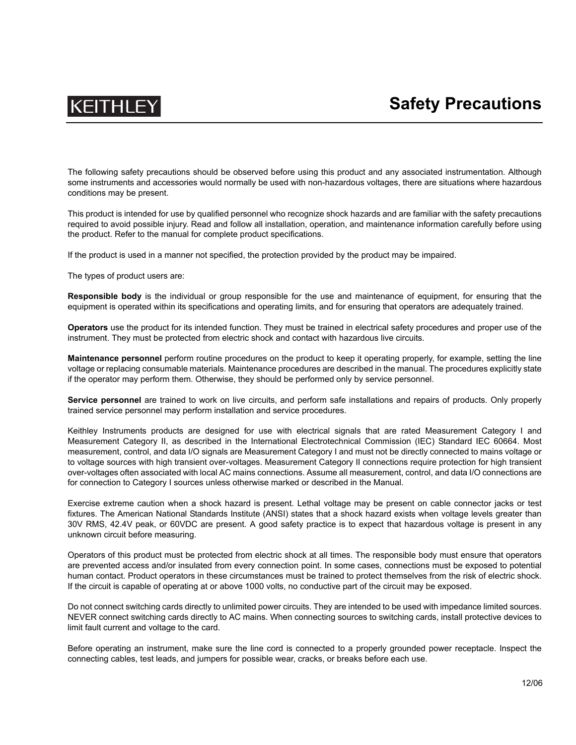KEITHLEY

# Safety Precautions

The following safety precautions should be observed before using this product and any associated instrumentation. Although some instruments and accessories would normally be used with non-hazardous voltages, there are situations where hazardous conditions may be present.

This product is intended for use by qualified personnel who recognize shock hazards and are familiar with the safety precautions required to avoid possible injury. Read and follow all installation, operation, and maintenance information carefully before using the product. Refer to the manual for complete product specifications.

If the product is used in a manner not specified, the protection provided by the product may be impaired.

The types of product users are:

**Responsible body** is the individual or group responsible for the use and maintenance of equipment, for ensuring that the equipment is operated within its specifications and operating limits, and for ensuring that operators are adequately trained.

**Operators** use the product for its intended function. They must be trained in electrical safety procedures and proper use of the instrument. They must be protected from electric shock and contact with hazardous live circuits.

**Maintenance personnel** perform routine procedures on the product to keep it operating properly, for example, setting the line voltage or replacing consumable materials. Maintenance procedures are described in the manual. The procedures explicitly state if the operator may perform them. Otherwise, they should be performed only by service personnel.

**Service personnel** are trained to work on live circuits, and perform safe installations and repairs of products. Only properly trained service personnel may perform installation and service procedures.

Keithley Instruments products are designed for use with electrical signals that are rated Measurement Category I and Measurement Category II, as described in the International Electrotechnical Commission (IEC) Standard IEC 60664. Most measurement, control, and data I/O signals are Measurement Category I and must not be directly connected to mains voltage or to voltage sources with high transient over-voltages. Measurement Category II connections require protection for high transient over-voltages often associated with local AC mains connections. Assume all measurement, control, and data I/O connections are for connection to Category I sources unless otherwise marked or described in the Manual.

Exercise extreme caution when a shock hazard is present. Lethal voltage may be present on cable connector jacks or test fixtures. The American National Standards Institute (ANSI) states that a shock hazard exists when voltage levels greater than 30V RMS, 42.4V peak, or 60VDC are present. A good safety practice is to expect that hazardous voltage is present in any unknown circuit before measuring.

Operators of this product must be protected from electric shock at all times. The responsible body must ensure that operators are prevented access and/or insulated from every connection point. In some cases, connections must be exposed to potential human contact. Product operators in these circumstances must be trained to protect themselves from the risk of electric shock. If the circuit is capable of operating at or above 1000 volts, no conductive part of the circuit may be exposed.

Do not connect switching cards directly to unlimited power circuits. They are intended to be used with impedance limited sources. NEVER connect switching cards directly to AC mains. When connecting sources to switching cards, install protective devices to limit fault current and voltage to the card.

Before operating an instrument, make sure the line cord is connected to a properly grounded power receptacle. Inspect the connecting cables, test leads, and jumpers for possible wear, cracks, or breaks before each use.

12/06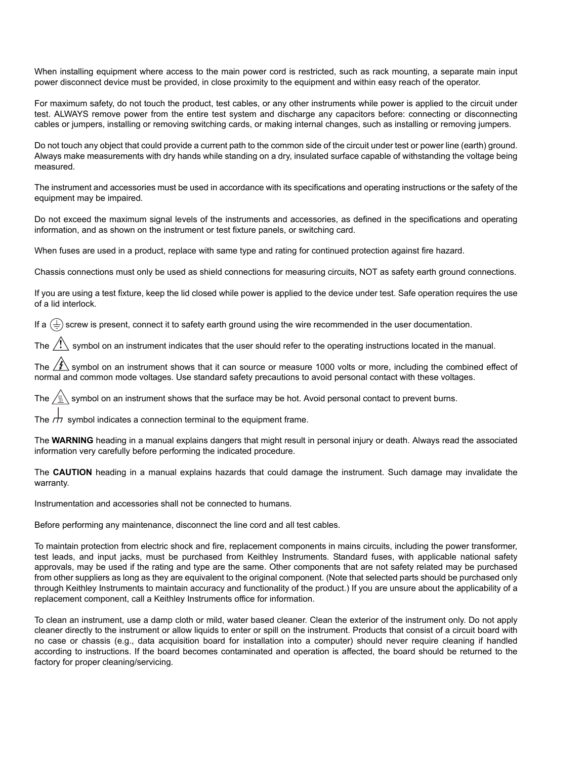When installing equipment where access to the main power cord is restricted, such as rack mounting, a separate main input power disconnect device must be provided, in close proximity to the equipment and within easy reach of the operator.

For maximum safety, do not touch the product, test cables, or any other instruments while power is applied to the circuit under test. ALWAYS remove power from the entire test system and discharge any capacitors before: connecting or disconnecting cables or jumpers, installing or removing switching cards, or making internal changes, such as installing or removing jumpers.

Do not touch any object that could provide a current path to the common side of the circuit under test or power line (earth) ground. Always make measurements with dry hands while standing on a dry, insulated surface capable of withstanding the voltage being measured.

The instrument and accessories must be used in accordance with its specifications and operating instructions or the safety of the equipment may be impaired.

Do not exceed the maximum signal levels of the instruments and accessories, as defined in the specifications and operating information, and as shown on the instrument or test fixture panels, or switching card.

When fuses are used in a product, replace with same type and rating for continued protection against fire hazard.

Chassis connections must only be used as shield connections for measuring circuits, NOT as safety earth ground connections.

If you are using a test fixture, keep the lid closed while power is applied to the device under test. Safe operation requires the use of a lid interlock.

If a ⏚ screw is present, connect it to safety earth ground using the wire recommended in the user documentation.

The ⚠ symbol on an instrument indicates that the user should refer to the operating instructions located in the manual.

The ⚡ symbol on an instrument shows that it can source or measure 1000 volts or more, including the combined effect of normal and common mode voltages. Use standard safety precautions to avoid personal contact with these voltages.

The ⚠ symbol on an instrument shows that the surface may be hot. Avoid personal contact to prevent burns.

The ⊥ symbol indicates a connection terminal to the equipment frame.

The **WARNING** heading in a manual explains dangers that might result in personal injury or death. Always read the associated information very carefully before performing the indicated procedure.

The **CAUTION** heading in a manual explains hazards that could damage the instrument. Such damage may invalidate the warranty.

Instrumentation and accessories shall not be connected to humans.

Before performing any maintenance, disconnect the line cord and all test cables.

To maintain protection from electric shock and fire, replacement components in mains circuits, including the power transformer, test leads, and input jacks, must be purchased from Keithley Instruments. Standard fuses, with applicable national safety approvals, may be used if the rating and type are the same. Other components that are not safety related may be purchased from other suppliers as long as they are equivalent to the original component. (Note that selected parts should be purchased only through Keithley Instruments to maintain accuracy and functionality of the product.) If you are unsure about the applicability of a replacement component, call a Keithley Instruments office for information.

To clean an instrument, use a damp cloth or mild, water based cleaner. Clean the exterior of the instrument only. Do not apply cleaner directly to the instrument or allow liquids to enter or spill on the instrument. Products that consist of a circuit board with no case or chassis (e.g., data acquisition board for installation into a computer) should never require cleaning if handled according to instructions. If the board becomes contaminated and operation is affected, the board should be returned to the factory for proper cleaning/servicing.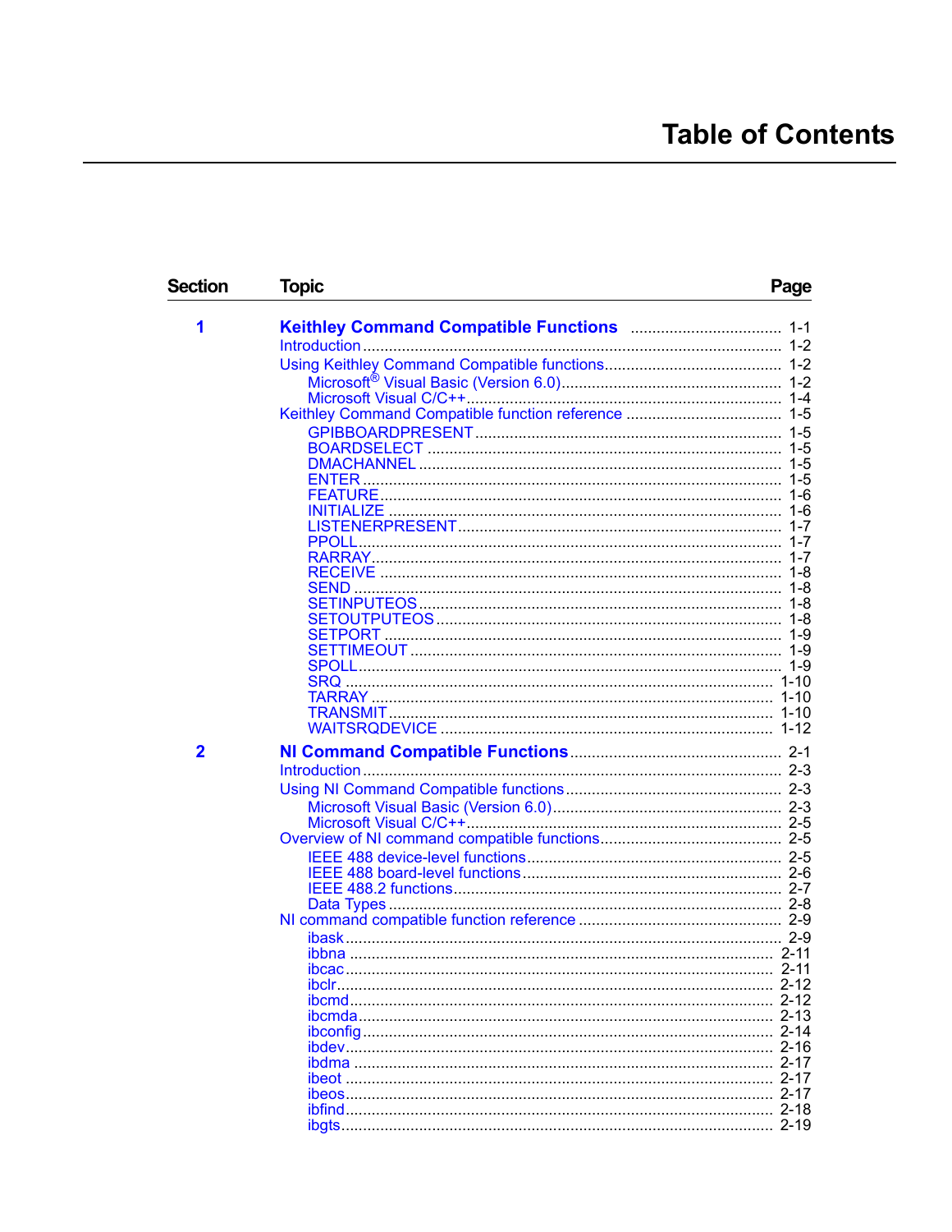# Table of Contents

| Section | Topic | Page |
|---|---|---|
| **1** | **Keithley Command Compatible Functions** | 1-1 |
| | Introduction | 1-2 |
| | Using Keithley Command Compatible functions | 1-2 |
| | Microsoft® Visual Basic (Version 6.0) | 1-2 |
| | Microsoft Visual C/C++ | 1-4 |
| | Keithley Command Compatible function reference | 1-5 |
| | GPIBBOARDPRESENT | 1-5 |
| | BOARDSELECT | 1-5 |
| | DMACHANNEL | 1-5 |
| | ENTER | 1-5 |
| | FEATURE | 1-6 |
| | INITIALIZE | 1-6 |
| | LISTENERPRESENT | 1-7 |
| | PPOLL | 1-7 |
| | RARRAY | 1-7 |
| | RECEIVE | 1-8 |
| | SEND | 1-8 |
| | SETINPUTEOS | 1-8 |
| | SETOUTPUTEOS | 1-8 |
| | SETPORT | 1-9 |
| | SETTIMEOUT | 1-9 |
| | SPOLL | 1-9 |
| | SRQ | 1-10 |
| | TARRAY | 1-10 |
| | TRANSMIT | 1-10 |
| | WAITSRQDEVICE | 1-12 |
| **2** | **NI Command Compatible Functions** | 2-1 |
| | Introduction | 2-3 |
| | Using NI Command Compatible functions | 2-3 |
| | Microsoft Visual Basic (Version 6.0) | 2-3 |
| | Microsoft Visual C/C++ | 2-5 |
| | Overview of NI command compatible functions | 2-5 |
| | IEEE 488 device-level functions | 2-5 |
| | IEEE 488 board-level functions | 2-6 |
| | IEEE 488.2 functions | 2-7 |
| | Data Types | 2-8 |
| | NI command compatible function reference | 2-9 |
| | ibask | 2-9 |
| | ibbna | 2-11 |
| | ibcac | 2-11 |
| | ibclr | 2-12 |
| | ibcmd | 2-12 |
| | ibcmda | 2-13 |
| | ibconfig | 2-14 |
| | ibdev | 2-16 |
| | ibdma | 2-17 |
| | ibeot | 2-17 |
| | ibeos | 2-17 |
| | ibfind | 2-18 |
| | ibgts | 2-19 |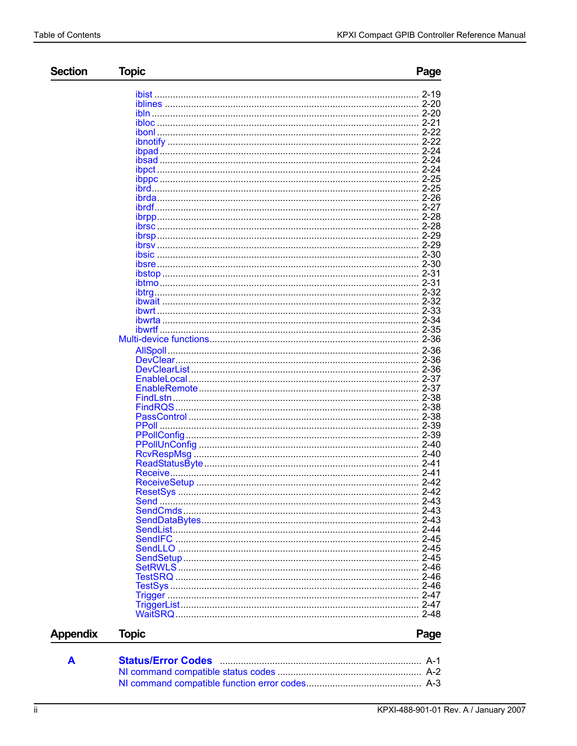| Section | Topic | Page |
|---|---|---|
| | ibist | 2-19 |
| | iblines | 2-20 |
| | ibln | 2-20 |
| | ibloc | 2-21 |
| | ibonl | 2-22 |
| | ibnotify | 2-22 |
| | ibpad | 2-24 |
| | ibsad | 2-24 |
| | ibpct | 2-24 |
| | ibppc | 2-25 |
| | ibrd | 2-25 |
| | ibrda | 2-26 |
| | ibrdf | 2-27 |
| | ibrpp | 2-28 |
| | ibrsc | 2-28 |
| | ibrsp | 2-29 |
| | ibrsv | 2-29 |
| | ibsic | 2-30 |
| | ibsre | 2-30 |
| | ibstop | 2-31 |
| | ibtmo | 2-31 |
| | ibtrg | 2-32 |
| | ibwait | 2-32 |
| | ibwrt | 2-33 |
| | ibwrta | 2-34 |
| | ibwrtf | 2-35 |
| | Multi-device functions | 2-36 |
| | AllSpoll | 2-36 |
| | DevClear | 2-36 |
| | DevClearList | 2-36 |
| | EnableLocal | 2-37 |
| | EnableRemote | 2-37 |
| | FindLstn | 2-38 |
| | FindRQS | 2-38 |
| | PassControl | 2-38 |
| | PPoll | 2-39 |
| | PPollConfig | 2-39 |
| | PPollUnConfig | 2-40 |
| | RcvRespMsg | 2-40 |
| | ReadStatusByte | 2-41 |
| | Receive | 2-41 |
| | ReceiveSetup | 2-42 |
| | ResetSys | 2-42 |
| | Send | 2-43 |
| | SendCmds | 2-43 |
| | SendDataBytes | 2-43 |
| | SendList | 2-44 |
| | SendIFC | 2-45 |
| | SendLLO | 2-45 |
| | SendSetup | 2-45 |
| | SetRWLS | 2-46 |
| | TestSRQ | 2-46 |
| | TestSys | 2-46 |
| | Trigger | 2-47 |
| | TriggerList | 2-47 |
| | WaitSRQ | 2-48 |

| Appendix | Topic | Page |
|---|---|---|
| **A** | **Status/Error Codes** | A-1 |
| | NI command compatible status codes | A-2 |
| | NI command compatible function error codes | A-3 |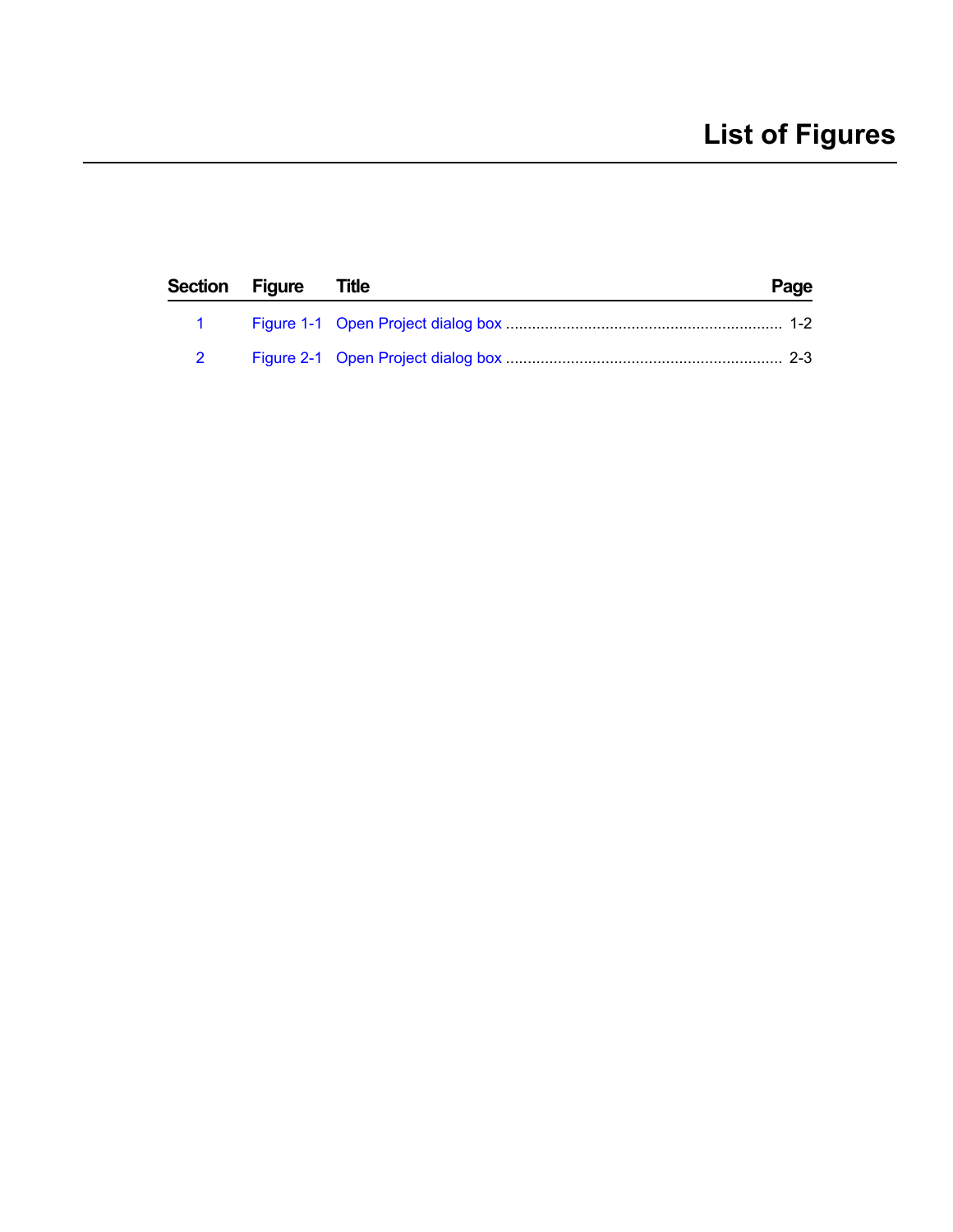# List of Figures

| Section | Figure | Title | Page |
|---|---|---|---|
| 1 | Figure 1-1 | Open Project dialog box | 1-2 |
| 2 | Figure 2-1 | Open Project dialog box | 2-3 |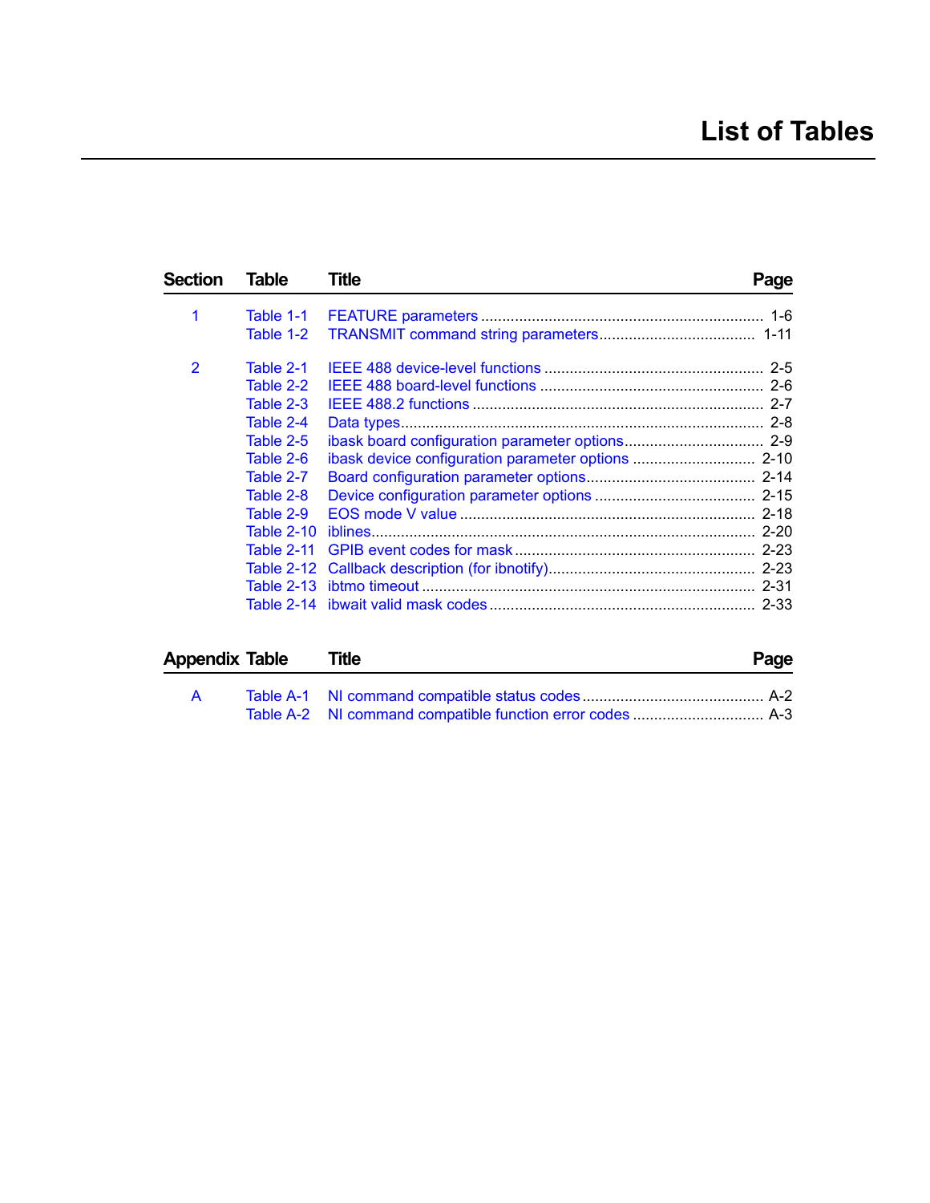# List of Tables

| Section | Table | Title | Page |
|---|---|---|---|
| 1 | Table 1-1 | FEATURE parameters | 1-6 |
| | Table 1-2 | TRANSMIT command string parameters | 1-11 |
| 2 | Table 2-1 | IEEE 488 device-level functions | 2-5 |
| | Table 2-2 | IEEE 488 board-level functions | 2-6 |
| | Table 2-3 | IEEE 488.2 functions | 2-7 |
| | Table 2-4 | Data types | 2-8 |
| | Table 2-5 | ibask board configuration parameter options | 2-9 |
| | Table 2-6 | ibask device configuration parameter options | 2-10 |
| | Table 2-7 | Board configuration parameter options | 2-14 |
| | Table 2-8 | Device configuration parameter options | 2-15 |
| | Table 2-9 | EOS mode V value | 2-18 |
| | Table 2-10 | iblines | 2-20 |
| | Table 2-11 | GPIB event codes for mask | 2-23 |
| | Table 2-12 | Callback description (for ibnotify) | 2-23 |
| | Table 2-13 | ibtmo timeout | 2-31 |
| | Table 2-14 | ibwait valid mask codes | 2-33 |

| Appendix | Table | Title | Page |
|---|---|---|---|
| A | Table A-1 | NI command compatible status codes | A-2 |
| | Table A-2 | NI command compatible function error codes | A-3 |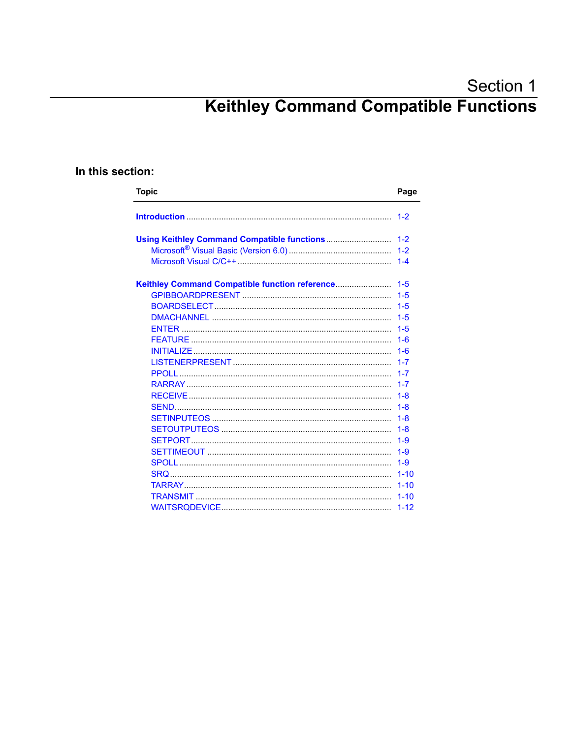# Section 1
# Keithley Command Compatible Functions

## In this section:

| Topic | Page |
|---|---|
| **Introduction** | 1-2 |
| **Using Keithley Command Compatible functions** | 1-2 |
| Microsoft® Visual Basic (Version 6.0) | 1-2 |
| Microsoft Visual C/C++ | 1-4 |
| **Keithley Command Compatible function reference** | 1-5 |
| GPIBBOARDPRESENT | 1-5 |
| BOARDSELECT | 1-5 |
| DMACHANNEL | 1-5 |
| ENTER | 1-5 |
| FEATURE | 1-6 |
| INITIALIZE | 1-6 |
| LISTENERPRESENT | 1-7 |
| PPOLL | 1-7 |
| RARRAY | 1-7 |
| RECEIVE | 1-8 |
| SEND | 1-8 |
| SETINPUTEOS | 1-8 |
| SETOUTPUTEOS | 1-8 |
| SETPORT | 1-9 |
| SETTIMEOUT | 1-9 |
| SPOLL | 1-9 |
| SRQ | 1-10 |
| TARRAY | 1-10 |
| TRANSMIT | 1-10 |
| WAITSRQDEVICE | 1-12 |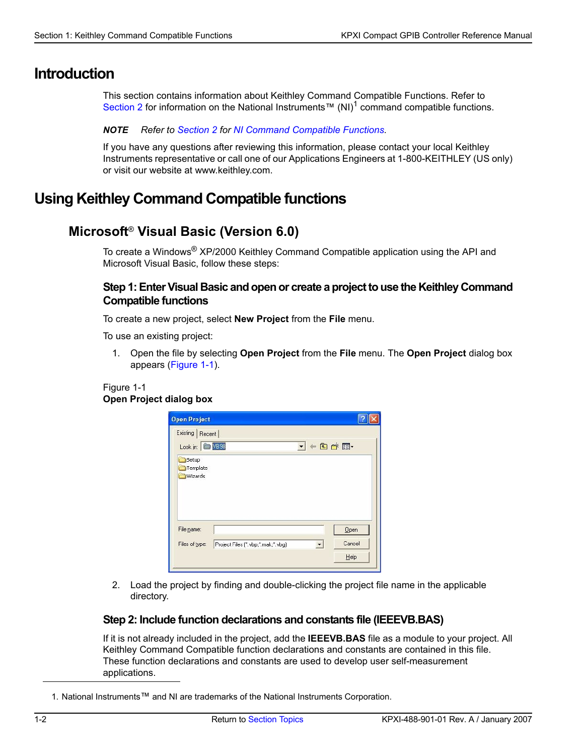# Introduction

This section contains information about Keithley Command Compatible Functions. Refer to Section 2 for information on the National Instruments™ (NI)[1] command compatible functions.

***NOTE*** *Refer to Section 2 for NI Command Compatible Functions.*

If you have any questions after reviewing this information, please contact your local Keithley Instruments representative or call one of our Applications Engineers at 1-800-KEITHLEY (US only) or visit our website at www.keithley.com.

# Using Keithley Command Compatible functions

## Microsoft® Visual Basic (Version 6.0)

To create a Windows® XP/2000 Keithley Command Compatible application using the API and Microsoft Visual Basic, follow these steps:

### Step 1: Enter Visual Basic and open or create a project to use the Keithley Command Compatible functions

To create a new project, select **New Project** from the **File** menu.

To use an existing project:

1. Open the file by selecting **Open Project** from the **File** menu. The **Open Project** dialog box appears (Figure 1-1).

Figure 1-1
**Open Project dialog box**

2. Load the project by finding and double-clicking the project file name in the applicable directory.

### Step 2: Include function declarations and constants file (IEEEVB.BAS)

If it is not already included in the project, add the **IEEEVB.BAS** file as a module to your project. All Keithley Command Compatible function declarations and constants are contained in this file. These function declarations and constants are used to develop user self-measurement applications.

1. National Instruments™ and NI are trademarks of the National Instruments Corporation.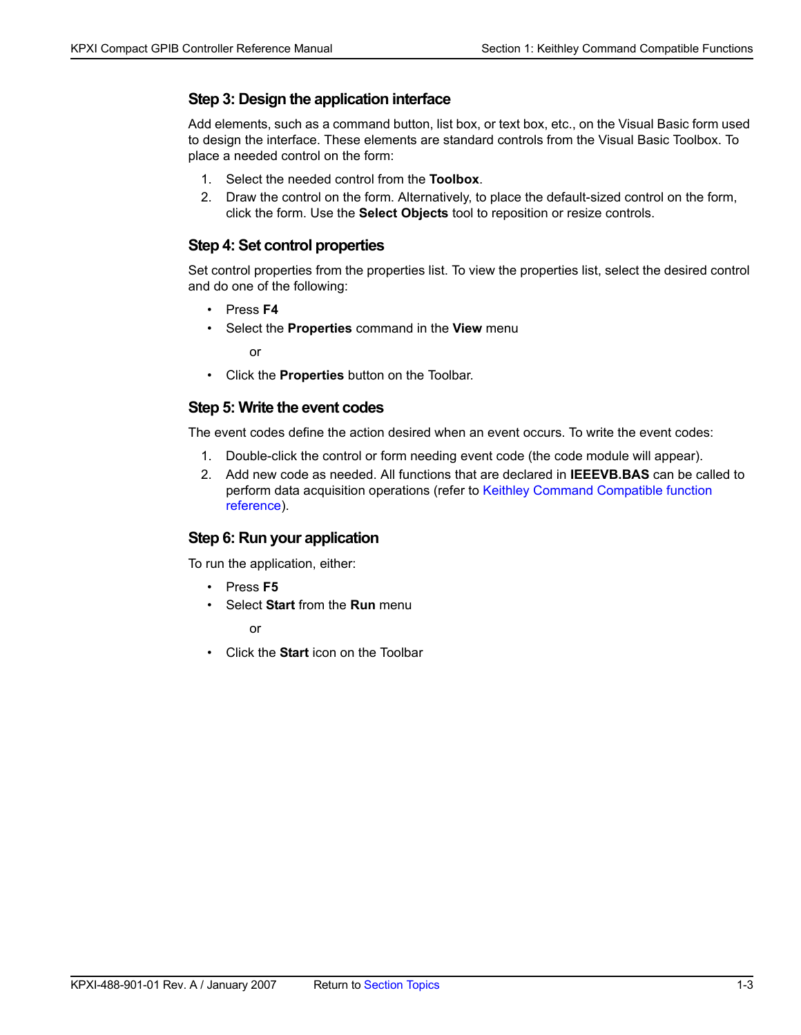### Step 3: Design the application interface

Add elements, such as a command button, list box, or text box, etc., on the Visual Basic form used to design the interface. These elements are standard controls from the Visual Basic Toolbox. To place a needed control on the form:

1. Select the needed control from the **Toolbox**.
2. Draw the control on the form. Alternatively, to place the default-sized control on the form, click the form. Use the **Select Objects** tool to reposition or resize controls.

### Step 4: Set control properties

Set control properties from the properties list. To view the properties list, select the desired control and do one of the following:

- Press **F4**
- Select the **Properties** command in the **View** menu

  or

- Click the **Properties** button on the Toolbar.

### Step 5: Write the event codes

The event codes define the action desired when an event occurs. To write the event codes:

1. Double-click the control or form needing event code (the code module will appear).
2. Add new code as needed. All functions that are declared in **IEEEVB.BAS** can be called to perform data acquisition operations (refer to Keithley Command Compatible function reference).

### Step 6: Run your application

To run the application, either:

- Press **F5**
- Select **Start** from the **Run** menu

  or

- Click the **Start** icon on the Toolbar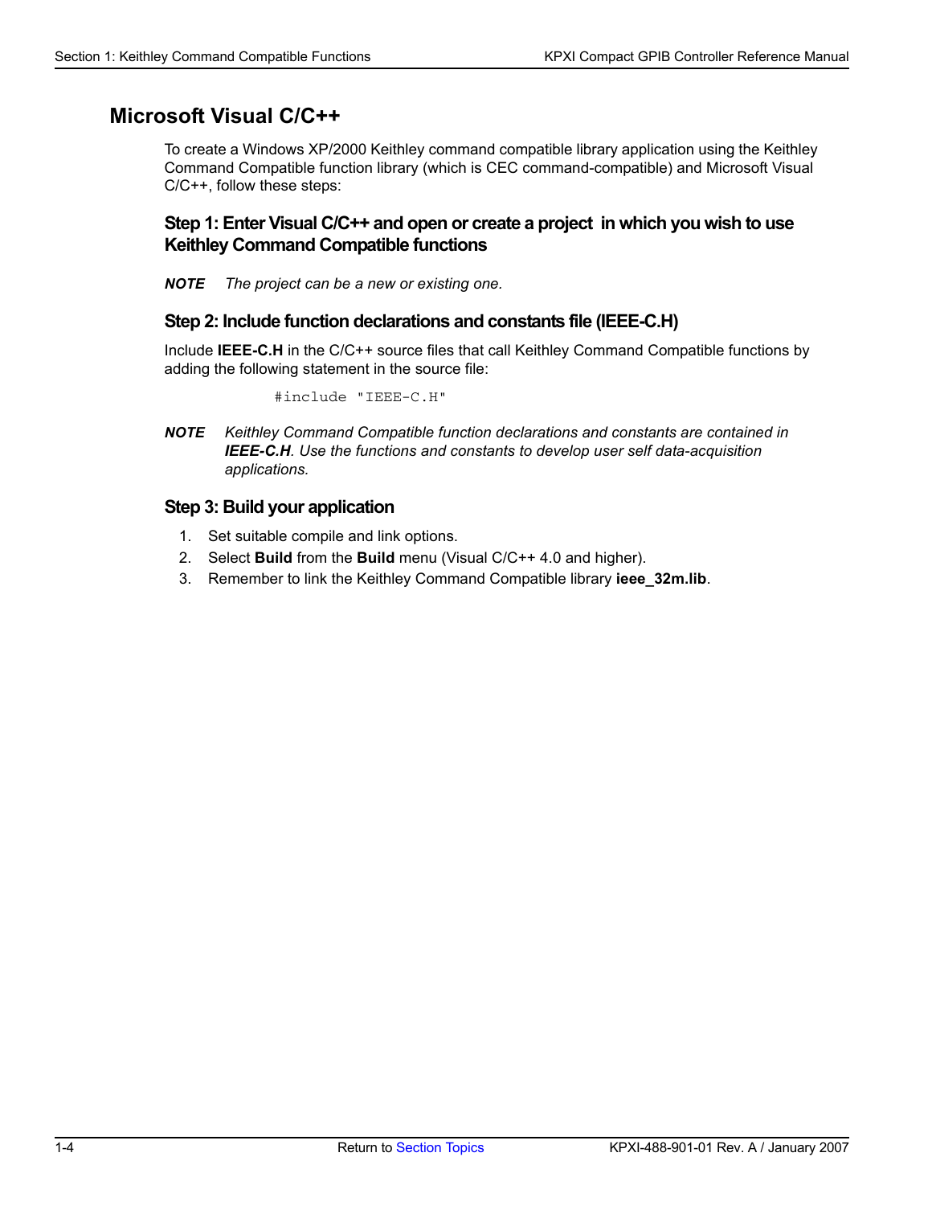## Microsoft Visual C/C++

To create a Windows XP/2000 Keithley command compatible library application using the Keithley Command Compatible function library (which is CEC command-compatible) and Microsoft Visual C/C++, follow these steps:

### Step 1: Enter Visual C/C++ and open or create a project in which you wish to use Keithley Command Compatible functions

***NOTE*** *The project can be a new or existing one.*

### Step 2: Include function declarations and constants file (IEEE-C.H)

Include **IEEE-C.H** in the C/C++ source files that call Keithley Command Compatible functions by adding the following statement in the source file:

```
#include "IEEE-C.H"
```

***NOTE*** *Keithley Command Compatible function declarations and constants are contained in **IEEE-C.H**. Use the functions and constants to develop user self data-acquisition applications.*

### Step 3: Build your application

1. Set suitable compile and link options.
2. Select **Build** from the **Build** menu (Visual C/C++ 4.0 and higher).
3. Remember to link the Keithley Command Compatible library **ieee_32m.lib**.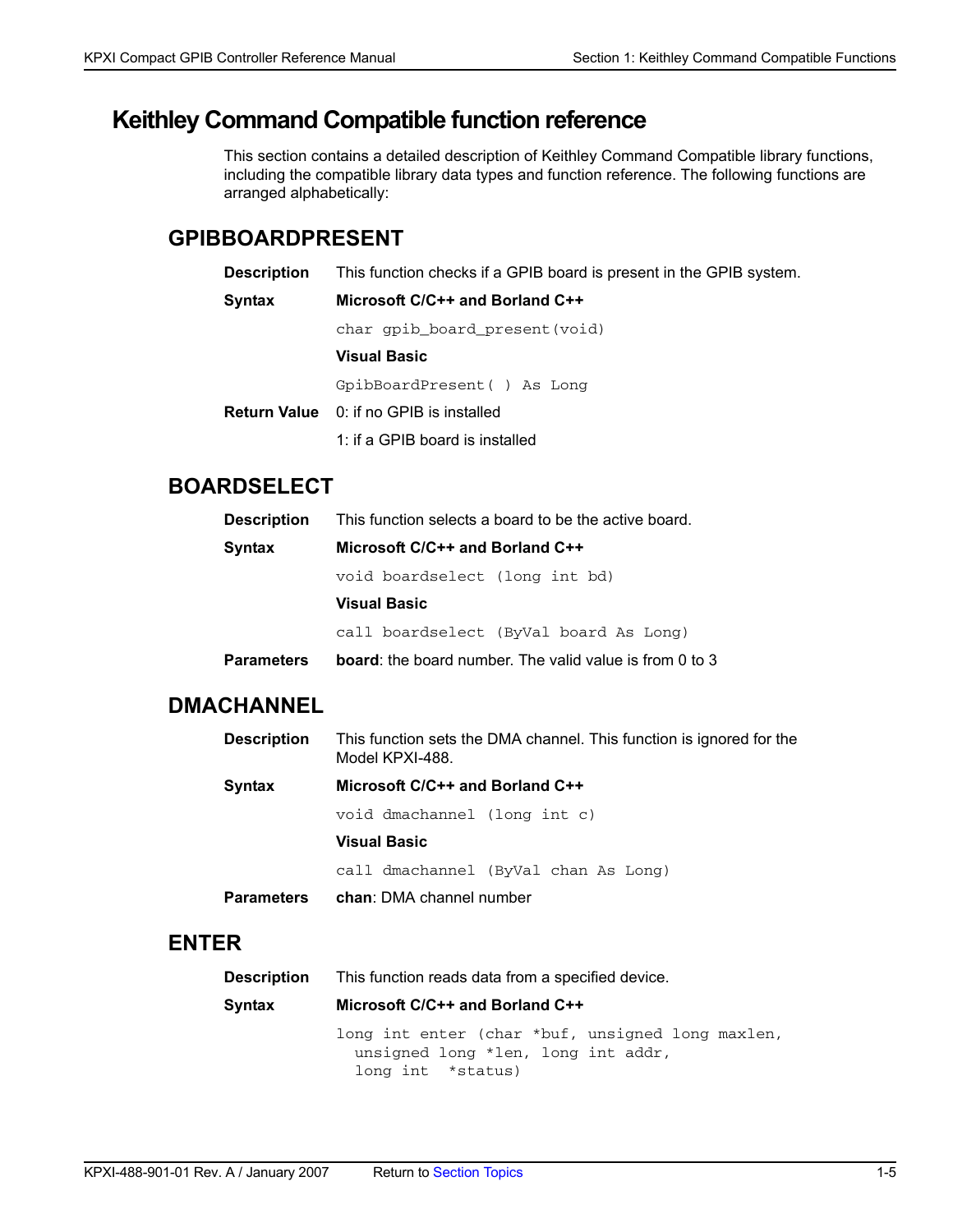# Keithley Command Compatible function reference

This section contains a detailed description of Keithley Command Compatible library functions, including the compatible library data types and function reference. The following functions are arranged alphabetically:

## GPIBBOARDPRESENT

**Description** This function checks if a GPIB board is present in the GPIB system.

**Syntax**

**Microsoft C/C++ and Borland C++**

```
char gpib_board_present(void)
```

**Visual Basic**

```
GpibBoardPresent( ) As Long
```

**Return Value**

0: if no GPIB is installed

1: if a GPIB board is installed

## BOARDSELECT

**Description** This function selects a board to be the active board.

**Syntax**

**Microsoft C/C++ and Borland C++**

```
void boardselect (long int bd)
```

**Visual Basic**

```
call boardselect (ByVal board As Long)
```

**Parameters** **board**: the board number. The valid value is from 0 to 3

## DMACHANNEL

**Description** This function sets the DMA channel. This function is ignored for the Model KPXI-488.

**Syntax**

**Microsoft C/C++ and Borland C++**

```
void dmachannel (long int c)
```

**Visual Basic**

```
call dmachannel (ByVal chan As Long)
```

**Parameters** **chan**: DMA channel number

## ENTER

**Description** This function reads data from a specified device.

**Syntax**

**Microsoft C/C++ and Borland C++**

```
long int enter (char *buf, unsigned long maxlen,
  unsigned long *len, long int addr,
  long int  *status)
```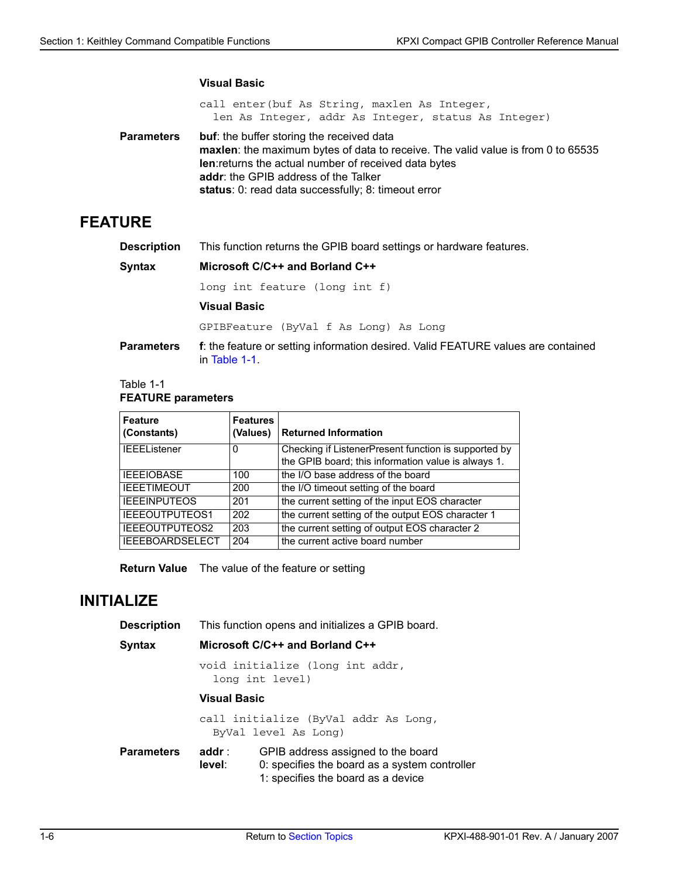**Visual Basic**

```
call enter(buf As String, maxlen As Integer,
  len As Integer, addr As Integer, status As Integer)
```

**Parameters**

**buf**: the buffer storing the received data
**maxlen**: the maximum bytes of data to receive. The valid value is from 0 to 65535
**len**:returns the actual number of received data bytes
**addr**: the GPIB address of the Talker
**status**: 0: read data successfully; 8: timeout error

## FEATURE

**Description** This function returns the GPIB board settings or hardware features.

**Syntax**

**Microsoft C/C++ and Borland C++**

```
long int feature (long int f)
```

**Visual Basic**

```
GPIBFeature (ByVal f As Long) As Long
```

**Parameters** **f**: the feature or setting information desired. Valid FEATURE values are contained in Table 1-1.

Table 1-1
**FEATURE parameters**

| Feature (Constants) | Features (Values) | Returned Information |
|---|---|---|
| IEEEListener | 0 | Checking if ListenerPresent function is supported by the GPIB board; this information value is always 1. |
| IEEEIOBASE | 100 | the I/O base address of the board |
| IEEETIMEOUT | 200 | the I/O timeout setting of the board |
| IEEEINPUTEOS | 201 | the current setting of the input EOS character |
| IEEEOUTPUTEOS1 | 202 | the current setting of the output EOS character 1 |
| IEEEOUTPUTEOS2 | 203 | the current setting of output EOS character 2 |
| IEEEBOARDSELECT | 204 | the current active board number |

**Return Value** The value of the feature or setting

## INITIALIZE

**Description** This function opens and initializes a GPIB board.

**Syntax**

**Microsoft C/C++ and Borland C++**

```
void initialize (long int addr,
  long int level)
```

**Visual Basic**

```
call initialize (ByVal addr As Long,
  ByVal level As Long)
```

**Parameters**

**addr** : GPIB address assigned to the board
**level**: 0: specifies the board as a system controller
1: specifies the board as a device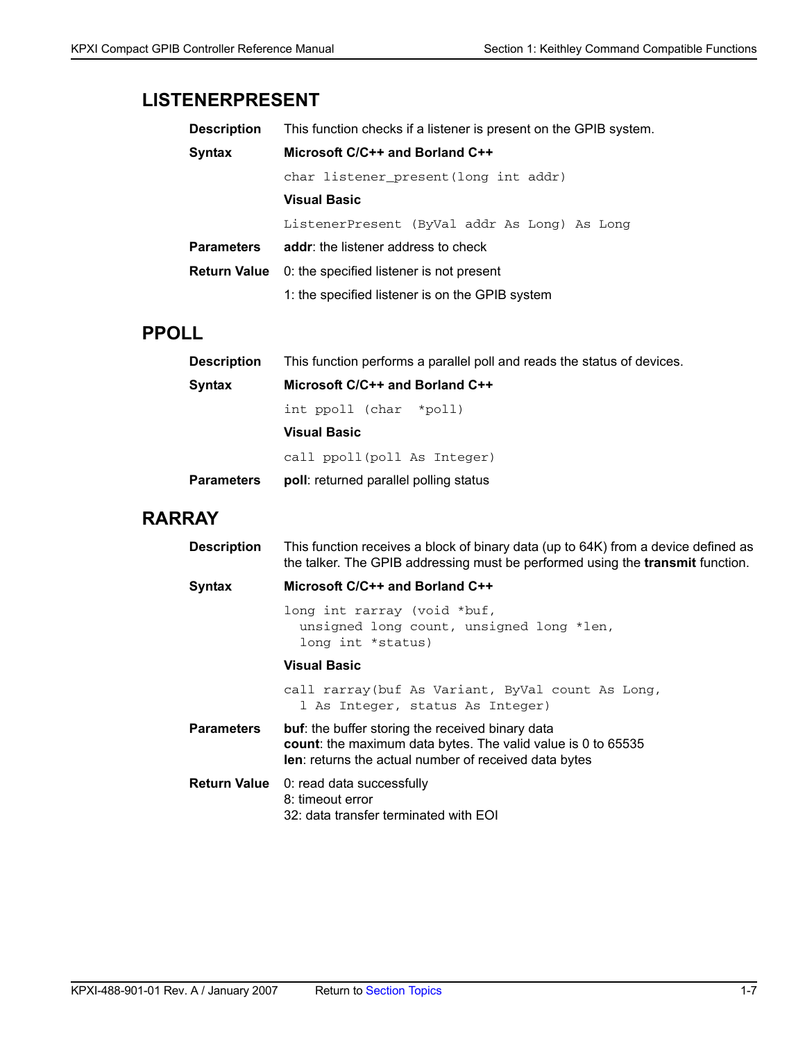## LISTENERPRESENT

**Description** This function checks if a listener is present on the GPIB system.

**Syntax**

**Microsoft C/C++ and Borland C++**

```
char listener_present(long int addr)
```

**Visual Basic**

```
ListenerPresent (ByVal addr As Long) As Long
```

**Parameters** **addr**: the listener address to check

**Return Value** 0: the specified listener is not present

1: the specified listener is on the GPIB system

## PPOLL

**Description** This function performs a parallel poll and reads the status of devices.

**Syntax**

**Microsoft C/C++ and Borland C++**

```
int ppoll (char  *poll)
```

**Visual Basic**

```
call ppoll(poll As Integer)
```

**Parameters** **poll**: returned parallel polling status

## RARRAY

**Description** This function receives a block of binary data (up to 64K) from a device defined as the talker. The GPIB addressing must be performed using the **transmit** function.

**Syntax**

**Microsoft C/C++ and Borland C++**

```
long int rarray (void *buf,
  unsigned long count, unsigned long *len,
  long int *status)
```

**Visual Basic**

```
call rarray(buf As Variant, ByVal count As Long,
  l As Integer, status As Integer)
```

**Parameters**

**buf**: the buffer storing the received binary data
**count**: the maximum data bytes. The valid value is 0 to 65535
**len**: returns the actual number of received data bytes

**Return Value**

0: read data successfully
8: timeout error
32: data transfer terminated with EOI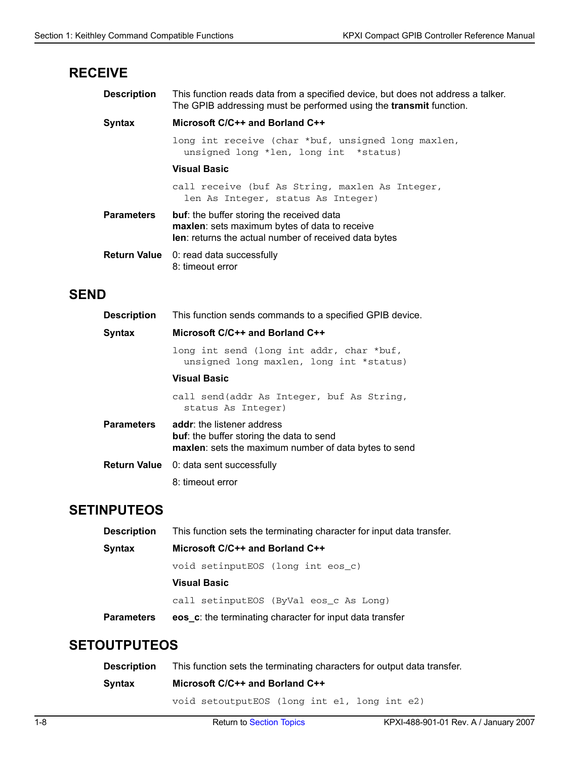## RECEIVE

**Description** This function reads data from a specified device, but does not address a talker. The GPIB addressing must be performed using the **transmit** function.

**Syntax**

**Microsoft C/C++ and Borland C++**

```
long int receive (char *buf, unsigned long maxlen,
  unsigned long *len, long int  *status)
```

**Visual Basic**

```
call receive (buf As String, maxlen As Integer,
  len As Integer, status As Integer)
```

**Parameters**

**buf**: the buffer storing the received data
**maxlen**: sets maximum bytes of data to receive
**len**: returns the actual number of received data bytes

**Return Value**

0: read data successfully
8: timeout error

## SEND

**Description** This function sends commands to a specified GPIB device.

**Syntax**

**Microsoft C/C++ and Borland C++**

```
long int send (long int addr, char *buf,
  unsigned long maxlen, long int *status)
```

**Visual Basic**

```
call send(addr As Integer, buf As String,
  status As Integer)
```

**Parameters**

**addr**: the listener address
**buf**: the buffer storing the data to send
**maxlen**: sets the maximum number of data bytes to send

**Return Value**

0: data sent successfully

8: timeout error

## SETINPUTEOS

**Description** This function sets the terminating character for input data transfer.

**Syntax**

**Microsoft C/C++ and Borland C++**

```
void setinputEOS (long int eos_c)
```

**Visual Basic**

```
call setinputEOS (ByVal eos_c As Long)
```

**Parameters**

**eos_c**: the terminating character for input data transfer

## SETOUTPUTEOS

**Description** This function sets the terminating characters for output data transfer.

**Syntax**

**Microsoft C/C++ and Borland C++**

```
void setoutputEOS (long int e1, long int e2)
```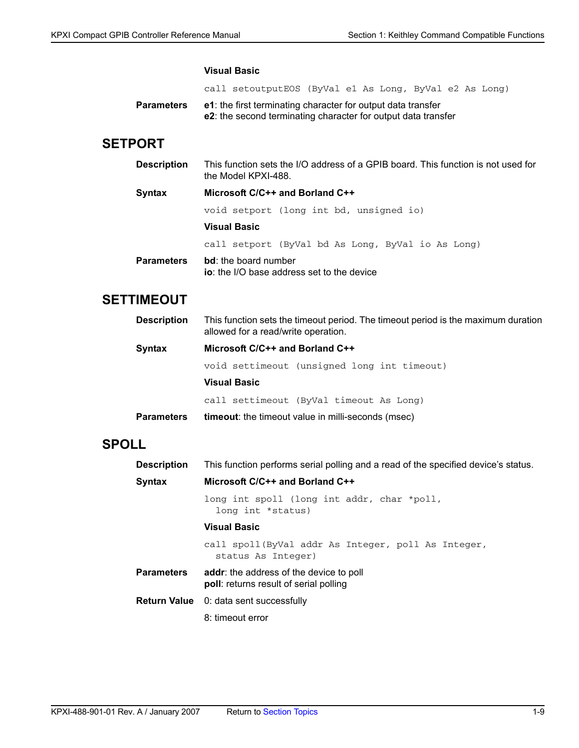**Visual Basic**

```
call setoutputEOS (ByVal e1 As Long, ByVal e2 As Long)
```

**Parameters**

**e1**: the first terminating character for output data transfer
**e2**: the second terminating character for output data transfer

## SETPORT

**Description**

This function sets the I/O address of a GPIB board. This function is not used for the Model KPXI-488.

**Syntax**

**Microsoft C/C++ and Borland C++**

```
void setport (long int bd, unsigned io)
```

**Visual Basic**

```
call setport (ByVal bd As Long, ByVal io As Long)
```

**Parameters**

**bd**: the board number
**io**: the I/O base address set to the device

## SETTIMEOUT

**Description**

This function sets the timeout period. The timeout period is the maximum duration allowed for a read/write operation.

**Syntax**

**Microsoft C/C++ and Borland C++**

```
void settimeout (unsigned long int timeout)
```

**Visual Basic**

```
call settimeout (ByVal timeout As Long)
```

**Parameters**

**timeout**: the timeout value in milli-seconds (msec)

## SPOLL

**Description**

This function performs serial polling and a read of the specified device's status.

**Syntax**

**Microsoft C/C++ and Borland C++**

```
long int spoll (long int addr, char *poll,
  long int *status)
```

**Visual Basic**

```
call spoll(ByVal addr As Integer, poll As Integer,
  status As Integer)
```

**Parameters**

**addr**: the address of the device to poll
**poll**: returns result of serial polling

**Return Value**

0: data sent successfully

8: timeout error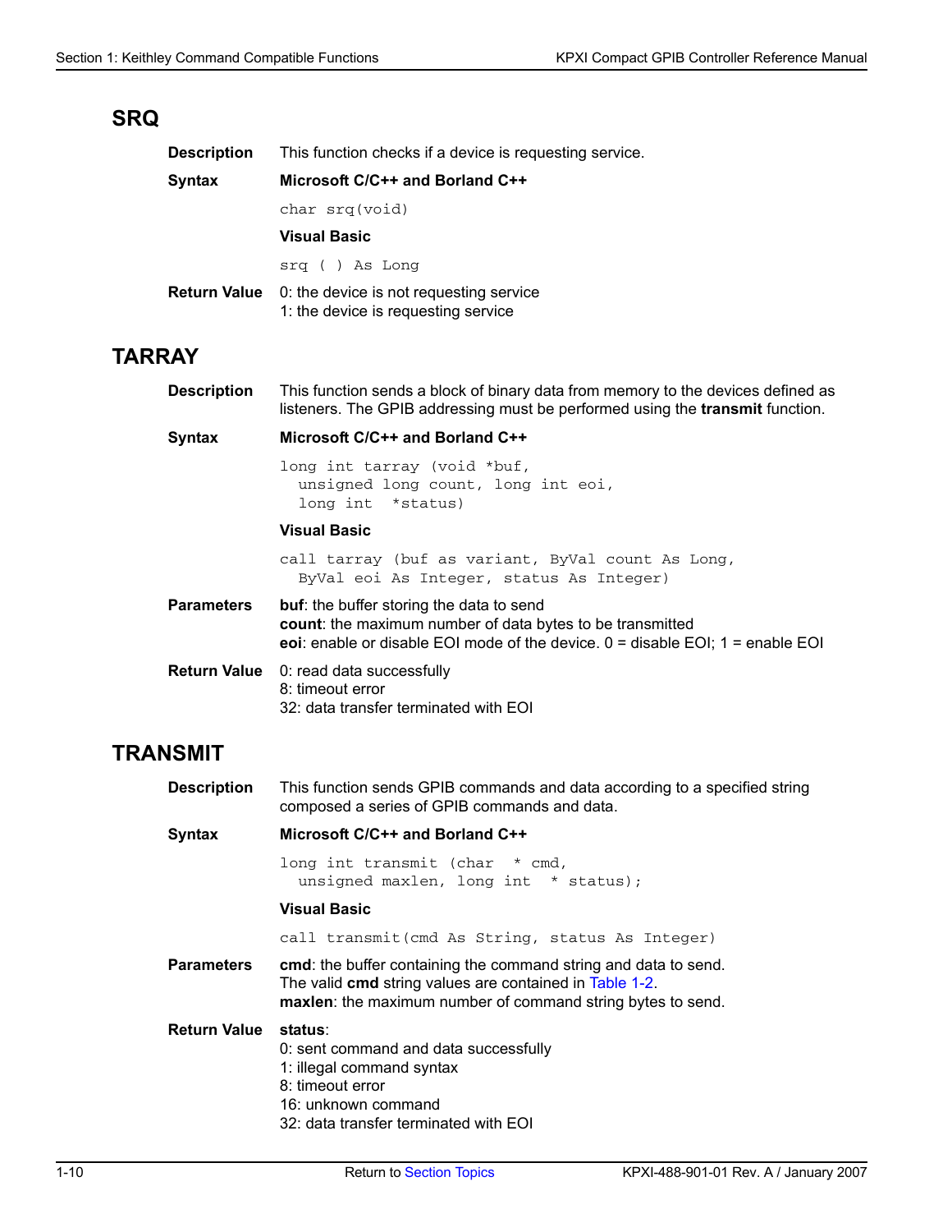## SRQ

**Description** This function checks if a device is requesting service.

**Syntax**

**Microsoft C/C++ and Borland C++**

```
char srq(void)
```

**Visual Basic**

```
srq ( ) As Long
```

**Return Value**

0: the device is not requesting service
1: the device is requesting service

## TARRAY

**Description** This function sends a block of binary data from memory to the devices defined as listeners. The GPIB addressing must be performed using the **transmit** function.

**Syntax**

**Microsoft C/C++ and Borland C++**

```
long int tarray (void *buf,
  unsigned long count, long int eoi,
  long int  *status)
```

**Visual Basic**

```
call tarray (buf as variant, ByVal count As Long,
  ByVal eoi As Integer, status As Integer)
```

**Parameters**

**buf**: the buffer storing the data to send
**count**: the maximum number of data bytes to be transmitted
**eoi**: enable or disable EOI mode of the device. 0 = disable EOI; 1 = enable EOI

**Return Value**

0: read data successfully
8: timeout error
32: data transfer terminated with EOI

## TRANSMIT

**Description** This function sends GPIB commands and data according to a specified string composed a series of GPIB commands and data.

**Syntax**

**Microsoft C/C++ and Borland C++**

```
long int transmit (char  * cmd,
  unsigned maxlen, long int  * status);
```

**Visual Basic**

```
call transmit(cmd As String, status As Integer)
```

**Parameters**

**cmd**: the buffer containing the command string and data to send.
The valid **cmd** string values are contained in Table 1-2.
**maxlen**: the maximum number of command string bytes to send.

**Return Value**

**status**:
0: sent command and data successfully
1: illegal command syntax
8: timeout error
16: unknown command
32: data transfer terminated with EOI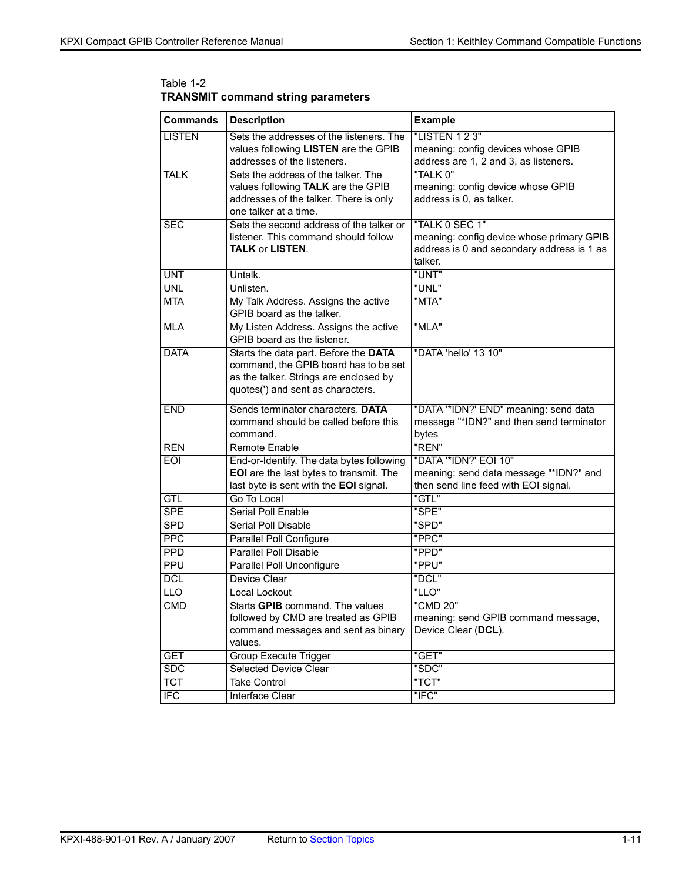Table 1-2
**TRANSMIT command string parameters**

| Commands | Description | Example |
|---|---|---|
| LISTEN | Sets the addresses of the listeners. The values following **LISTEN** are the GPIB addresses of the listeners. | "LISTEN 1 2 3" meaning: config devices whose GPIB address are 1, 2 and 3, as listeners. |
| TALK | Sets the address of the talker. The values following **TALK** are the GPIB addresses of the talker. There is only one talker at a time. | "TALK 0" meaning: config device whose GPIB address is 0, as talker. |
| SEC | Sets the second address of the talker or listener. This command should follow **TALK** or **LISTEN**. | "TALK 0 SEC 1" meaning: config device whose primary GPIB address is 0 and secondary address is 1 as talker. |
| UNT | Untalk. | "UNT" |
| UNL | Unlisten. | "UNL" |
| MTA | My Talk Address. Assigns the active GPIB board as the talker. | "MTA" |
| MLA | My Listen Address. Assigns the active GPIB board as the listener. | "MLA" |
| DATA | Starts the data part. Before the **DATA** command, the GPIB board has to be set as the talker. Strings are enclosed by quotes(') and sent as characters. | "DATA 'hello' 13 10" |
| END | Sends terminator characters. **DATA** command should be called before this command. | "DATA '*IDN?' END" meaning: send data message "*IDN?" and then send terminator bytes |
| REN | Remote Enable | "REN" |
| EOI | End-or-Identify. The data bytes following **EOI** are the last bytes to transmit. The last byte is sent with the **EOI** signal. | "DATA '*IDN?' EOI 10" meaning: send data message "*IDN?" and then send line feed with EOI signal. |
| GTL | Go To Local | "GTL" |
| SPE | Serial Poll Enable | "SPE" |
| SPD | Serial Poll Disable | "SPD" |
| PPC | Parallel Poll Configure | "PPC" |
| PPD | Parallel Poll Disable | "PPD" |
| PPU | Parallel Poll Unconfigure | "PPU" |
| DCL | Device Clear | "DCL" |
| LLO | Local Lockout | "LLO" |
| CMD | Starts **GPIB** command. The values followed by CMD are treated as GPIB command messages and sent as binary values. | "CMD 20" meaning: send GPIB command message, Device Clear (**DCL**). |
| GET | Group Execute Trigger | "GET" |
| SDC | Selected Device Clear | "SDC" |
| TCT | Take Control | "TCT" |
| IFC | Interface Clear | "IFC" |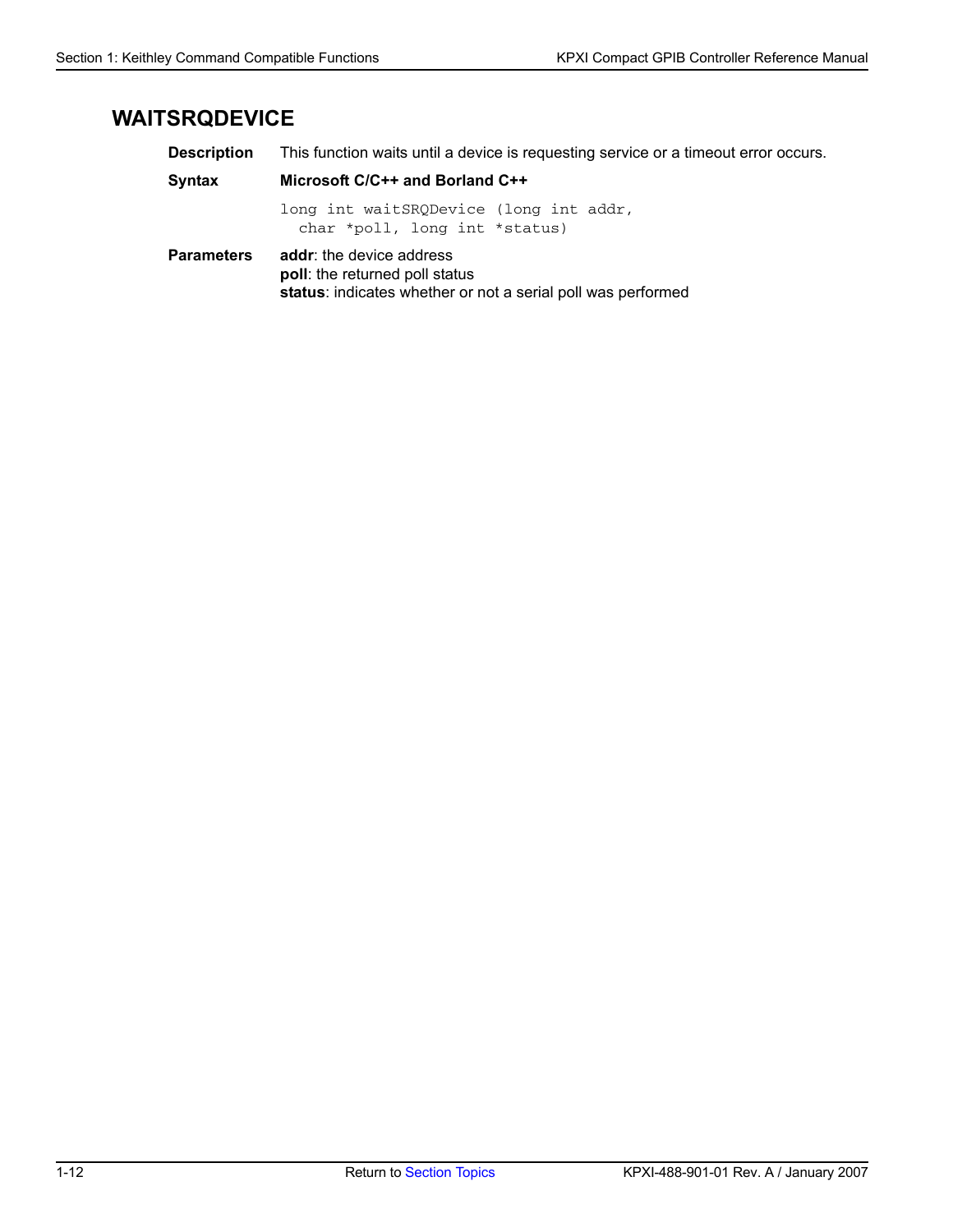## WAITSRQDEVICE

**Description** This function waits until a device is requesting service or a timeout error occurs.

**Syntax** **Microsoft C/C++ and Borland C++**

```
long int waitSRQDevice (long int addr,
  char *poll, long int *status)
```

**Parameters**
**addr**: the device address
**poll**: the returned poll status
**status**: indicates whether or not a serial poll was performed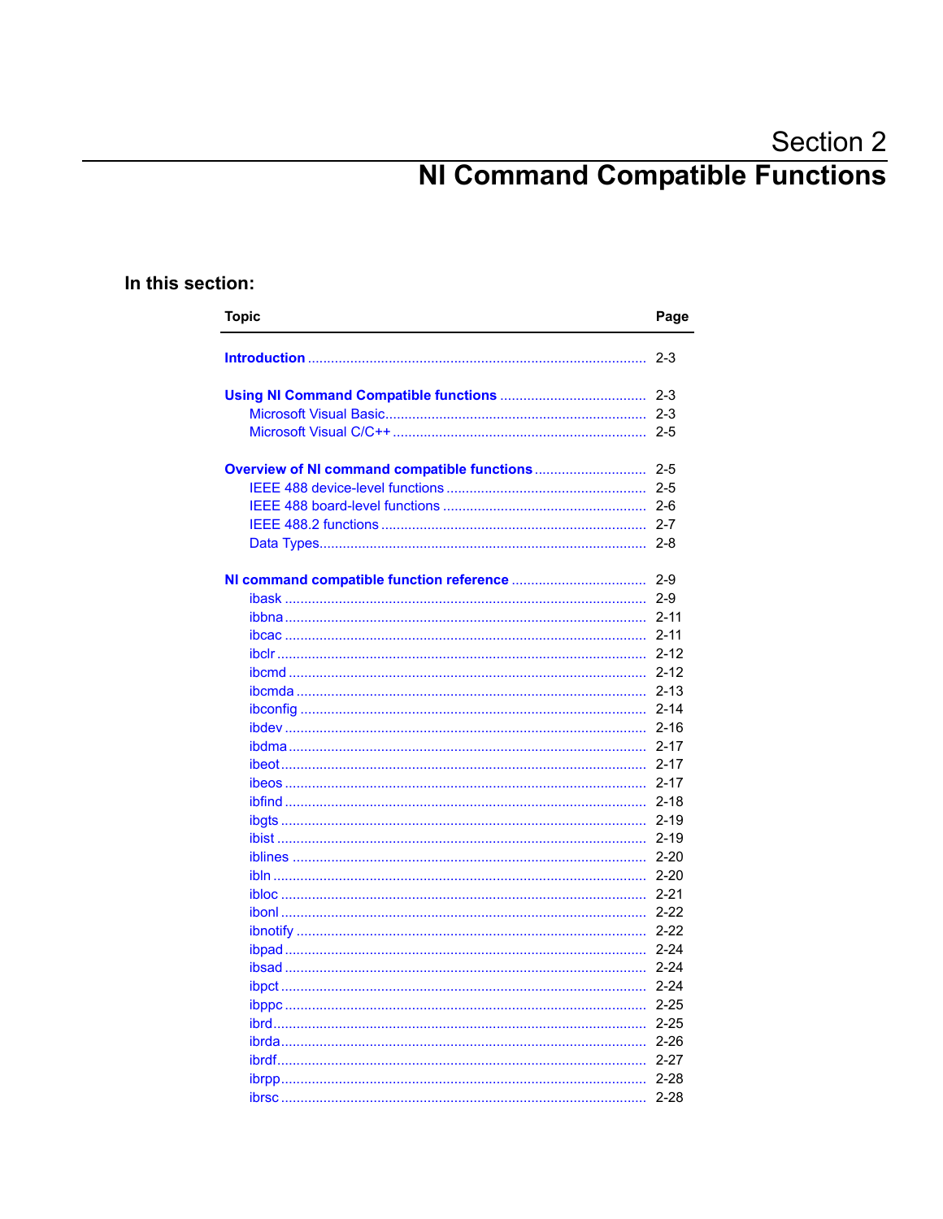# Section 2

# NI Command Compatible Functions

**In this section:**

| Topic | Page |
|---|---|
| **Introduction** | 2-3 |
| **Using NI Command Compatible functions** | 2-3 |
| Microsoft Visual Basic | 2-3 |
| Microsoft Visual C/C++ | 2-5 |
| **Overview of NI command compatible functions** | 2-5 |
| IEEE 488 device-level functions | 2-5 |
| IEEE 488 board-level functions | 2-6 |
| IEEE 488.2 functions | 2-7 |
| Data Types | 2-8 |
| **NI command compatible function reference** | 2-9 |
| ibask | 2-9 |
| ibbna | 2-11 |
| ibcac | 2-11 |
| ibclr | 2-12 |
| ibcmd | 2-12 |
| ibcmda | 2-13 |
| ibconfig | 2-14 |
| ibdev | 2-16 |
| ibdma | 2-17 |
| ibeot | 2-17 |
| ibeos | 2-17 |
| ibfind | 2-18 |
| ibgts | 2-19 |
| ibist | 2-19 |
| iblines | 2-20 |
| ibln | 2-20 |
| ibloc | 2-21 |
| ibonl | 2-22 |
| ibnotify | 2-22 |
| ibpad | 2-24 |
| ibsad | 2-24 |
| ibpct | 2-24 |
| ibppc | 2-25 |
| ibrd | 2-25 |
| ibrda | 2-26 |
| ibrdf | 2-27 |
| ibrpp | 2-28 |
| ibrsc | 2-28 |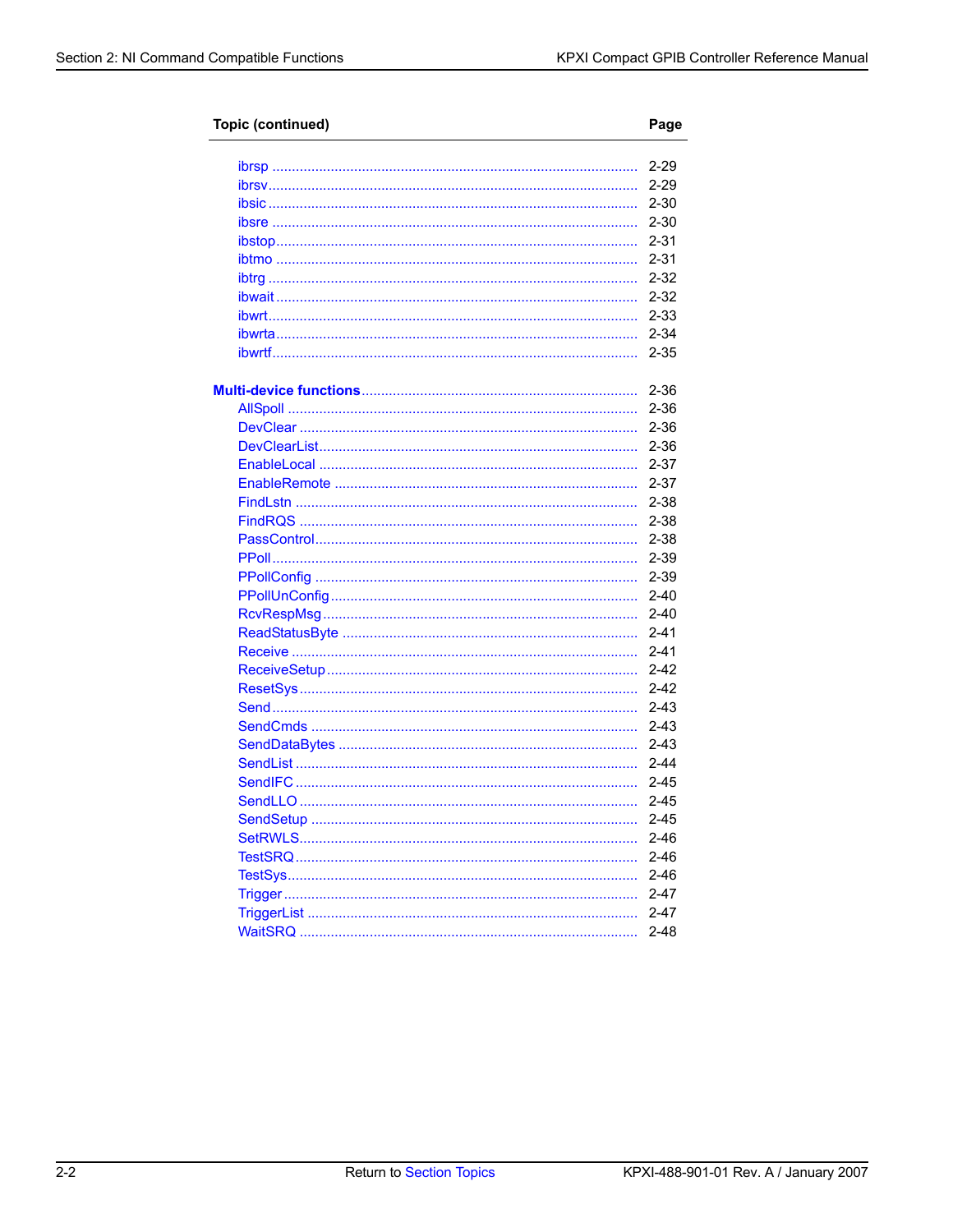| Topic (continued) | Page |
| --- | --- |
| ibrsp | 2-29 |
| ibrsv | 2-29 |
| ibsic | 2-30 |
| ibsre | 2-30 |
| ibstop | 2-31 |
| ibtmo | 2-31 |
| ibtrg | 2-32 |
| ibwait | 2-32 |
| ibwrt | 2-33 |
| ibwrta | 2-34 |
| ibwrtf | 2-35 |
| **Multi-device functions** | 2-36 |
| AllSpoll | 2-36 |
| DevClear | 2-36 |
| DevClearList | 2-36 |
| EnableLocal | 2-37 |
| EnableRemote | 2-37 |
| FindLstn | 2-38 |
| FindRQS | 2-38 |
| PassControl | 2-38 |
| PPoll | 2-39 |
| PPollConfig | 2-39 |
| PPollUnConfig | 2-40 |
| RcvRespMsg | 2-40 |
| ReadStatusByte | 2-41 |
| Receive | 2-41 |
| ReceiveSetup | 2-42 |
| ResetSys | 2-42 |
| Send | 2-43 |
| SendCmds | 2-43 |
| SendDataBytes | 2-43 |
| SendList | 2-44 |
| SendIFC | 2-45 |
| SendLLO | 2-45 |
| SendSetup | 2-45 |
| SetRWLS | 2-46 |
| TestSRQ | 2-46 |
| TestSys | 2-46 |
| Trigger | 2-47 |
| TriggerList | 2-47 |
| WaitSRQ | 2-48 |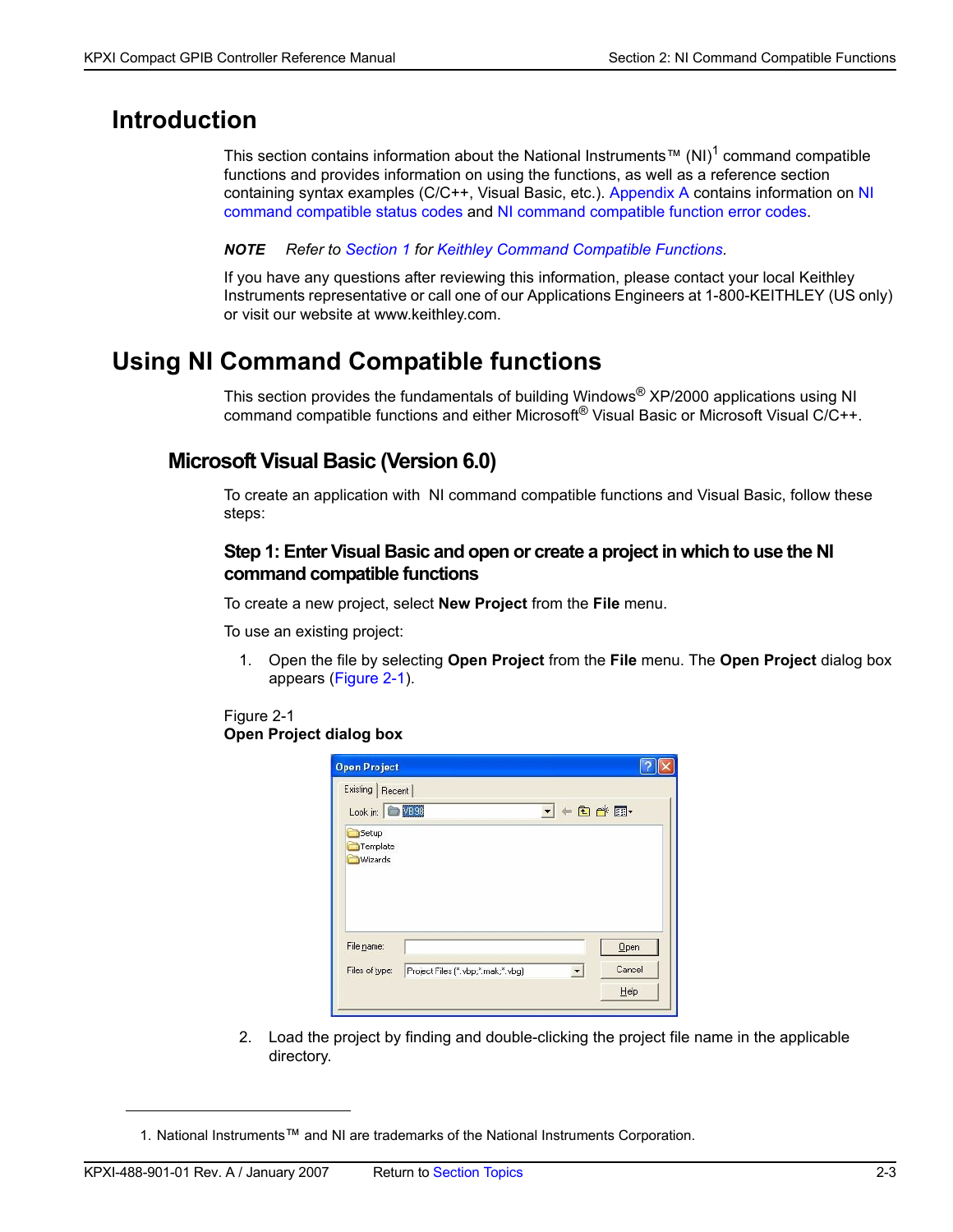# Introduction

This section contains information about the National Instruments™ (NI)[1] command compatible functions and provides information on using the functions, as well as a reference section containing syntax examples (C/C++, Visual Basic, etc.). Appendix A contains information on NI command compatible status codes and NI command compatible function error codes.

***NOTE*** *Refer to Section 1 for Keithley Command Compatible Functions.*

If you have any questions after reviewing this information, please contact your local Keithley Instruments representative or call one of our Applications Engineers at 1-800-KEITHLEY (US only) or visit our website at www.keithley.com.

# Using NI Command Compatible functions

This section provides the fundamentals of building Windows® XP/2000 applications using NI command compatible functions and either Microsoft® Visual Basic or Microsoft Visual C/C++.

## Microsoft Visual Basic (Version 6.0)

To create an application with NI command compatible functions and Visual Basic, follow these steps:

### Step 1: Enter Visual Basic and open or create a project in which to use the NI command compatible functions

To create a new project, select **New Project** from the **File** menu.

To use an existing project:

1. Open the file by selecting **Open Project** from the **File** menu. The **Open Project** dialog box appears (Figure 2-1).

Figure 2-1
**Open Project dialog box**

2. Load the project by finding and double-clicking the project file name in the applicable directory.

---

1. National Instruments™ and NI are trademarks of the National Instruments Corporation.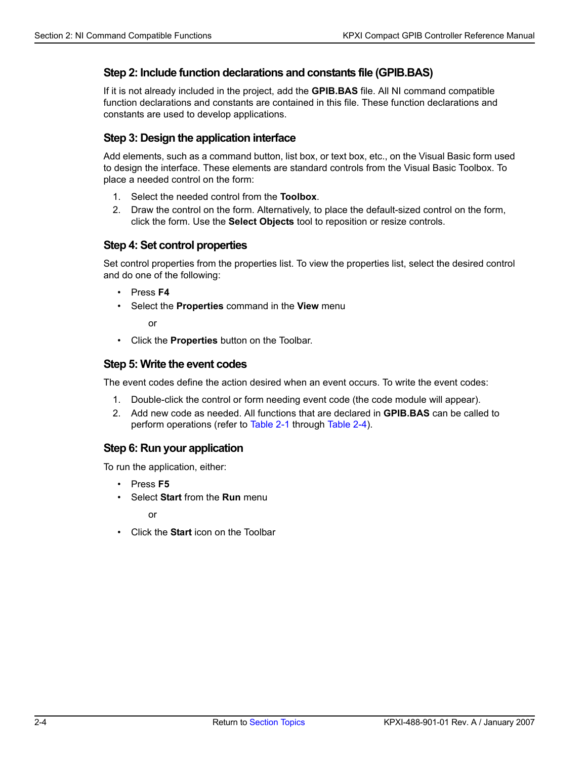### Step 2: Include function declarations and constants file (GPIB.BAS)

If it is not already included in the project, add the **GPIB.BAS** file. All NI command compatible function declarations and constants are contained in this file. These function declarations and constants are used to develop applications.

### Step 3: Design the application interface

Add elements, such as a command button, list box, or text box, etc., on the Visual Basic form used to design the interface. These elements are standard controls from the Visual Basic Toolbox. To place a needed control on the form:

1. Select the needed control from the **Toolbox**.
2. Draw the control on the form. Alternatively, to place the default-sized control on the form, click the form. Use the **Select Objects** tool to reposition or resize controls.

### Step 4: Set control properties

Set control properties from the properties list. To view the properties list, select the desired control and do one of the following:

- Press **F4**
- Select the **Properties** command in the **View** menu

  or

- Click the **Properties** button on the Toolbar.

### Step 5: Write the event codes

The event codes define the action desired when an event occurs. To write the event codes:

1. Double-click the control or form needing event code (the code module will appear).
2. Add new code as needed. All functions that are declared in **GPIB.BAS** can be called to perform operations (refer to Table 2-1 through Table 2-4).

### Step 6: Run your application

To run the application, either:

- Press **F5**
- Select **Start** from the **Run** menu

  or

- Click the **Start** icon on the Toolbar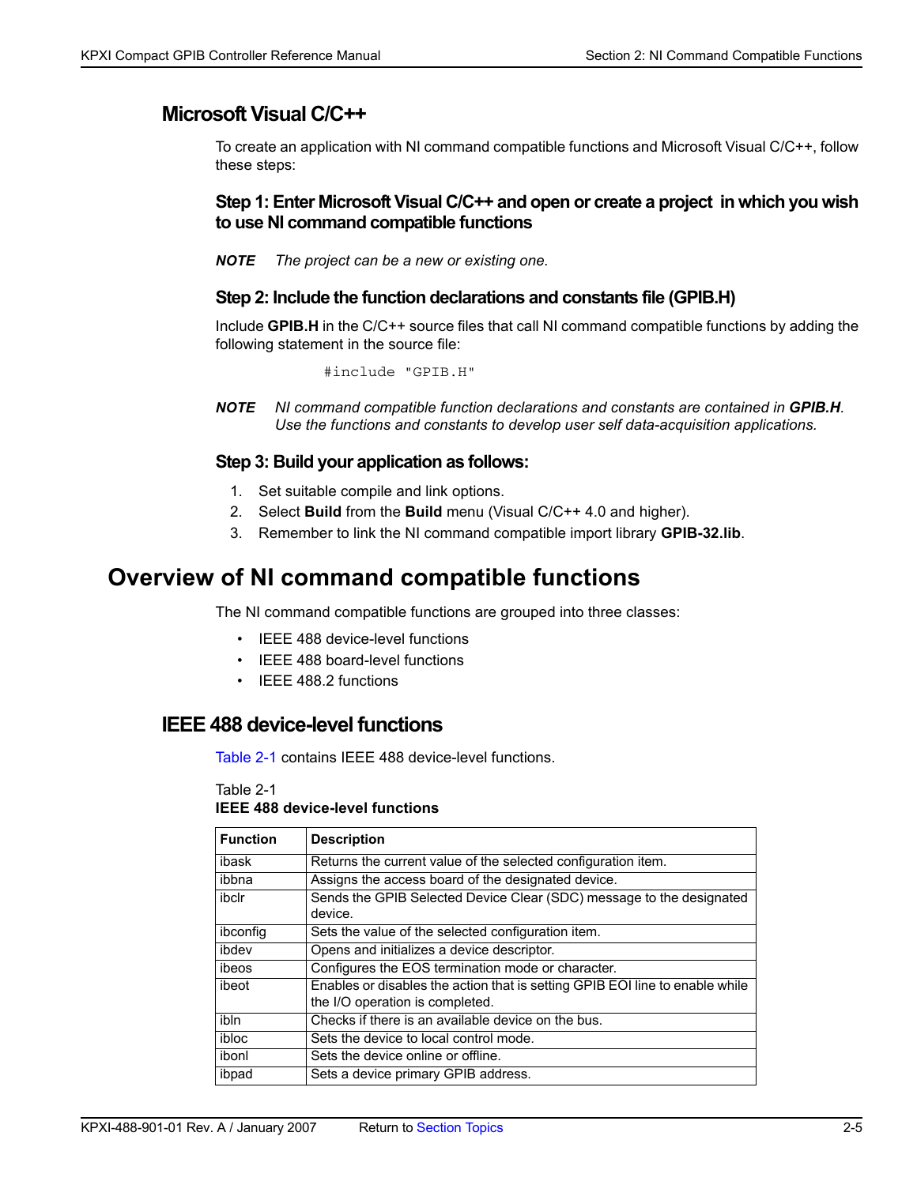## Microsoft Visual C/C++

To create an application with NI command compatible functions and Microsoft Visual C/C++, follow these steps:

### Step 1: Enter Microsoft Visual C/C++ and open or create a project in which you wish to use NI command compatible functions

***NOTE*** *The project can be a new or existing one.*

### Step 2: Include the function declarations and constants file (GPIB.H)

Include **GPIB.H** in the C/C++ source files that call NI command compatible functions by adding the following statement in the source file:

```
#include "GPIB.H"
```

***NOTE*** *NI command compatible function declarations and constants are contained in **GPIB.H**. Use the functions and constants to develop user self data-acquisition applications.*

### Step 3: Build your application as follows:

1. Set suitable compile and link options.
2. Select **Build** from the **Build** menu (Visual C/C++ 4.0 and higher).
3. Remember to link the NI command compatible import library **GPIB-32.lib**.

# Overview of NI command compatible functions

The NI command compatible functions are grouped into three classes:

- IEEE 488 device-level functions
- IEEE 488 board-level functions
- IEEE 488.2 functions

## IEEE 488 device-level functions

Table 2-1 contains IEEE 488 device-level functions.

Table 2-1
**IEEE 488 device-level functions**

| Function | Description |
|---|---|
| ibask | Returns the current value of the selected configuration item. |
| ibbna | Assigns the access board of the designated device. |
| ibclr | Sends the GPIB Selected Device Clear (SDC) message to the designated device. |
| ibconfig | Sets the value of the selected configuration item. |
| ibdev | Opens and initializes a device descriptor. |
| ibeos | Configures the EOS termination mode or character. |
| ibeot | Enables or disables the action that is setting GPIB EOI line to enable while the I/O operation is completed. |
| ibln | Checks if there is an available device on the bus. |
| ibloc | Sets the device to local control mode. |
| ibonl | Sets the device online or offline. |
| ibpad | Sets a device primary GPIB address. |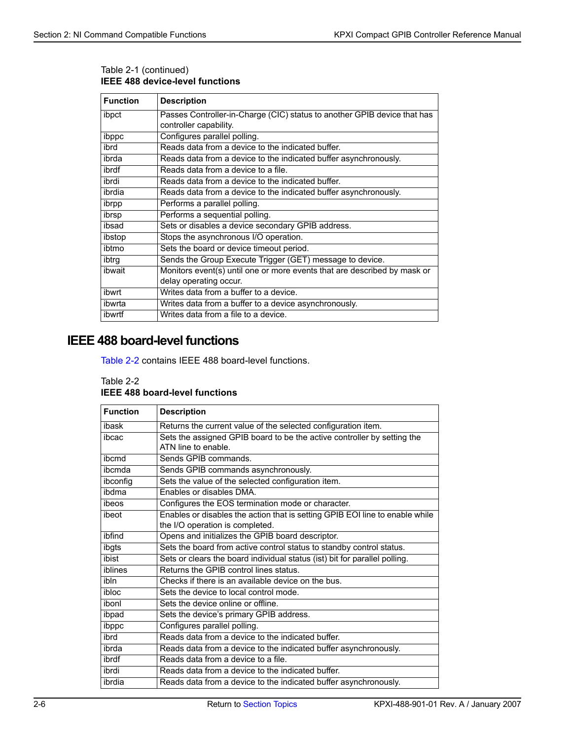Table 2-1 (continued)
**IEEE 488 device-level functions**

| Function | Description |
|---|---|
| ibpct | Passes Controller-in-Charge (CIC) status to another GPIB device that has controller capability. |
| ibppc | Configures parallel polling. |
| ibrd | Reads data from a device to the indicated buffer. |
| ibrda | Reads data from a device to the indicated buffer asynchronously. |
| ibrdf | Reads data from a device to a file. |
| ibrdi | Reads data from a device to the indicated buffer. |
| ibrdia | Reads data from a device to the indicated buffer asynchronously. |
| ibrpp | Performs a parallel polling. |
| ibrsp | Performs a sequential polling. |
| ibsad | Sets or disables a device secondary GPIB address. |
| ibstop | Stops the asynchronous I/O operation. |
| ibtmo | Sets the board or device timeout period. |
| ibtrg | Sends the Group Execute Trigger (GET) message to device. |
| ibwait | Monitors event(s) until one or more events that are described by mask or delay operating occur. |
| ibwrt | Writes data from a buffer to a device. |
| ibwrta | Writes data from a buffer to a device asynchronously. |
| ibwrtf | Writes data from a file to a device. |

## IEEE 488 board-level functions

Table 2-2 contains IEEE 488 board-level functions.

Table 2-2
**IEEE 488 board-level functions**

| Function | Description |
|---|---|
| ibask | Returns the current value of the selected configuration item. |
| ibcac | Sets the assigned GPIB board to be the active controller by setting the ATN line to enable. |
| ibcmd | Sends GPIB commands. |
| ibcmda | Sends GPIB commands asynchronously. |
| ibconfig | Sets the value of the selected configuration item. |
| ibdma | Enables or disables DMA. |
| ibeos | Configures the EOS termination mode or character. |
| ibeot | Enables or disables the action that is setting GPIB EOI line to enable while the I/O operation is completed. |
| ibfind | Opens and initializes the GPIB board descriptor. |
| ibgts | Sets the board from active control status to standby control status. |
| ibist | Sets or clears the board individual status (ist) bit for parallel polling. |
| iblines | Returns the GPIB control lines status. |
| ibln | Checks if there is an available device on the bus. |
| ibloc | Sets the device to local control mode. |
| ibonl | Sets the device online or offline. |
| ibpad | Sets the device's primary GPIB address. |
| ibppc | Configures parallel polling. |
| ibrd | Reads data from a device to the indicated buffer. |
| ibrda | Reads data from a device to the indicated buffer asynchronously. |
| ibrdf | Reads data from a device to a file. |
| ibrdi | Reads data from a device to the indicated buffer. |
| ibrdia | Reads data from a device to the indicated buffer asynchronously. |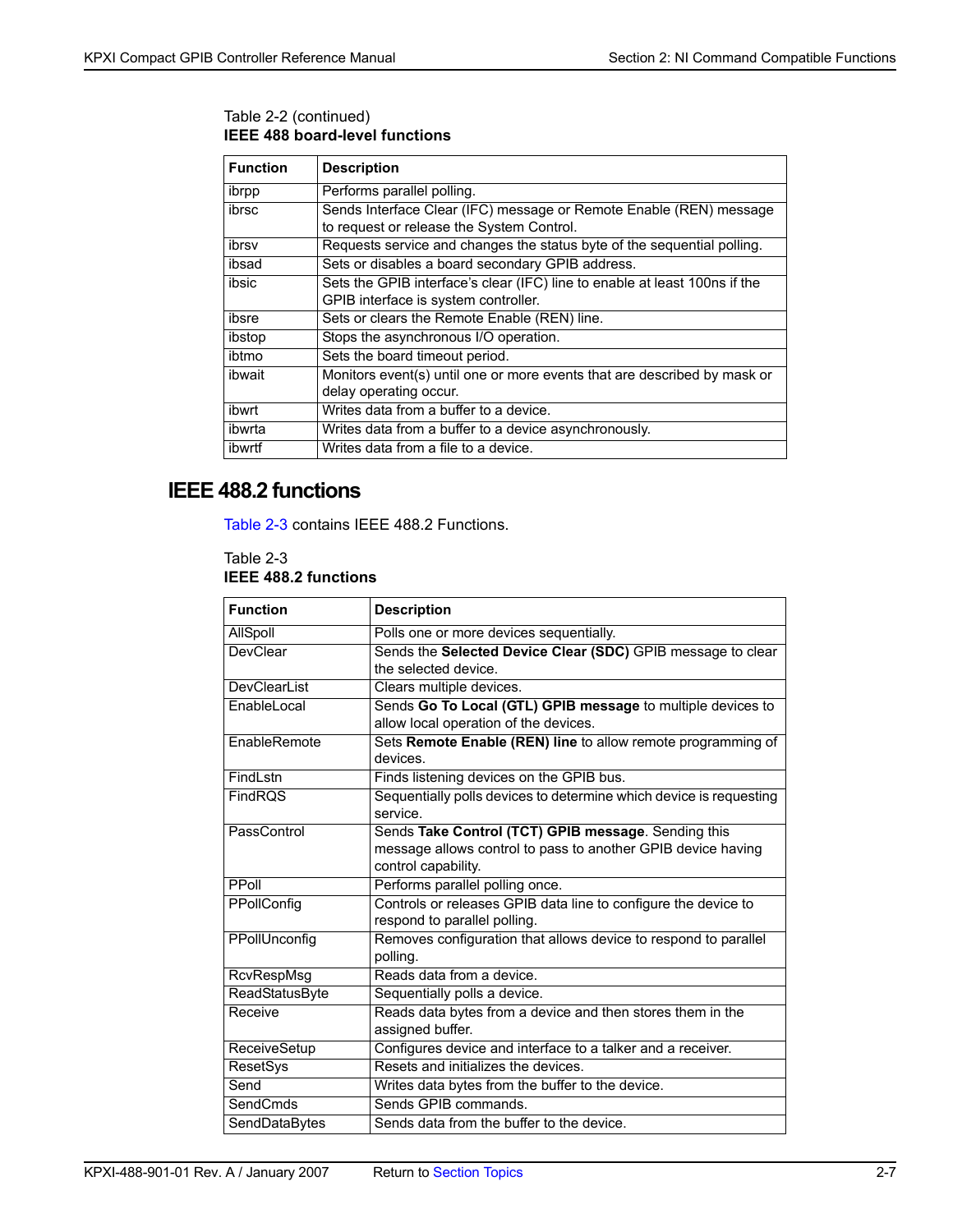Table 2-2 (continued)
**IEEE 488 board-level functions**

| Function | Description |
|---|---|
| ibrpp | Performs parallel polling. |
| ibrsc | Sends Interface Clear (IFC) message or Remote Enable (REN) message to request or release the System Control. |
| ibrsv | Requests service and changes the status byte of the sequential polling. |
| ibsad | Sets or disables a board secondary GPIB address. |
| ibsic | Sets the GPIB interface's clear (IFC) line to enable at least 100ns if the GPIB interface is system controller. |
| ibsre | Sets or clears the Remote Enable (REN) line. |
| ibstop | Stops the asynchronous I/O operation. |
| ibtmo | Sets the board timeout period. |
| ibwait | Monitors event(s) until one or more events that are described by mask or delay operating occur. |
| ibwrt | Writes data from a buffer to a device. |
| ibwrta | Writes data from a buffer to a device asynchronously. |
| ibwrtf | Writes data from a file to a device. |

## IEEE 488.2 functions

Table 2-3 contains IEEE 488.2 Functions.

Table 2-3
**IEEE 488.2 functions**

| Function | Description |
|---|---|
| AllSpoll | Polls one or more devices sequentially. |
| DevClear | Sends the **Selected Device Clear (SDC)** GPIB message to clear the selected device. |
| DevClearList | Clears multiple devices. |
| EnableLocal | Sends **Go To Local (GTL) GPIB message** to multiple devices to allow local operation of the devices. |
| EnableRemote | Sets **Remote Enable (REN) line** to allow remote programming of devices. |
| FindLstn | Finds listening devices on the GPIB bus. |
| FindRQS | Sequentially polls devices to determine which device is requesting service. |
| PassControl | Sends **Take Control (TCT) GPIB message**. Sending this message allows control to pass to another GPIB device having control capability. |
| PPoll | Performs parallel polling once. |
| PPollConfig | Controls or releases GPIB data line to configure the device to respond to parallel polling. |
| PPollUnconfig | Removes configuration that allows device to respond to parallel polling. |
| RcvRespMsg | Reads data from a device. |
| ReadStatusByte | Sequentially polls a device. |
| Receive | Reads data bytes from a device and then stores them in the assigned buffer. |
| ReceiveSetup | Configures device and interface to a talker and a receiver. |
| ResetSys | Resets and initializes the devices. |
| Send | Writes data bytes from the buffer to the device. |
| SendCmds | Sends GPIB commands. |
| SendDataBytes | Sends data from the buffer to the device. |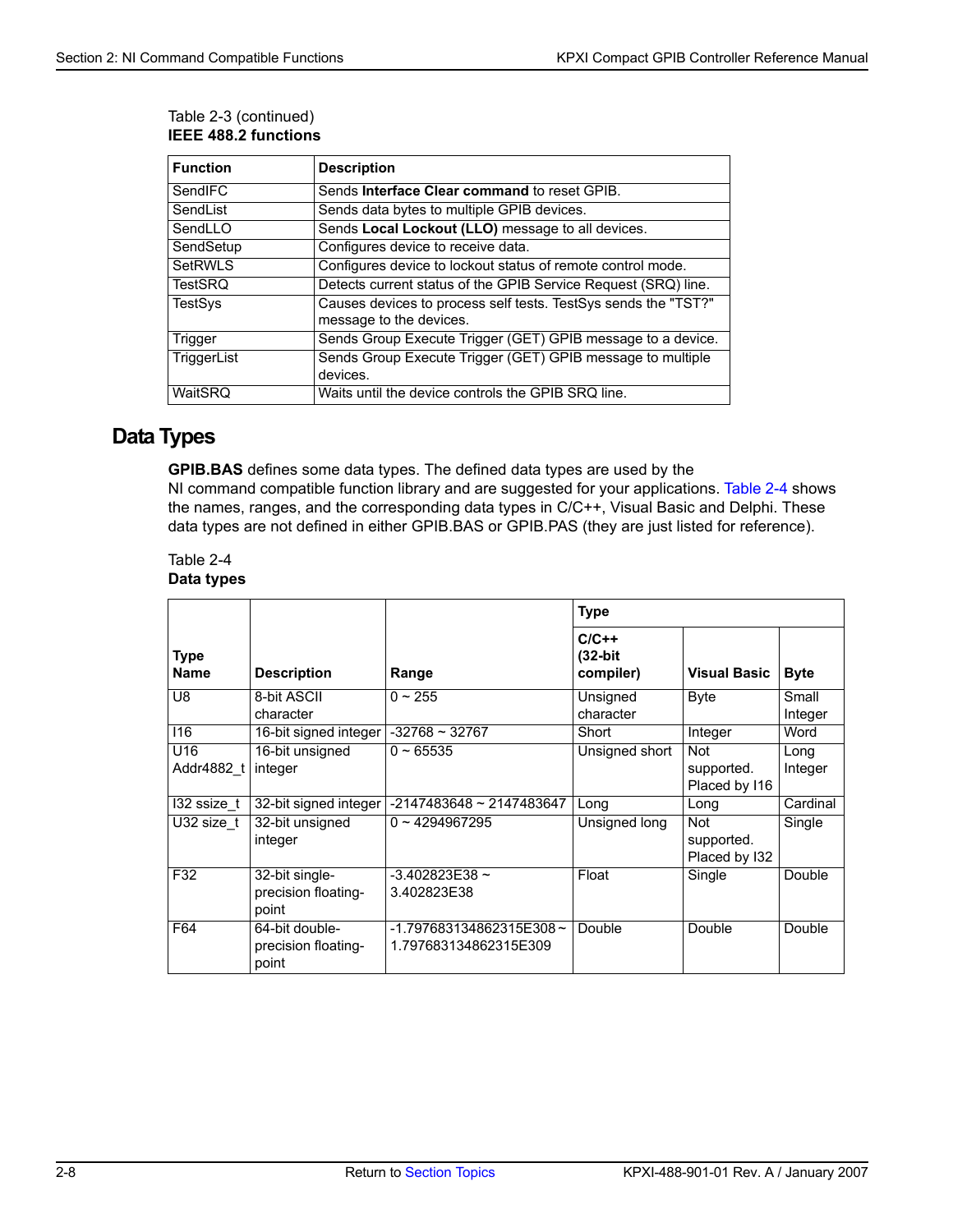Table 2-3 (continued)
**IEEE 488.2 functions**

| Function | Description |
|---|---|
| SendIFC | Sends **Interface Clear command** to reset GPIB. |
| SendList | Sends data bytes to multiple GPIB devices. |
| SendLLO | Sends **Local Lockout (LLO)** message to all devices. |
| SendSetup | Configures device to receive data. |
| SetRWLS | Configures device to lockout status of remote control mode. |
| TestSRQ | Detects current status of the GPIB Service Request (SRQ) line. |
| TestSys | Causes devices to process self tests. TestSys sends the "TST?" message to the devices. |
| Trigger | Sends Group Execute Trigger (GET) GPIB message to a device. |
| TriggerList | Sends Group Execute Trigger (GET) GPIB message to multiple devices. |
| WaitSRQ | Waits until the device controls the GPIB SRQ line. |

## Data Types

**GPIB.BAS** defines some data types. The defined data types are used by the NI command compatible function library and are suggested for your applications. Table 2-4 shows the names, ranges, and the corresponding data types in C/C++, Visual Basic and Delphi. These data types are not defined in either GPIB.BAS or GPIB.PAS (they are just listed for reference).

Table 2-4
**Data types**

| Type Name | Description | Range | Type | | |
|---|---|---|---|---|---|
| | | | **C/C++ (32-bit compiler)** | **Visual Basic** | **Byte** |
| U8 | 8-bit ASCII character | 0 ~ 255 | Unsigned character | Byte | Small Integer |
| I16 | 16-bit signed integer | -32768 ~ 32767 | Short | Integer | Word |
| U16 Addr4882_t | 16-bit unsigned integer | 0 ~ 65535 | Unsigned short | Not supported. Placed by I16 | Long Integer |
| I32 ssize_t | 32-bit signed integer | -2147483648 ~ 2147483647 | Long | Long | Cardinal |
| U32 size_t | 32-bit unsigned integer | 0 ~ 4294967295 | Unsigned long | Not supported. Placed by I32 | Single |
| F32 | 32-bit single-precision floating-point | -3.402823E38 ~ 3.402823E38 | Float | Single | Double |
| F64 | 64-bit double-precision floating-point | -1.797683134862315E308 ~ 1.797683134862315E309 | Double | Double | Double |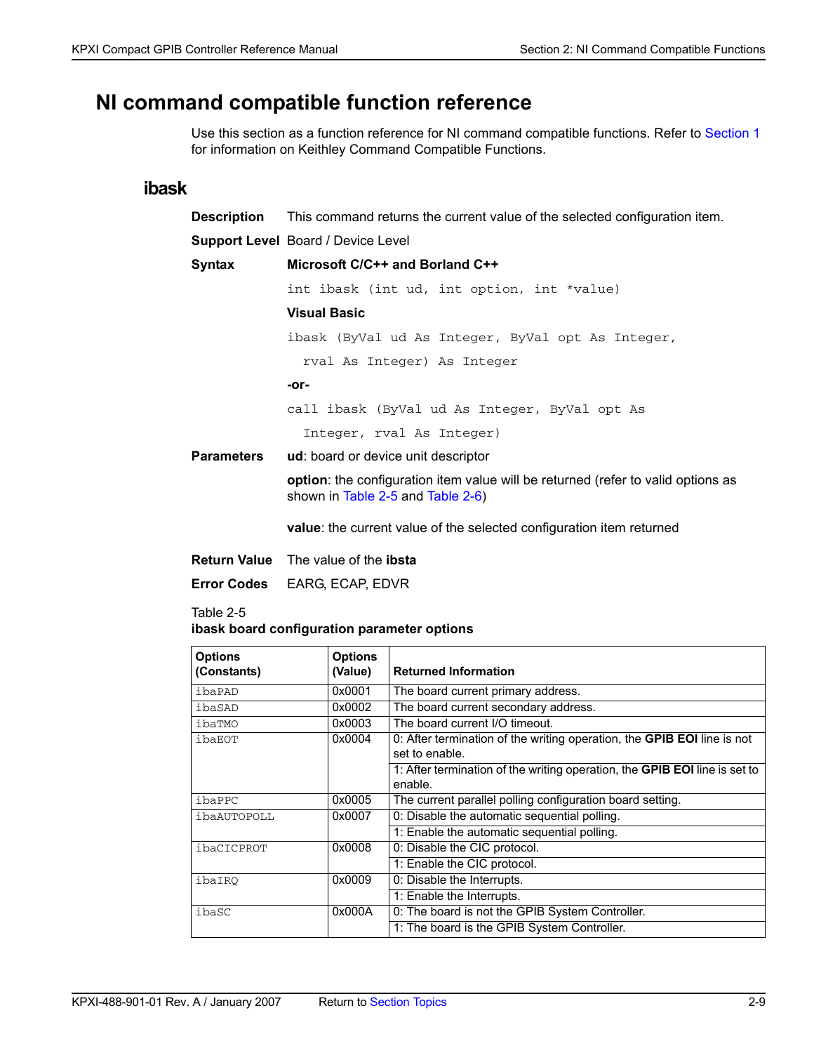# NI command compatible function reference

Use this section as a function reference for NI command compatible functions. Refer to Section 1 for information on Keithley Command Compatible Functions.

## ibask

**Description** This command returns the current value of the selected configuration item.

**Support Level** Board / Device Level

**Syntax**

**Microsoft C/C++ and Borland C++**

```
int ibask (int ud, int option, int *value)
```

**Visual Basic**

```
ibask (ByVal ud As Integer, ByVal opt As Integer,
  rval As Integer) As Integer
```

**-or-**

```
call ibask (ByVal ud As Integer, ByVal opt As
  Integer, rval As Integer)
```

**Parameters**

**ud**: board or device unit descriptor

**option**: the configuration item value will be returned (refer to valid options as shown in Table 2-5 and Table 2-6)

**value**: the current value of the selected configuration item returned

**Return Value** The value of the **ibsta**

**Error Codes** EARG, ECAP, EDVR

Table 2-5
**ibask board configuration parameter options**

| Options (Constants) | Options (Value) | Returned Information |
|---|---|---|
| ibaPAD | 0x0001 | The board current primary address. |
| ibaSAD | 0x0002 | The board current secondary address. |
| ibaTMO | 0x0003 | The board current I/O timeout. |
| ibaEOT | 0x0004 | 0: After termination of the writing operation, the **GPIB EOI** line is not set to enable. |
| | | 1: After termination of the writing operation, the **GPIB EOI** line is set to enable. |
| ibaPPC | 0x0005 | The current parallel polling configuration board setting. |
| ibaAUTOPOLL | 0x0007 | 0: Disable the automatic sequential polling. |
| | | 1: Enable the automatic sequential polling. |
| ibaCICPROT | 0x0008 | 0: Disable the CIC protocol. |
| | | 1: Enable the CIC protocol. |
| ibaIRQ | 0x0009 | 0: Disable the Interrupts. |
| | | 1: Enable the Interrupts. |
| ibaSC | 0x000A | 0: The board is not the GPIB System Controller. |
| | | 1: The board is the GPIB System Controller. |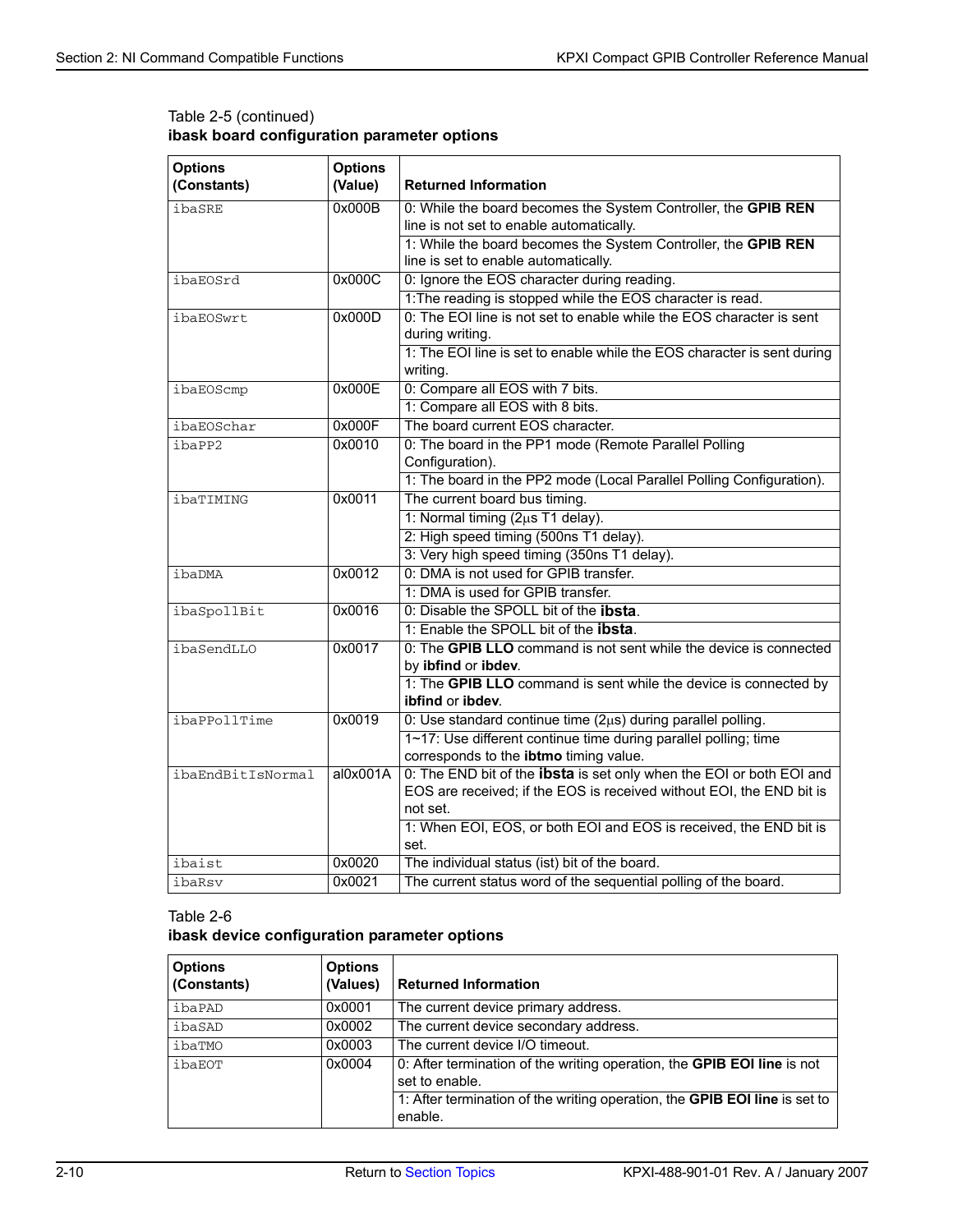Table 2-5 (continued)
**ibask board configuration parameter options**

| Options (Constants) | Options (Value) | Returned Information |
|---|---|---|
| ibaSRE | 0x000B | 0: While the board becomes the System Controller, the **GPIB REN** line is not set to enable automatically. |
| | | 1: While the board becomes the System Controller, the **GPIB REN** line is set to enable automatically. |
| ibaEOSrd | 0x000C | 0: Ignore the EOS character during reading. |
| | | 1:The reading is stopped while the EOS character is read. |
| ibaEOSwrt | 0x000D | 0: The EOI line is not set to enable while the EOS character is sent during writing. |
| | | 1: The EOI line is set to enable while the EOS character is sent during writing. |
| ibaEOScmp | 0x000E | 0: Compare all EOS with 7 bits. |
| | | 1: Compare all EOS with 8 bits. |
| ibaEOSchar | 0x000F | The board current EOS character. |
| ibaPP2 | 0x0010 | 0: The board in the PP1 mode (Remote Parallel Polling Configuration). |
| | | 1: The board in the PP2 mode (Local Parallel Polling Configuration). |
| ibaTIMING | 0x0011 | The current board bus timing. |
| | | 1: Normal timing (2μs T1 delay). |
| | | 2: High speed timing (500ns T1 delay). |
| | | 3: Very high speed timing (350ns T1 delay). |
| ibaDMA | 0x0012 | 0: DMA is not used for GPIB transfer. |
| | | 1: DMA is used for GPIB transfer. |
| ibaSpollBit | 0x0016 | 0: Disable the SPOLL bit of the **ibsta**. |
| | | 1: Enable the SPOLL bit of the **ibsta**. |
| ibaSendLLO | 0x0017 | 0: The **GPIB LLO** command is not sent while the device is connected by **ibfind** or **ibdev**. |
| | | 1: The **GPIB LLO** command is sent while the device is connected by **ibfind** or **ibdev**. |
| ibaPPollTime | 0x0019 | 0: Use standard continue time (2μs) during parallel polling. |
| | | 1~17: Use different continue time during parallel polling; time corresponds to the **ibtmo** timing value. |
| ibaEndBitIsNormal | al0x001A | 0: The END bit of the **ibsta** is set only when the EOI or both EOI and EOS are received; if the EOS is received without EOI, the END bit is not set. |
| | | 1: When EOI, EOS, or both EOI and EOS is received, the END bit is set. |
| ibaist | 0x0020 | The individual status (ist) bit of the board. |
| ibaRsv | 0x0021 | The current status word of the sequential polling of the board. |

Table 2-6
**ibask device configuration parameter options**

| Options (Constants) | Options (Values) | Returned Information |
|---|---|---|
| ibaPAD | 0x0001 | The current device primary address. |
| ibaSAD | 0x0002 | The current device secondary address. |
| ibaTMO | 0x0003 | The current device I/O timeout. |
| ibaEOT | 0x0004 | 0: After termination of the writing operation, the **GPIB EOI line** is not set to enable. |
| | | 1: After termination of the writing operation, the **GPIB EOI line** is set to enable. |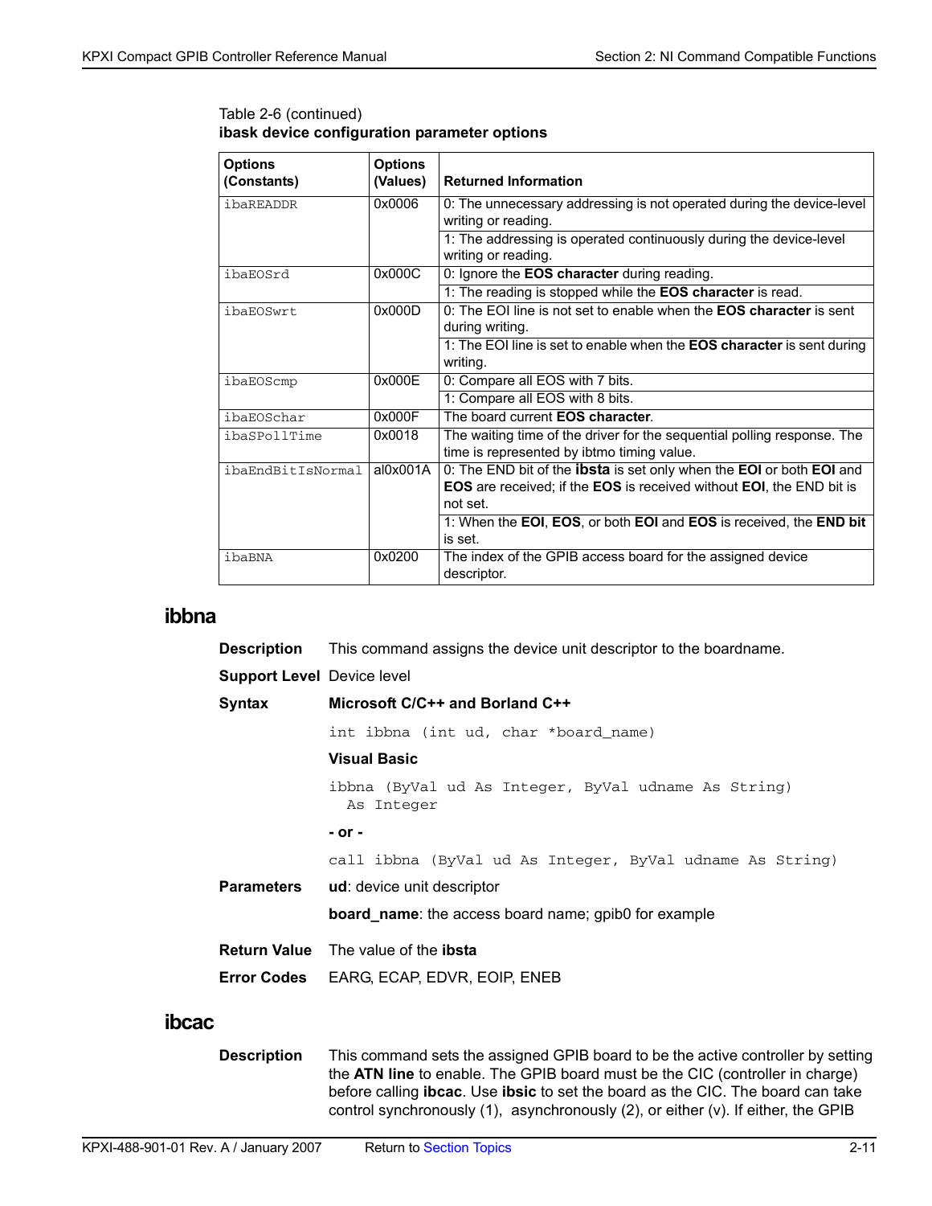Table 2-6 (continued)
**ibask device configuration parameter options**

| Options (Constants) | Options (Values) | Returned Information |
|---|---|---|
| ibaREADDR | 0x0006 | 0: The unnecessary addressing is not operated during the device-level writing or reading. |
| | | 1: The addressing is operated continuously during the device-level writing or reading. |
| ibaEOSrd | 0x000C | 0: Ignore the **EOS character** during reading. |
| | | 1: The reading is stopped while the **EOS character** is read. |
| ibaEOSwrt | 0x000D | 0: The EOI line is not set to enable when the **EOS character** is sent during writing. |
| | | 1: The EOI line is set to enable when the **EOS character** is sent during writing. |
| ibaEOScmp | 0x000E | 0: Compare all EOS with 7 bits. |
| | | 1: Compare all EOS with 8 bits. |
| ibaEOSchar | 0x000F | The board current **EOS character**. |
| ibaSPollTime | 0x0018 | The waiting time of the driver for the sequential polling response. The time is represented by ibtmo timing value. |
| ibaEndBitIsNormal | al0x001A | 0: The END bit of the **ibsta** is set only when the **EOI** or both **EOI** and **EOS** are received; if the **EOS** is received without **EOI**, the END bit is not set. |
| | | 1: When the **EOI**, **EOS**, or both **EOI** and **EOS** is received, the **END bit** is set. |
| ibaBNA | 0x0200 | The index of the GPIB access board for the assigned device descriptor. |

## ibbna

**Description** This command assigns the device unit descriptor to the boardname.

**Support Level** Device level

**Syntax** **Microsoft C/C++ and Borland C++**

```
int ibbna (int ud, char *board_name)
```

**Visual Basic**

```
ibbna (ByVal ud As Integer, ByVal udname As String)
  As Integer
```

**- or -**

```
call ibbna (ByVal ud As Integer, ByVal udname As String)
```

**Parameters** **ud**: device unit descriptor

**board_name**: the access board name; gpib0 for example

**Return Value** The value of the **ibsta**

**Error Codes** EARG, ECAP, EDVR, EOIP, ENEB

## ibcac

**Description** This command sets the assigned GPIB board to be the active controller by setting the **ATN line** to enable. The GPIB board must be the CIC (controller in charge) before calling **ibcac**. Use **ibsic** to set the board as the CIC. The board can take control synchronously (1), asynchronously (2), or either (v). If either, the GPIB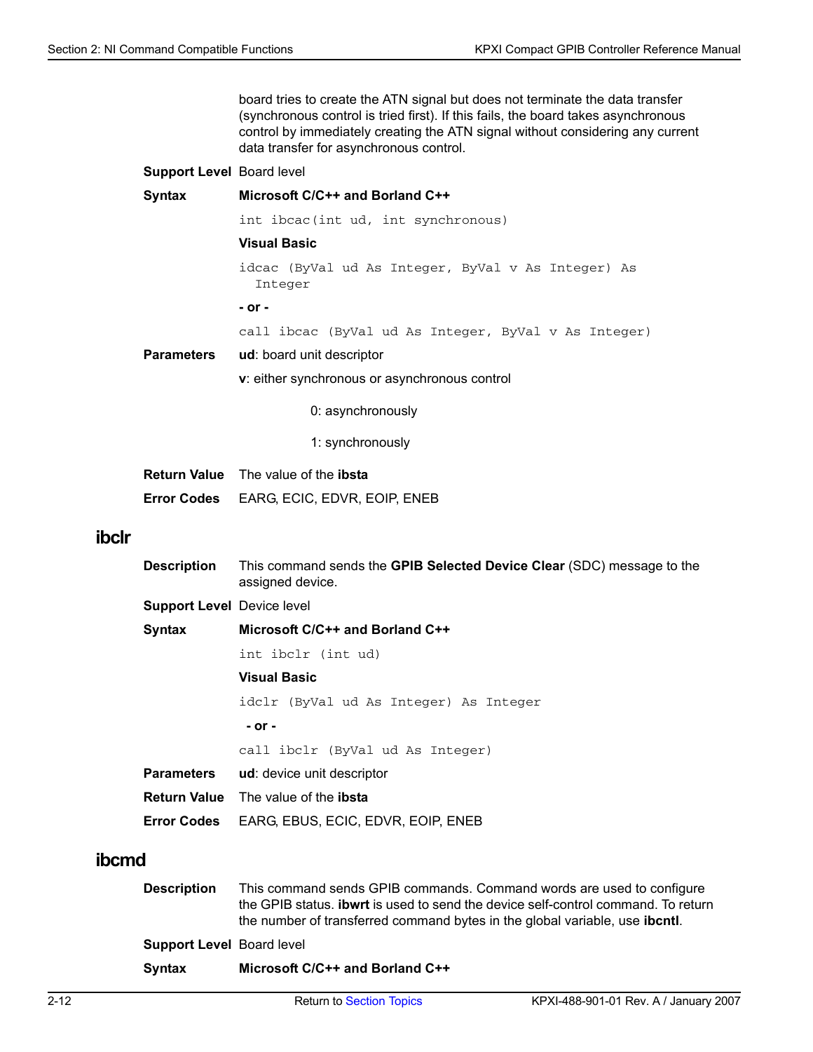board tries to create the ATN signal but does not terminate the data transfer (synchronous control is tried first). If this fails, the board takes asynchronous control by immediately creating the ATN signal without considering any current data transfer for asynchronous control.

**Support Level** Board level

**Syntax**

**Microsoft C/C++ and Borland C++**

```
int ibcac(int ud, int synchronous)
```

**Visual Basic**

```
idcac (ByVal ud As Integer, ByVal v As Integer) As
  Integer
```

**- or -**

```
call ibcac (ByVal ud As Integer, ByVal v As Integer)
```

**Parameters**

**ud**: board unit descriptor

**v**: either synchronous or asynchronous control

0: asynchronously

1: synchronously

**Return Value** The value of the **ibsta**

**Error Codes** EARG, ECIC, EDVR, EOIP, ENEB

## ibclr

**Description** This command sends the **GPIB Selected Device Clear** (SDC) message to the assigned device.

**Support Level** Device level

**Syntax**

**Microsoft C/C++ and Borland C++**

```
int ibclr (int ud)
```

**Visual Basic**

```
idclr (ByVal ud As Integer) As Integer
```

**- or -**

```
call ibclr (ByVal ud As Integer)
```

**Parameters** **ud**: device unit descriptor

**Return Value** The value of the **ibsta**

**Error Codes** EARG, EBUS, ECIC, EDVR, EOIP, ENEB

## ibcmd

**Description** This command sends GPIB commands. Command words are used to configure the GPIB status. **ibwrt** is used to send the device self-control command. To return the number of transferred command bytes in the global variable, use **ibcntl**.

**Support Level** Board level

**Syntax**

**Microsoft C/C++ and Borland C++**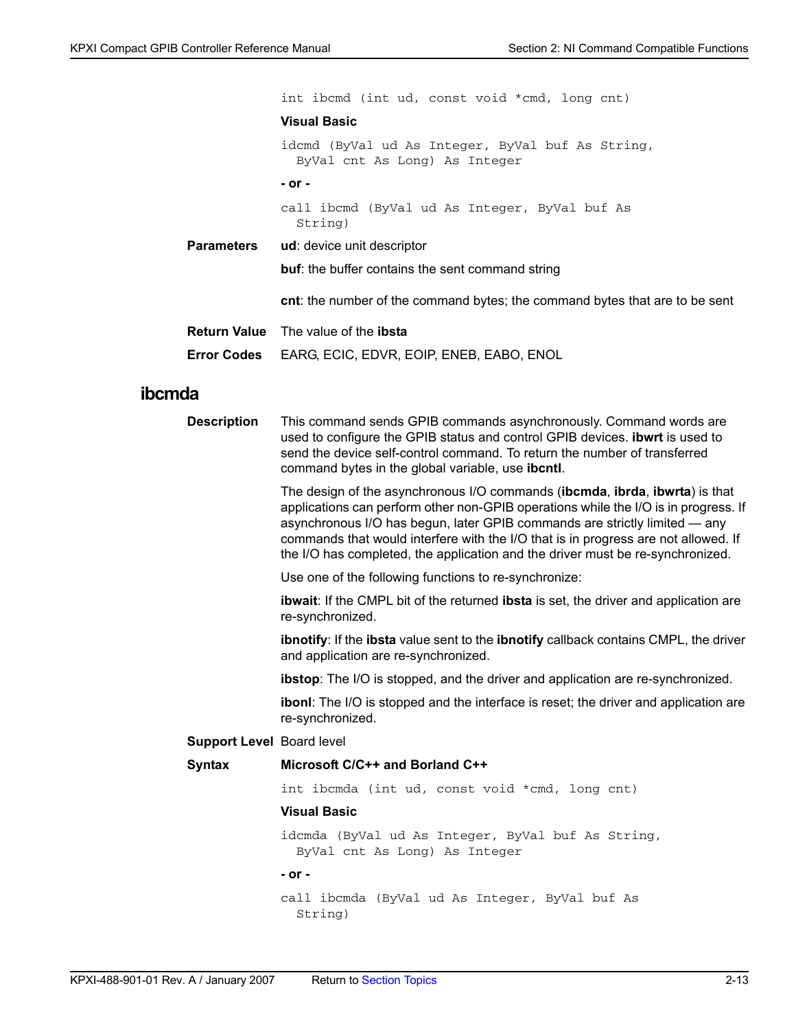```
int ibcmd (int ud, const void *cmd, long cnt)
```

**Visual Basic**

```
idcmd (ByVal ud As Integer, ByVal buf As String,
  ByVal cnt As Long) As Integer
```

**- or -**

```
call ibcmd (ByVal ud As Integer, ByVal buf As
  String)
```

**Parameters**

**ud**: device unit descriptor

**buf**: the buffer contains the sent command string

**cnt**: the number of the command bytes; the command bytes that are to be sent

**Return Value** The value of the **ibsta**

**Error Codes** EARG, ECIC, EDVR, EOIP, ENEB, EABO, ENOL

## ibcmda

**Description**

This command sends GPIB commands asynchronously. Command words are used to configure the GPIB status and control GPIB devices. **ibwrt** is used to send the device self-control command. To return the number of transferred command bytes in the global variable, use **ibcntl**.

The design of the asynchronous I/O commands (**ibcmda**, **ibrda**, **ibwrta**) is that applications can perform other non-GPIB operations while the I/O is in progress. If asynchronous I/O has begun, later GPIB commands are strictly limited — any commands that would interfere with the I/O that is in progress are not allowed. If the I/O has completed, the application and the driver must be re-synchronized.

Use one of the following functions to re-synchronize:

**ibwait**: If the CMPL bit of the returned **ibsta** is set, the driver and application are re-synchronized.

**ibnotify**: If the **ibsta** value sent to the **ibnotify** callback contains CMPL, the driver and application are re-synchronized.

**ibstop**: The I/O is stopped, and the driver and application are re-synchronized.

**ibonl**: The I/O is stopped and the interface is reset; the driver and application are re-synchronized.

**Support Level** Board level

**Syntax**

**Microsoft C/C++ and Borland C++**

```
int ibcmda (int ud, const void *cmd, long cnt)
```

**Visual Basic**

```
idcmda (ByVal ud As Integer, ByVal buf As String,
  ByVal cnt As Long) As Integer
```

**- or -**

```
call ibcmda (ByVal ud As Integer, ByVal buf As
  String)
```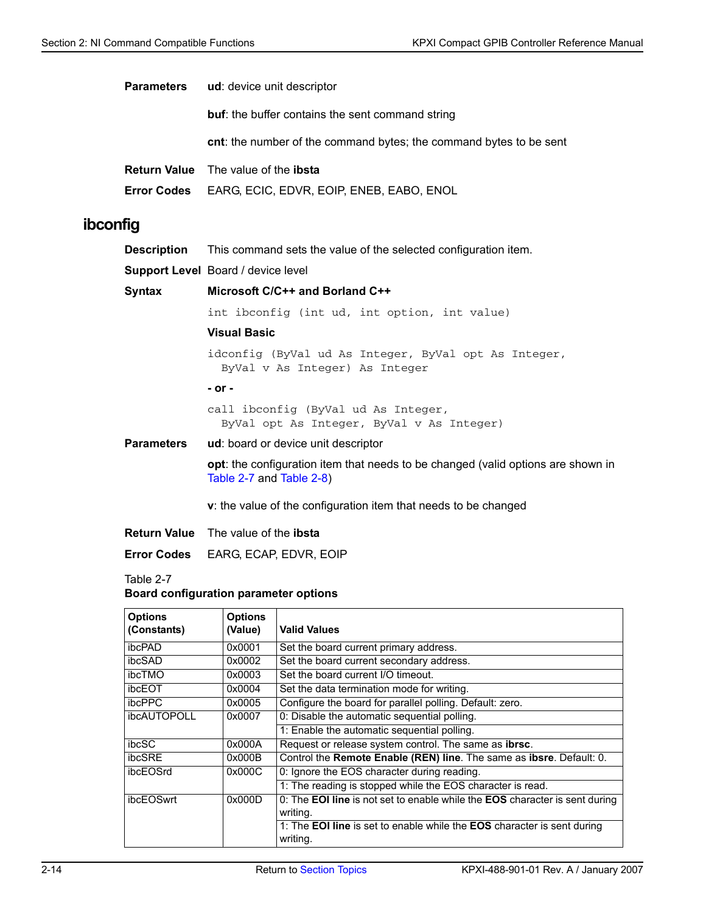**Parameters** **ud**: device unit descriptor

**buf**: the buffer contains the sent command string

**cnt**: the number of the command bytes; the command bytes to be sent

**Return Value** The value of the **ibsta**

**Error Codes** EARG, ECIC, EDVR, EOIP, ENEB, EABO, ENOL

## ibconfig

**Description** This command sets the value of the selected configuration item.

**Support Level** Board / device level

**Syntax** **Microsoft C/C++ and Borland C++**

```
int ibconfig (int ud, int option, int value)
```

**Visual Basic**

```
idconfig (ByVal ud As Integer, ByVal opt As Integer,
  ByVal v As Integer) As Integer
```

**- or -**

```
call ibconfig (ByVal ud As Integer,
  ByVal opt As Integer, ByVal v As Integer)
```

**Parameters** **ud**: board or device unit descriptor

**opt**: the configuration item that needs to be changed (valid options are shown in Table 2-7 and Table 2-8)

**v**: the value of the configuration item that needs to be changed

**Return Value** The value of the **ibsta**

**Error Codes** EARG, ECAP, EDVR, EOIP

Table 2-7
**Board configuration parameter options**

| Options (Constants) | Options (Value) | Valid Values |
|---|---|---|
| ibcPAD | 0x0001 | Set the board current primary address. |
| ibcSAD | 0x0002 | Set the board current secondary address. |
| ibcTMO | 0x0003 | Set the board current I/O timeout. |
| ibcEOT | 0x0004 | Set the data termination mode for writing. |
| ibcPPC | 0x0005 | Configure the board for parallel polling. Default: zero. |
| ibcAUTOPOLL | 0x0007 | 0: Disable the automatic sequential polling. |
| | | 1: Enable the automatic sequential polling. |
| ibcSC | 0x000A | Request or release system control. The same as **ibrsc**. |
| ibcSRE | 0x000B | Control the **Remote Enable (REN) line**. The same as **ibsre**. Default: 0. |
| ibcEOSrd | 0x000C | 0: Ignore the EOS character during reading. |
| | | 1: The reading is stopped while the EOS character is read. |
| ibcEOSwrt | 0x000D | 0: The **EOI line** is not set to enable while the **EOS** character is sent during writing. |
| | | 1: The **EOI line** is set to enable while the **EOS** character is sent during writing. |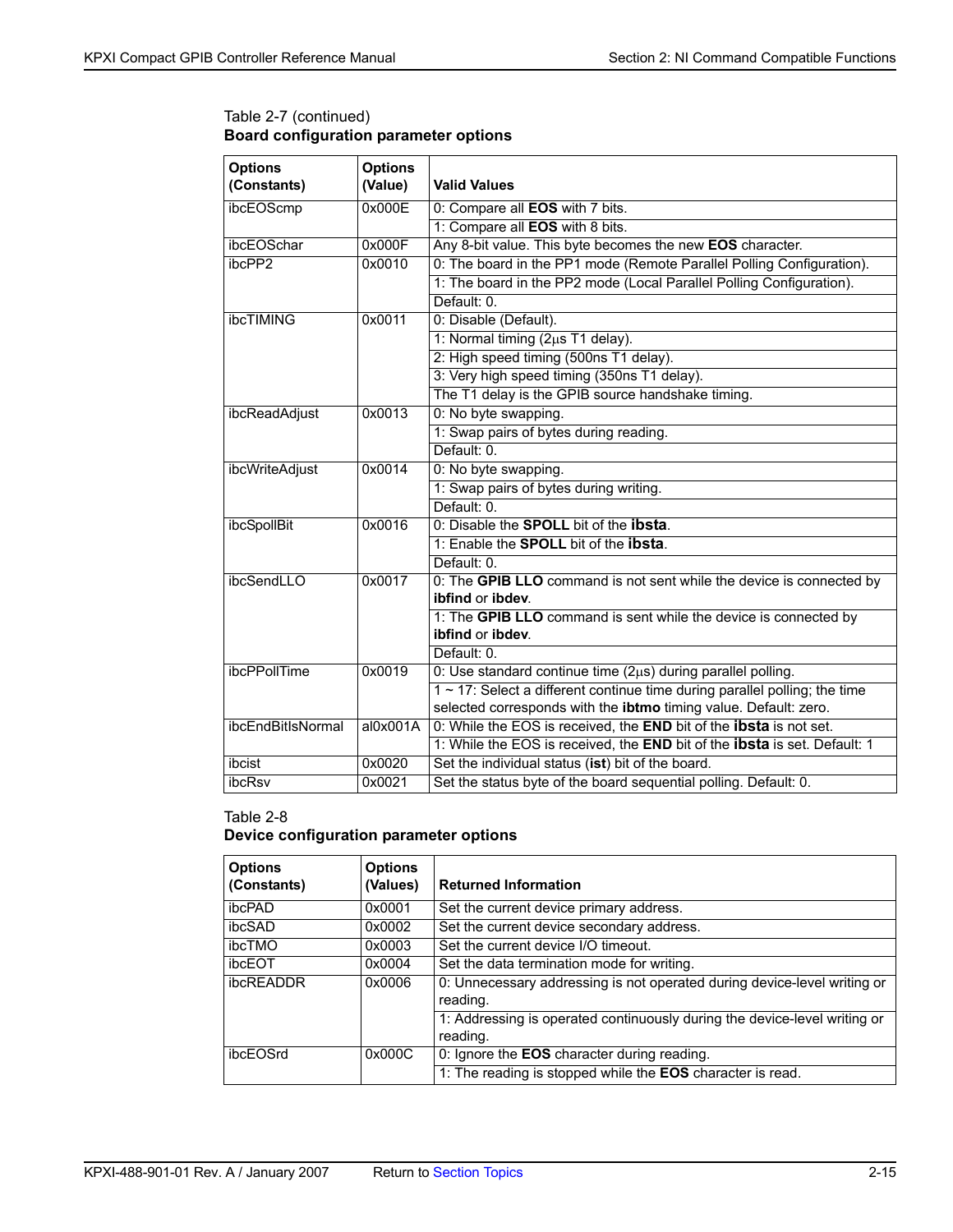Table 2-7 (continued)
**Board configuration parameter options**

| Options (Constants) | Options (Value) | Valid Values |
|---|---|---|
| ibcEOScmp | 0x000E | 0: Compare all **EOS** with 7 bits. |
| | | 1: Compare all **EOS** with 8 bits. |
| ibcEOSchar | 0x000F | Any 8-bit value. This byte becomes the new **EOS** character. |
| ibcPP2 | 0x0010 | 0: The board in the PP1 mode (Remote Parallel Polling Configuration). |
| | | 1: The board in the PP2 mode (Local Parallel Polling Configuration). |
| | | Default: 0. |
| ibcTIMING | 0x0011 | 0: Disable (Default). |
| | | 1: Normal timing (2μs T1 delay). |
| | | 2: High speed timing (500ns T1 delay). |
| | | 3: Very high speed timing (350ns T1 delay). |
| | | The T1 delay is the GPIB source handshake timing. |
| ibcReadAdjust | 0x0013 | 0: No byte swapping. |
| | | 1: Swap pairs of bytes during reading. |
| | | Default: 0. |
| ibcWriteAdjust | 0x0014 | 0: No byte swapping. |
| | | 1: Swap pairs of bytes during writing. |
| | | Default: 0. |
| ibcSpollBit | 0x0016 | 0: Disable the **SPOLL** bit of the **ibsta**. |
| | | 1: Enable the **SPOLL** bit of the **ibsta**. |
| | | Default: 0. |
| ibcSendLLO | 0x0017 | 0: The **GPIB LLO** command is not sent while the device is connected by **ibfind** or **ibdev**. |
| | | 1: The **GPIB LLO** command is sent while the device is connected by **ibfind** or **ibdev**. |
| | | Default: 0. |
| ibcPPollTime | 0x0019 | 0: Use standard continue time (2μs) during parallel polling. |
| | | 1 ~ 17: Select a different continue time during parallel polling; the time selected corresponds with the **ibtmo** timing value. Default: zero. |
| ibcEndBitIsNormal | al0x001A | 0: While the EOS is received, the **END** bit of the **ibsta** is not set. |
| | | 1: While the EOS is received, the **END** bit of the **ibsta** is set. Default: 1 |
| ibcist | 0x0020 | Set the individual status (**ist**) bit of the board. |
| ibcRsv | 0x0021 | Set the status byte of the board sequential polling. Default: 0. |

Table 2-8
**Device configuration parameter options**

| Options (Constants) | Options (Values) | Returned Information |
|---|---|---|
| ibcPAD | 0x0001 | Set the current device primary address. |
| ibcSAD | 0x0002 | Set the current device secondary address. |
| ibcTMO | 0x0003 | Set the current device I/O timeout. |
| ibcEOT | 0x0004 | Set the data termination mode for writing. |
| ibcREADDR | 0x0006 | 0: Unnecessary addressing is not operated during device-level writing or reading. |
| | | 1: Addressing is operated continuously during the device-level writing or reading. |
| ibcEOSrd | 0x000C | 0: Ignore the **EOS** character during reading. |
| | | 1: The reading is stopped while the **EOS** character is read. |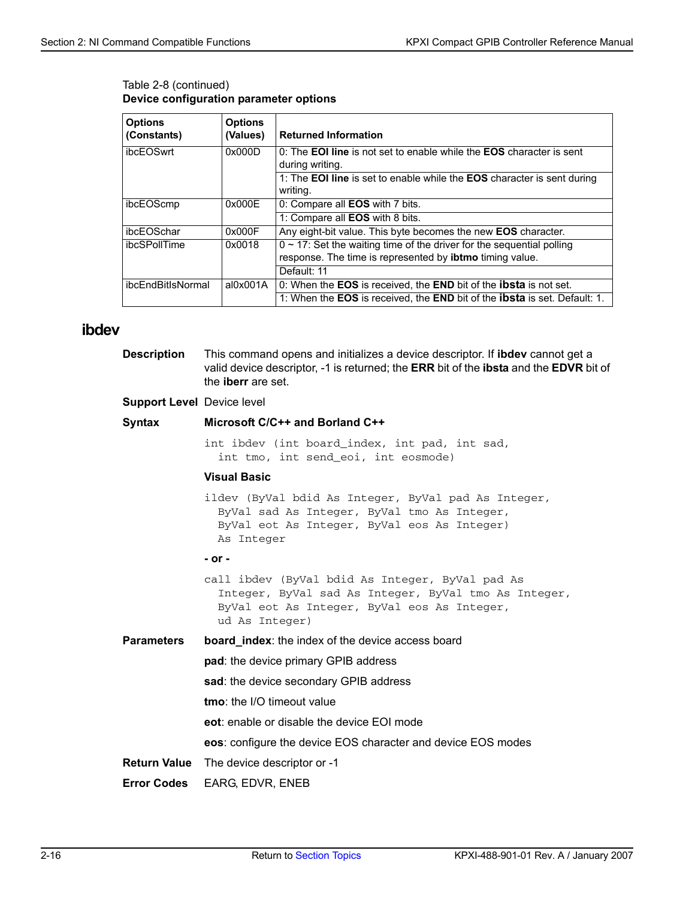Table 2-8 (continued)
**Device configuration parameter options**

| Options (Constants) | Options (Values) | Returned Information |
|---|---|---|
| ibcEOSwrt | 0x000D | 0: The **EOI line** is not set to enable while the **EOS** character is sent during writing. |
| | | 1: The **EOI line** is set to enable while the **EOS** character is sent during writing. |
| ibcEOScmp | 0x000E | 0: Compare all **EOS** with 7 bits. |
| | | 1: Compare all **EOS** with 8 bits. |
| ibcEOSchar | 0x000F | Any eight-bit value. This byte becomes the new **EOS** character. |
| ibcSPollTime | 0x0018 | 0 ~ 17: Set the waiting time of the driver for the sequential polling response. The time is represented by **ibtmo** timing value. |
| | | Default: 11 |
| ibcEndBitIsNormal | al0x001A | 0: When the **EOS** is received, the **END** bit of the **ibsta** is not set. |
| | | 1: When the **EOS** is received, the **END** bit of the **ibsta** is set. Default: 1. |

## ibdev

**Description** This command opens and initializes a device descriptor. If **ibdev** cannot get a valid device descriptor, -1 is returned; the **ERR** bit of the **ibsta** and the **EDVR** bit of the **iberr** are set.

**Support Level** Device level

**Syntax**

**Microsoft C/C++ and Borland C++**

```
int ibdev (int board_index, int pad, int sad,
  int tmo, int send_eoi, int eosmode)
```

**Visual Basic**

```
ildev (ByVal bdid As Integer, ByVal pad As Integer,
  ByVal sad As Integer, ByVal tmo As Integer,
  ByVal eot As Integer, ByVal eos As Integer)
  As Integer
```

**- or -**

```
call ibdev (ByVal bdid As Integer, ByVal pad As
  Integer, ByVal sad As Integer, ByVal tmo As Integer,
  ByVal eot As Integer, ByVal eos As Integer,
  ud As Integer)
```

**Parameters**

**board_index**: the index of the device access board

**pad**: the device primary GPIB address

**sad**: the device secondary GPIB address

**tmo**: the I/O timeout value

**eot**: enable or disable the device EOI mode

**eos**: configure the device EOS character and device EOS modes

**Return Value** The device descriptor or -1

**Error Codes** EARG, EDVR, ENEB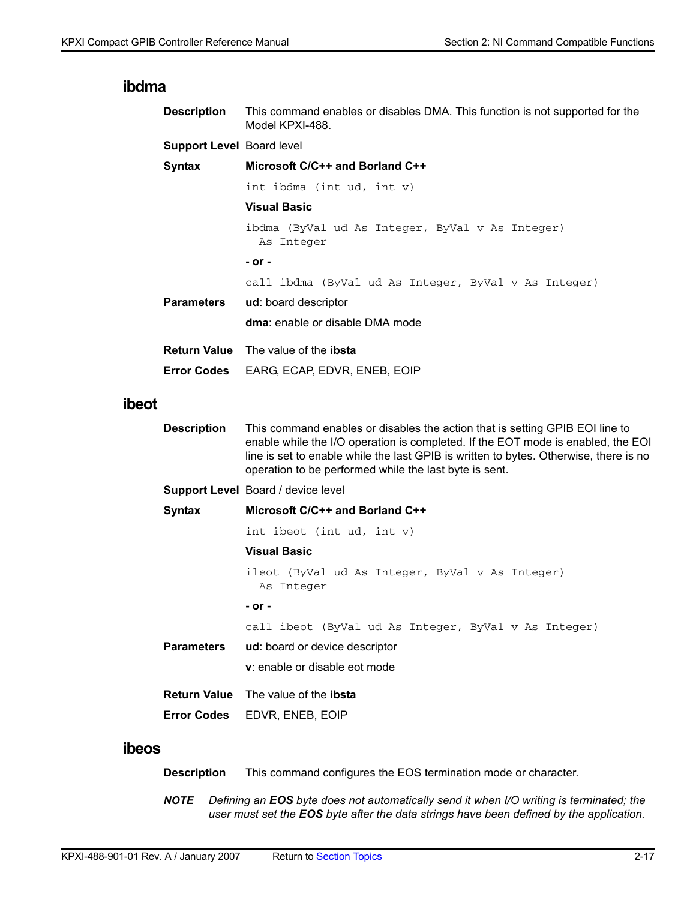## ibdma

**Description** This command enables or disables DMA. This function is not supported for the Model KPXI-488.

**Support Level** Board level

**Syntax** **Microsoft C/C++ and Borland C++**

```
int ibdma (int ud, int v)
```

**Visual Basic**

```
ibdma (ByVal ud As Integer, ByVal v As Integer)
  As Integer
```

**- or -**

```
call ibdma (ByVal ud As Integer, ByVal v As Integer)
```

**Parameters** **ud**: board descriptor

**dma**: enable or disable DMA mode

**Return Value** The value of the **ibsta**

**Error Codes** EARG, ECAP, EDVR, ENEB, EOIP

## ibeot

**Description** This command enables or disables the action that is setting GPIB EOI line to enable while the I/O operation is completed. If the EOT mode is enabled, the EOI line is set to enable while the last GPIB is written to bytes. Otherwise, there is no operation to be performed while the last byte is sent.

**Support Level** Board / device level

**Syntax** **Microsoft C/C++ and Borland C++**

```
int ibeot (int ud, int v)
```

**Visual Basic**

```
ileot (ByVal ud As Integer, ByVal v As Integer)
  As Integer
```

**- or -**

```
call ibeot (ByVal ud As Integer, ByVal v As Integer)
```

**Parameters** **ud**: board or device descriptor

**v**: enable or disable eot mode

**Return Value** The value of the **ibsta**

**Error Codes** EDVR, ENEB, EOIP

## ibeos

**Description** This command configures the EOS termination mode or character.

***NOTE*** *Defining an **EOS** byte does not automatically send it when I/O writing is terminated; the user must set the **EOS** byte after the data strings have been defined by the application.*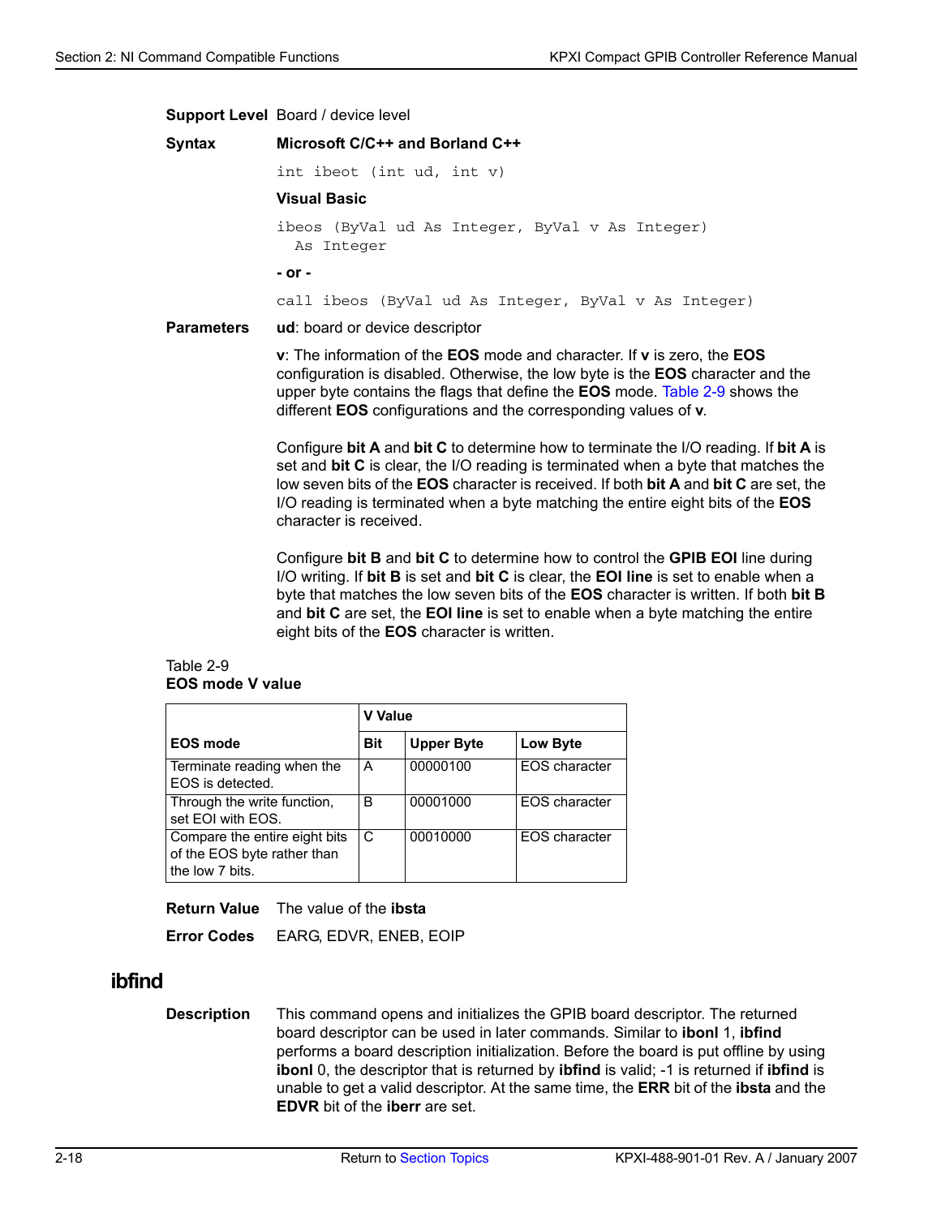**Support Level** Board / device level

**Syntax**

**Microsoft C/C++ and Borland C++**

```
int ibeot (int ud, int v)
```

**Visual Basic**

```
ibeos (ByVal ud As Integer, ByVal v As Integer)
  As Integer
```

**- or -**

```
call ibeos (ByVal ud As Integer, ByVal v As Integer)
```

**Parameters**

**ud**: board or device descriptor

**v**: The information of the **EOS** mode and character. If **v** is zero, the **EOS** configuration is disabled. Otherwise, the low byte is the **EOS** character and the upper byte contains the flags that define the **EOS** mode. Table 2-9 shows the different **EOS** configurations and the corresponding values of **v**.

Configure **bit A** and **bit C** to determine how to terminate the I/O reading. If **bit A** is set and **bit C** is clear, the I/O reading is terminated when a byte that matches the low seven bits of the **EOS** character is received. If both **bit A** and **bit C** are set, the I/O reading is terminated when a byte matching the entire eight bits of the **EOS** character is received.

Configure **bit B** and **bit C** to determine how to control the **GPIB EOI** line during I/O writing. If **bit B** is set and **bit C** is clear, the **EOI line** is set to enable when a byte that matches the low seven bits of the **EOS** character is written. If both **bit B** and **bit C** are set, the **EOI line** is set to enable when a byte matching the entire eight bits of the **EOS** character is written.

Table 2-9
**EOS mode V value**

| | V Value | | |
|---|---|---|---|
| **EOS mode** | **Bit** | **Upper Byte** | **Low Byte** |
| Terminate reading when the EOS is detected. | A | 00000100 | EOS character |
| Through the write function, set EOI with EOS. | B | 00001000 | EOS character |
| Compare the entire eight bits of the EOS byte rather than the low 7 bits. | C | 00010000 | EOS character |

**Return Value** The value of the **ibsta**

**Error Codes** EARG, EDVR, ENEB, EOIP

## ibfind

**Description** This command opens and initializes the GPIB board descriptor. The returned board descriptor can be used in later commands. Similar to **ibonl** 1, **ibfind** performs a board description initialization. Before the board is put offline by using **ibonl** 0, the descriptor that is returned by **ibfind** is valid; -1 is returned if **ibfind** is unable to get a valid descriptor. At the same time, the **ERR** bit of the **ibsta** and the **EDVR** bit of the **iberr** are set.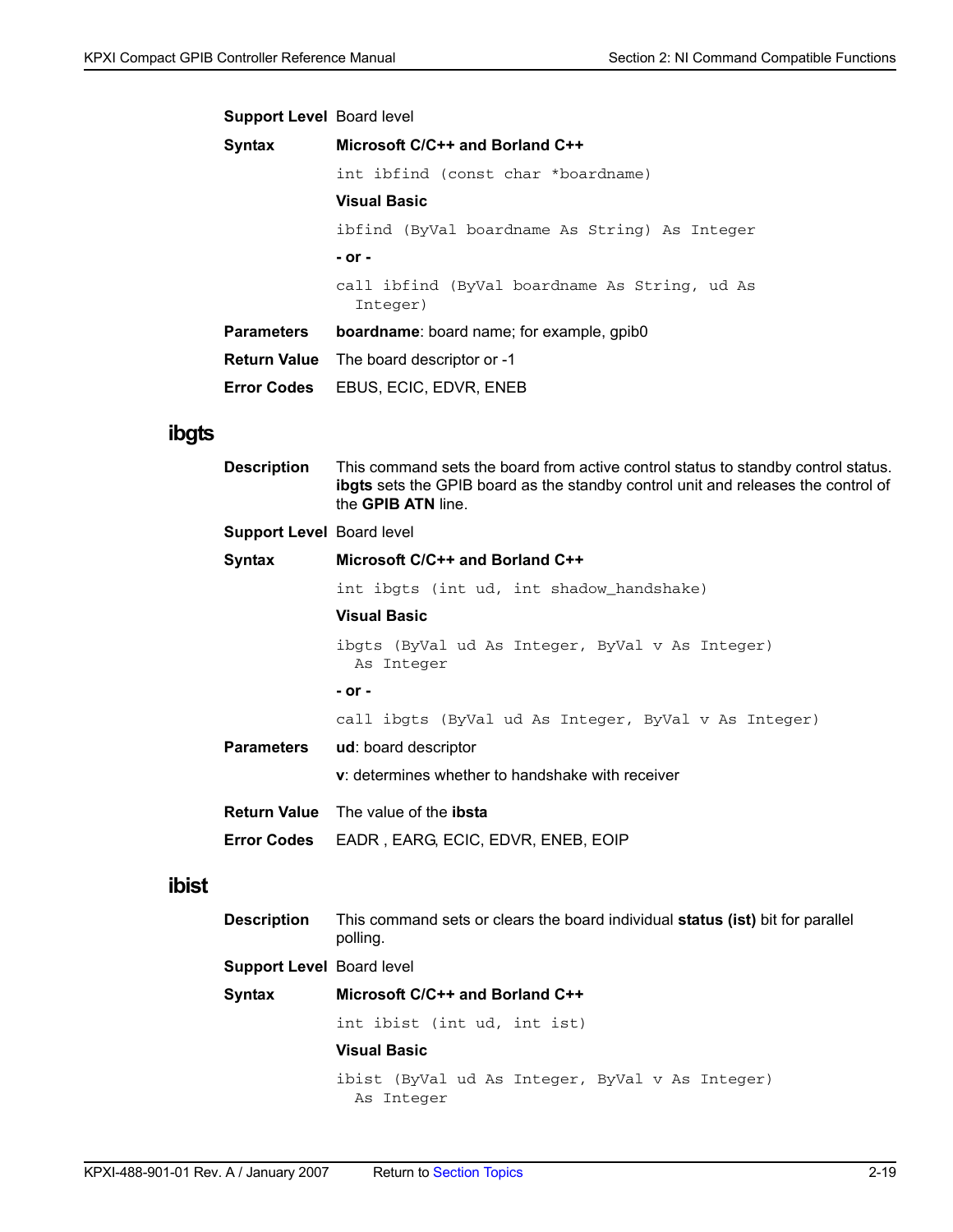**Support Level** Board level

**Syntax**

**Microsoft C/C++ and Borland C++**

```
int ibfind (const char *boardname)
```

**Visual Basic**

```
ibfind (ByVal boardname As String) As Integer
```

**- or -**

```
call ibfind (ByVal boardname As String, ud As
  Integer)
```

**Parameters** **boardname**: board name; for example, gpib0

**Return Value** The board descriptor or -1

**Error Codes** EBUS, ECIC, EDVR, ENEB

## ibgts

**Description** This command sets the board from active control status to standby control status. **ibgts** sets the GPIB board as the standby control unit and releases the control of the **GPIB ATN** line.

**Support Level** Board level

**Syntax**

**Microsoft C/C++ and Borland C++**

```
int ibgts (int ud, int shadow_handshake)
```

**Visual Basic**

```
ibgts (ByVal ud As Integer, ByVal v As Integer)
  As Integer
```

**- or -**

```
call ibgts (ByVal ud As Integer, ByVal v As Integer)
```

**Parameters** **ud**: board descriptor

**v**: determines whether to handshake with receiver

**Return Value** The value of the **ibsta**

**Error Codes** EADR , EARG, ECIC, EDVR, ENEB, EOIP

## ibist

**Description** This command sets or clears the board individual **status (ist)** bit for parallel polling.

**Support Level** Board level

**Syntax**

**Microsoft C/C++ and Borland C++**

```
int ibist (int ud, int ist)
```

**Visual Basic**

```
ibist (ByVal ud As Integer, ByVal v As Integer)
  As Integer
```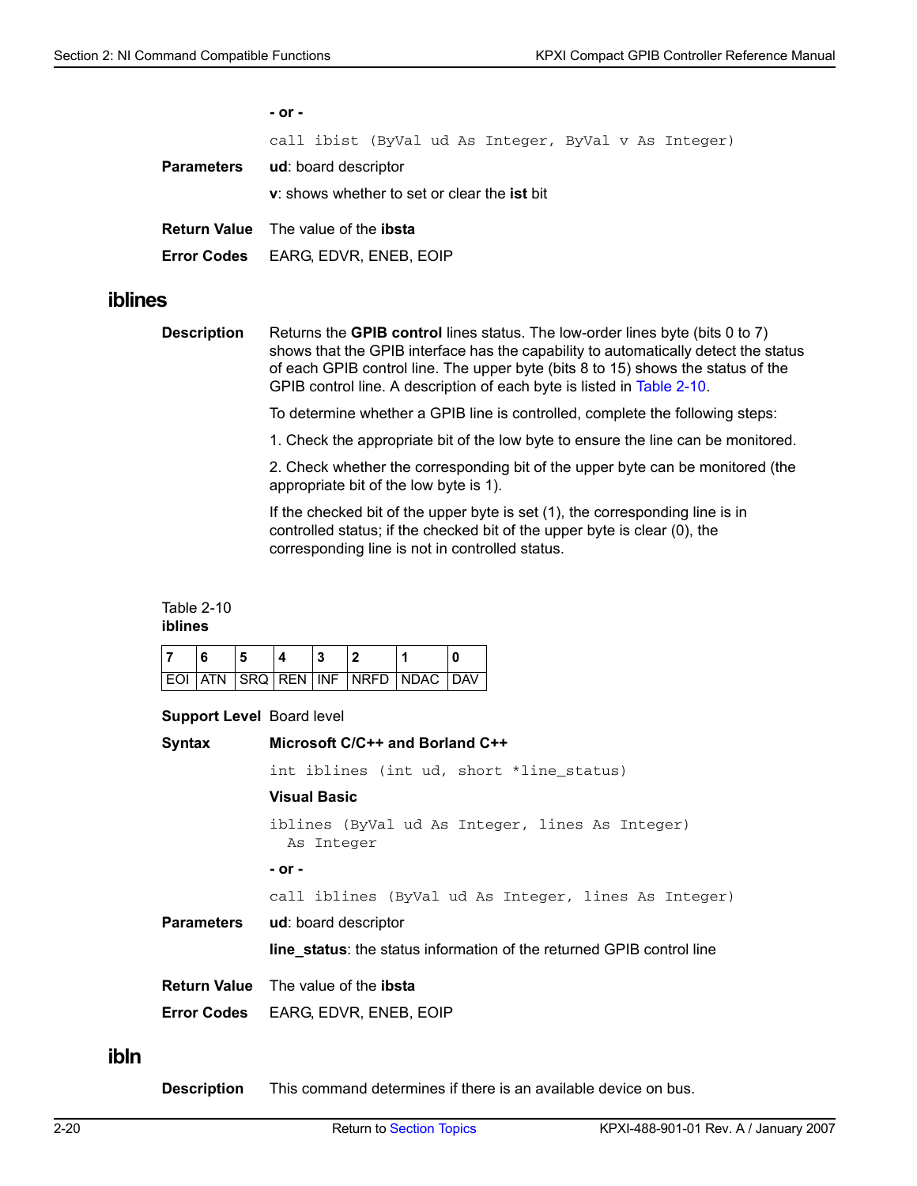**- or -**

```
call ibist (ByVal ud As Integer, ByVal v As Integer)
```

**Parameters** **ud**: board descriptor

**v**: shows whether to set or clear the **ist** bit

**Return Value** The value of the **ibsta**

**Error Codes** EARG, EDVR, ENEB, EOIP

## iblines

**Description** Returns the **GPIB control** lines status. The low-order lines byte (bits 0 to 7) shows that the GPIB interface has the capability to automatically detect the status of each GPIB control line. The upper byte (bits 8 to 15) shows the status of the GPIB control line. A description of each byte is listed in Table 2-10.

To determine whether a GPIB line is controlled, complete the following steps:

1. Check the appropriate bit of the low byte to ensure the line can be monitored.

2. Check whether the corresponding bit of the upper byte can be monitored (the appropriate bit of the low byte is 1).

If the checked bit of the upper byte is set (1), the corresponding line is in controlled status; if the checked bit of the upper byte is clear (0), the corresponding line is not in controlled status.

Table 2-10
**iblines**

| 7 | 6 | 5 | 4 | 3 | 2 | 1 | 0 |
|---|---|---|---|---|---|---|---|
| EOI | ATN | SRQ | REN | INF | NRFD | NDAC | DAV |

**Support Level** Board level

**Syntax** **Microsoft C/C++ and Borland C++**

```
int iblines (int ud, short *line_status)
```

**Visual Basic**

```
iblines (ByVal ud As Integer, lines As Integer)
  As Integer
```

**- or -**

```
call iblines (ByVal ud As Integer, lines As Integer)
```

**Parameters** **ud**: board descriptor

**line_status**: the status information of the returned GPIB control line

**Return Value** The value of the **ibsta**

**Error Codes** EARG, EDVR, ENEB, EOIP

## ibln

**Description** This command determines if there is an available device on bus.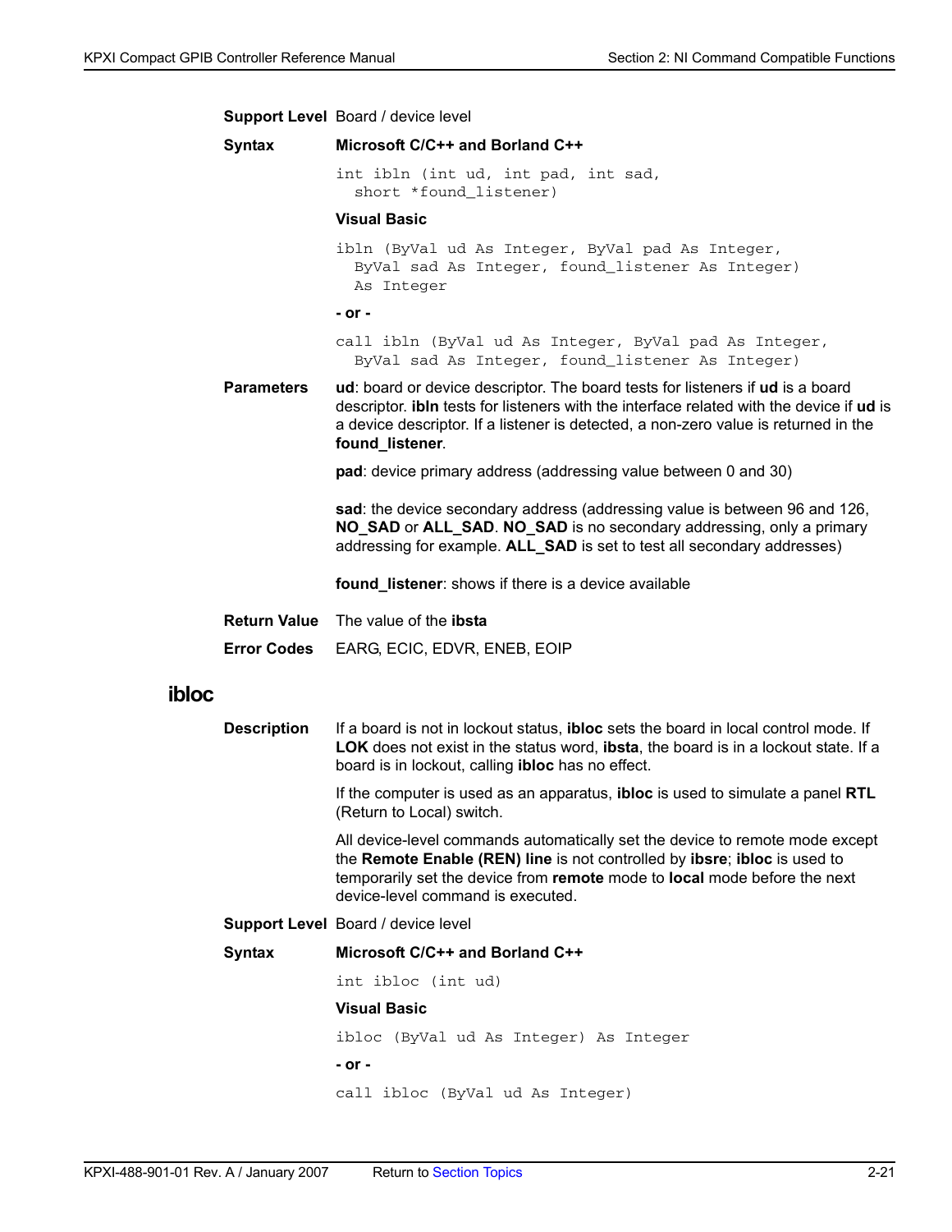**Support Level** Board / device level

**Syntax**

**Microsoft C/C++ and Borland C++**

```
int ibln (int ud, int pad, int sad,
  short *found_listener)
```

**Visual Basic**

```
ibln (ByVal ud As Integer, ByVal pad As Integer,
  ByVal sad As Integer, found_listener As Integer)
  As Integer
```

**- or -**

```
call ibln (ByVal ud As Integer, ByVal pad As Integer,
  ByVal sad As Integer, found_listener As Integer)
```

**Parameters**

**ud**: board or device descriptor. The board tests for listeners if **ud** is a board descriptor. **ibln** tests for listeners with the interface related with the device if **ud** is a device descriptor. If a listener is detected, a non-zero value is returned in the **found_listener**.

**pad**: device primary address (addressing value between 0 and 30)

**sad**: the device secondary address (addressing value is between 96 and 126, **NO_SAD** or **ALL_SAD**. **NO_SAD** is no secondary addressing, only a primary addressing for example. **ALL_SAD** is set to test all secondary addresses)

**found_listener**: shows if there is a device available

**Return Value** The value of the **ibsta**

**Error Codes** EARG, ECIC, EDVR, ENEB, EOIP

## ibloc

**Description**

If a board is not in lockout status, **ibloc** sets the board in local control mode. If **LOK** does not exist in the status word, **ibsta**, the board is in a lockout state. If a board is in lockout, calling **ibloc** has no effect.

If the computer is used as an apparatus, **ibloc** is used to simulate a panel **RTL** (Return to Local) switch.

All device-level commands automatically set the device to remote mode except the **Remote Enable (REN) line** is not controlled by **ibsre**; **ibloc** is used to temporarily set the device from **remote** mode to **local** mode before the next device-level command is executed.

**Support Level** Board / device level

**Syntax**

**Microsoft C/C++ and Borland C++**

```
int ibloc (int ud)
```

**Visual Basic**

```
ibloc (ByVal ud As Integer) As Integer
```

**- or -**

```
call ibloc (ByVal ud As Integer)
```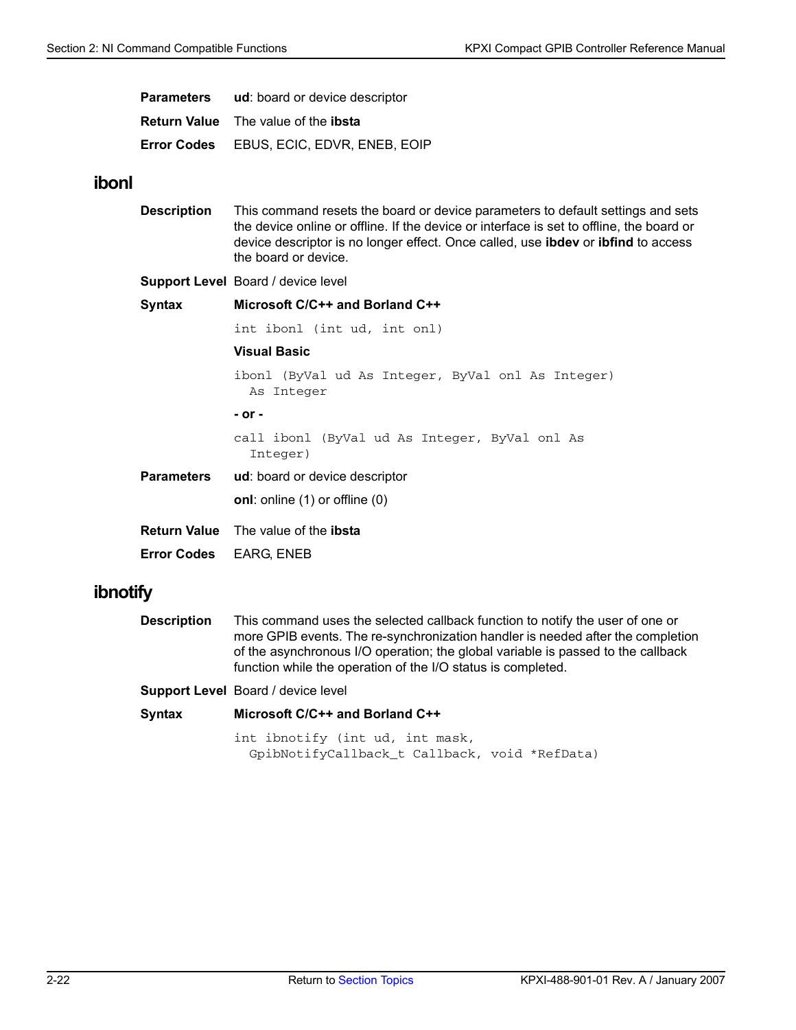**Parameters** **ud**: board or device descriptor

**Return Value** The value of the **ibsta**

**Error Codes** EBUS, ECIC, EDVR, ENEB, EOIP

## ibonl

**Description** This command resets the board or device parameters to default settings and sets the device online or offline. If the device or interface is set to offline, the board or device descriptor is no longer effect. Once called, use **ibdev** or **ibfind** to access the board or device.

**Support Level** Board / device level

**Syntax** **Microsoft C/C++ and Borland C++**

```
int ibonl (int ud, int onl)
```

**Visual Basic**

```
ibonl (ByVal ud As Integer, ByVal onl As Integer)
  As Integer
```

**- or -**

```
call ibonl (ByVal ud As Integer, ByVal onl As
  Integer)
```

**Parameters** **ud**: board or device descriptor

**onl**: online (1) or offline (0)

**Return Value** The value of the **ibsta**

**Error Codes** EARG, ENEB

## ibnotify

**Description** This command uses the selected callback function to notify the user of one or more GPIB events. The re-synchronization handler is needed after the completion of the asynchronous I/O operation; the global variable is passed to the callback function while the operation of the I/O status is completed.

**Support Level** Board / device level

**Syntax** **Microsoft C/C++ and Borland C++**

```
int ibnotify (int ud, int mask,
  GpibNotifyCallback_t Callback, void *RefData)
```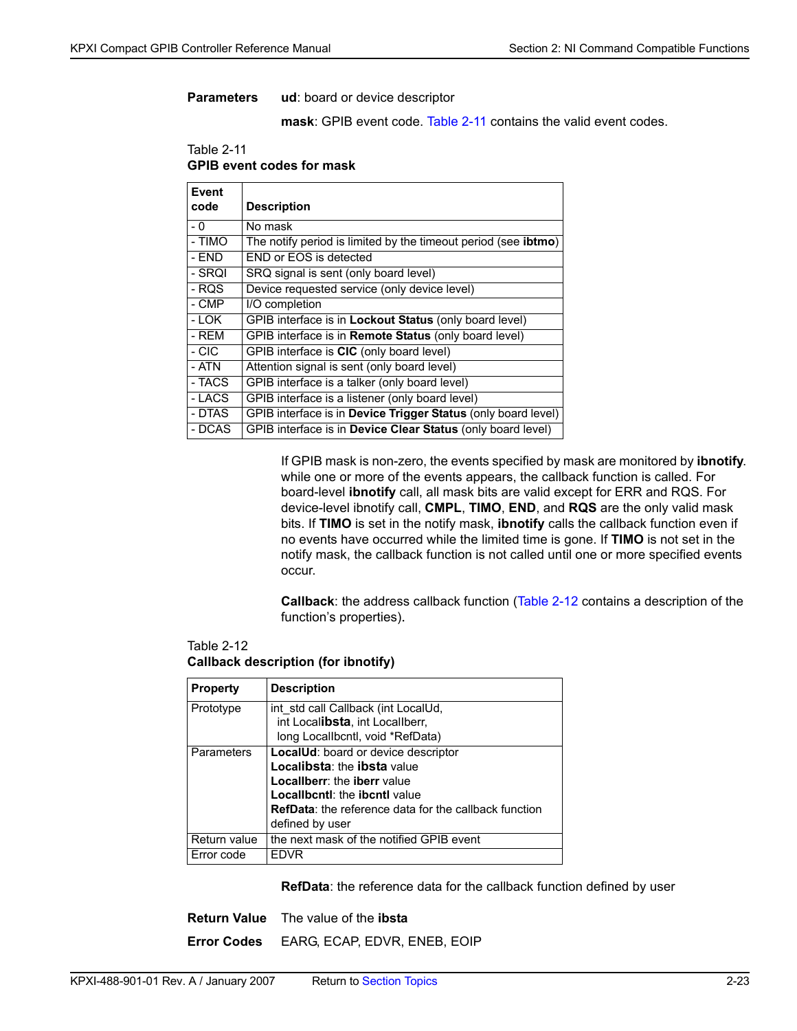**Parameters** **ud**: board or device descriptor

**mask**: GPIB event code. Table 2-11 contains the valid event codes.

Table 2-11
**GPIB event codes for mask**

| Event code | Description |
|---|---|
| - 0 | No mask |
| - TIMO | The notify period is limited by the timeout period (see **ibtmo**) |
| - END | END or EOS is detected |
| - SRQI | SRQ signal is sent (only board level) |
| - RQS | Device requested service (only device level) |
| - CMP | I/O completion |
| - LOK | GPIB interface is in **Lockout Status** (only board level) |
| - REM | GPIB interface is in **Remote Status** (only board level) |
| - CIC | GPIB interface is **CIC** (only board level) |
| - ATN | Attention signal is sent (only board level) |
| - TACS | GPIB interface is a talker (only board level) |
| - LACS | GPIB interface is a listener (only board level) |
| - DTAS | GPIB interface is in **Device Trigger Status** (only board level) |
| - DCAS | GPIB interface is in **Device Clear Status** (only board level) |

If GPIB mask is non-zero, the events specified by mask are monitored by **ibnotify**. while one or more of the events appears, the callback function is called. For board-level **ibnotify** call, all mask bits are valid except for ERR and RQS. For device-level ibnotify call, **CMPL**, **TIMO**, **END**, and **RQS** are the only valid mask bits. If **TIMO** is set in the notify mask, **ibnotify** calls the callback function even if no events have occurred while the limited time is gone. If **TIMO** is not set in the notify mask, the callback function is not called until one or more specified events occur.

**Callback**: the address callback function (Table 2-12 contains a description of the function's properties).

Table 2-12
**Callback description (for ibnotify)**

| Property | Description |
|---|---|
| Prototype | int_std call Callback (int LocalUd, int Local**ibsta**, int LocalIberr, long LocalIbcntl, void *RefData) |
| Parameters | **LocalUd**: board or device descriptor<br>**Localibsta**: the **ibsta** value<br>**LocalIberr**: the **iberr** value<br>**LocalIbcntl**: the **ibcntl** value<br>**RefData**: the reference data for the callback function defined by user |
| Return value | the next mask of the notified GPIB event |
| Error code | EDVR |

**RefData**: the reference data for the callback function defined by user

**Return Value** The value of the **ibsta**

**Error Codes** EARG, ECAP, EDVR, ENEB, EOIP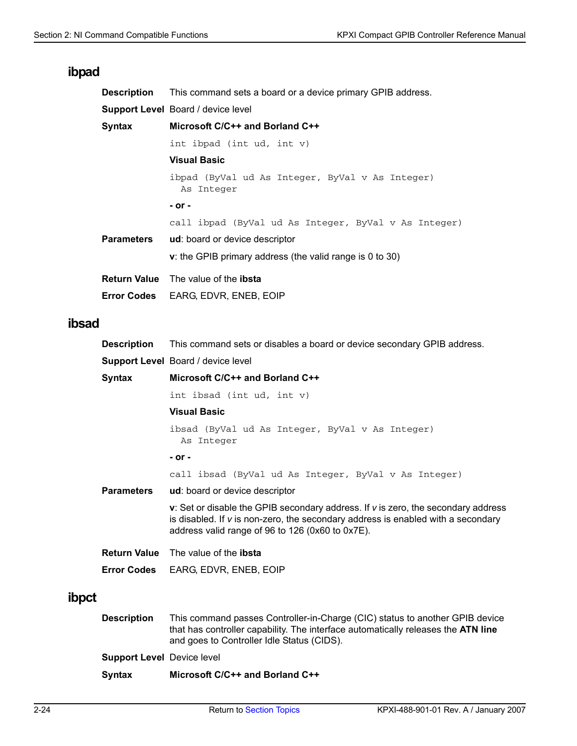## ibpad

**Description** This command sets a board or a device primary GPIB address.

**Support Level** Board / device level

**Syntax** **Microsoft C/C++ and Borland C++**

```
int ibpad (int ud, int v)
```

**Visual Basic**

```
ibpad (ByVal ud As Integer, ByVal v As Integer)
  As Integer
```

**- or -**

```
call ibpad (ByVal ud As Integer, ByVal v As Integer)
```

**Parameters** **ud**: board or device descriptor

**v**: the GPIB primary address (the valid range is 0 to 30)

**Return Value** The value of the **ibsta**

**Error Codes** EARG, EDVR, ENEB, EOIP

## ibsad

**Description** This command sets or disables a board or device secondary GPIB address.

**Support Level** Board / device level

**Syntax** **Microsoft C/C++ and Borland C++**

```
int ibsad (int ud, int v)
```

**Visual Basic**

```
ibsad (ByVal ud As Integer, ByVal v As Integer)
  As Integer
```

**- or -**

```
call ibsad (ByVal ud As Integer, ByVal v As Integer)
```

**Parameters** **ud**: board or device descriptor

**v**: Set or disable the GPIB secondary address. If *v* is zero, the secondary address is disabled. If *v* is non-zero, the secondary address is enabled with a secondary address valid range of 96 to 126 (0x60 to 0x7E).

**Return Value** The value of the **ibsta**

**Error Codes** EARG, EDVR, ENEB, EOIP

## ibpct

**Description** This command passes Controller-in-Charge (CIC) status to another GPIB device that has controller capability. The interface automatically releases the **ATN line** and goes to Controller Idle Status (CIDS).

**Support Level** Device level

**Syntax** **Microsoft C/C++ and Borland C++**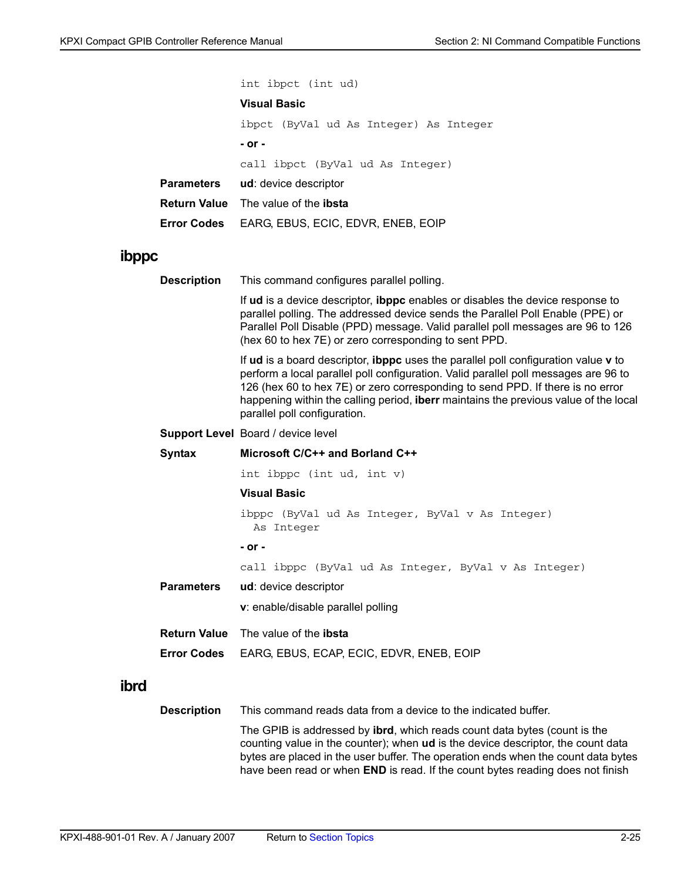```
int ibpct (int ud)
```

**Visual Basic**

```
ibpct (ByVal ud As Integer) As Integer
```

**- or -**

```
call ibpct (ByVal ud As Integer)
```

**Parameters** **ud**: device descriptor

**Return Value** The value of the **ibsta**

**Error Codes** EARG, EBUS, ECIC, EDVR, ENEB, EOIP

## ibppc

**Description** This command configures parallel polling.

If **ud** is a device descriptor, **ibppc** enables or disables the device response to parallel polling. The addressed device sends the Parallel Poll Enable (PPE) or Parallel Poll Disable (PPD) message. Valid parallel poll messages are 96 to 126 (hex 60 to hex 7E) or zero corresponding to sent PPD.

If **ud** is a board descriptor, **ibppc** uses the parallel poll configuration value **v** to perform a local parallel poll configuration. Valid parallel poll messages are 96 to 126 (hex 60 to hex 7E) or zero corresponding to send PPD. If there is no error happening within the calling period, **iberr** maintains the previous value of the local parallel poll configuration.

**Support Level** Board / device level

**Syntax** **Microsoft C/C++ and Borland C++**

```
int ibppc (int ud, int v)
```

**Visual Basic**

```
ibppc (ByVal ud As Integer, ByVal v As Integer)
  As Integer
```

**- or -**

```
call ibppc (ByVal ud As Integer, ByVal v As Integer)
```

**Parameters** **ud**: device descriptor

**v**: enable/disable parallel polling

**Return Value** The value of the **ibsta**

**Error Codes** EARG, EBUS, ECAP, ECIC, EDVR, ENEB, EOIP

## ibrd

**Description** This command reads data from a device to the indicated buffer.

The GPIB is addressed by **ibrd**, which reads count data bytes (count is the counting value in the counter); when **ud** is the device descriptor, the count data bytes are placed in the user buffer. The operation ends when the count data bytes have been read or when **END** is read. If the count bytes reading does not finish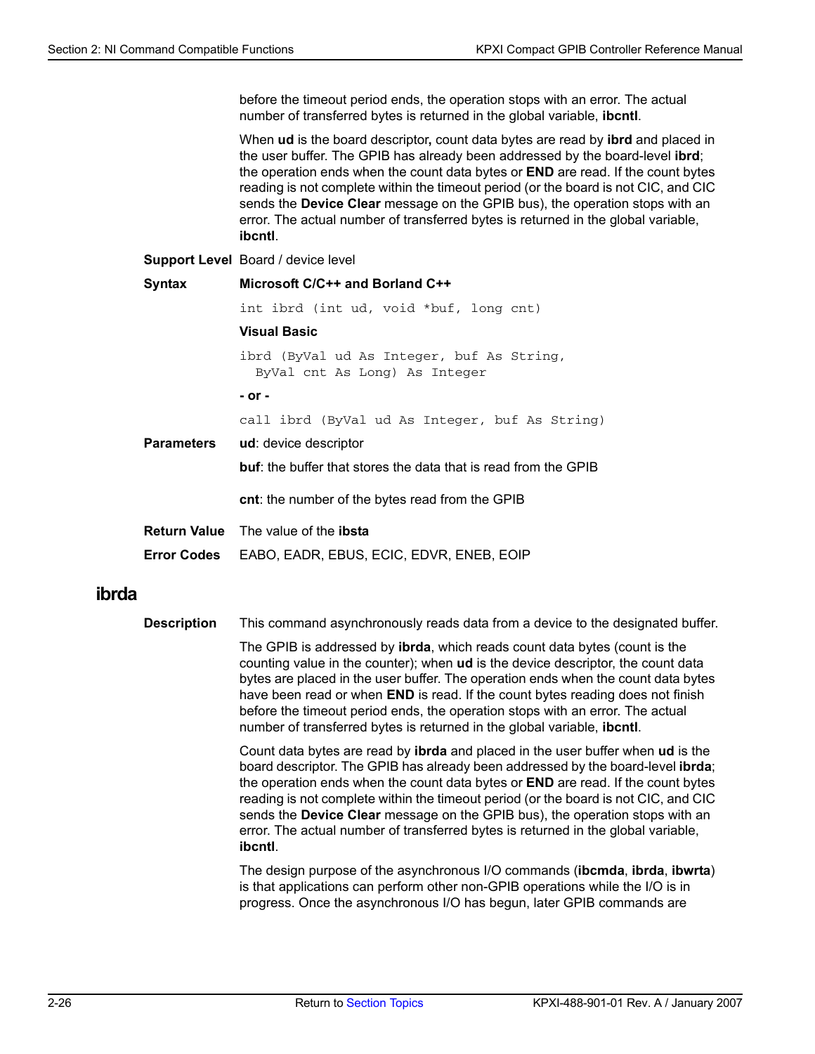before the timeout period ends, the operation stops with an error. The actual number of transferred bytes is returned in the global variable, **ibcntl**.

When **ud** is the board descriptor**,** count data bytes are read by **ibrd** and placed in the user buffer. The GPIB has already been addressed by the board-level **ibrd**; the operation ends when the count data bytes or **END** are read. If the count bytes reading is not complete within the timeout period (or the board is not CIC, and CIC sends the **Device Clear** message on the GPIB bus), the operation stops with an error. The actual number of transferred bytes is returned in the global variable, **ibcntl**.

**Support Level** Board / device level

**Syntax**

**Microsoft C/C++ and Borland C++**

```
int ibrd (int ud, void *buf, long cnt)
```

**Visual Basic**

```
ibrd (ByVal ud As Integer, buf As String,
  ByVal cnt As Long) As Integer
```

**- or -**

```
call ibrd (ByVal ud As Integer, buf As String)
```

**Parameters**

**ud**: device descriptor

**buf**: the buffer that stores the data that is read from the GPIB

**cnt**: the number of the bytes read from the GPIB

**Return Value** The value of the **ibsta**

**Error Codes** EABO, EADR, EBUS, ECIC, EDVR, ENEB, EOIP

## ibrda

**Description** This command asynchronously reads data from a device to the designated buffer.

The GPIB is addressed by **ibrda**, which reads count data bytes (count is the counting value in the counter); when **ud** is the device descriptor, the count data bytes are placed in the user buffer. The operation ends when the count data bytes have been read or when **END** is read. If the count bytes reading does not finish before the timeout period ends, the operation stops with an error. The actual number of transferred bytes is returned in the global variable, **ibcntl**.

Count data bytes are read by **ibrda** and placed in the user buffer when **ud** is the board descriptor. The GPIB has already been addressed by the board-level **ibrda**; the operation ends when the count data bytes or **END** are read. If the count bytes reading is not complete within the timeout period (or the board is not CIC, and CIC sends the **Device Clear** message on the GPIB bus), the operation stops with an error. The actual number of transferred bytes is returned in the global variable, **ibcntl**.

The design purpose of the asynchronous I/O commands (**ibcmda**, **ibrda**, **ibwrta**) is that applications can perform other non-GPIB operations while the I/O is in progress. Once the asynchronous I/O has begun, later GPIB commands are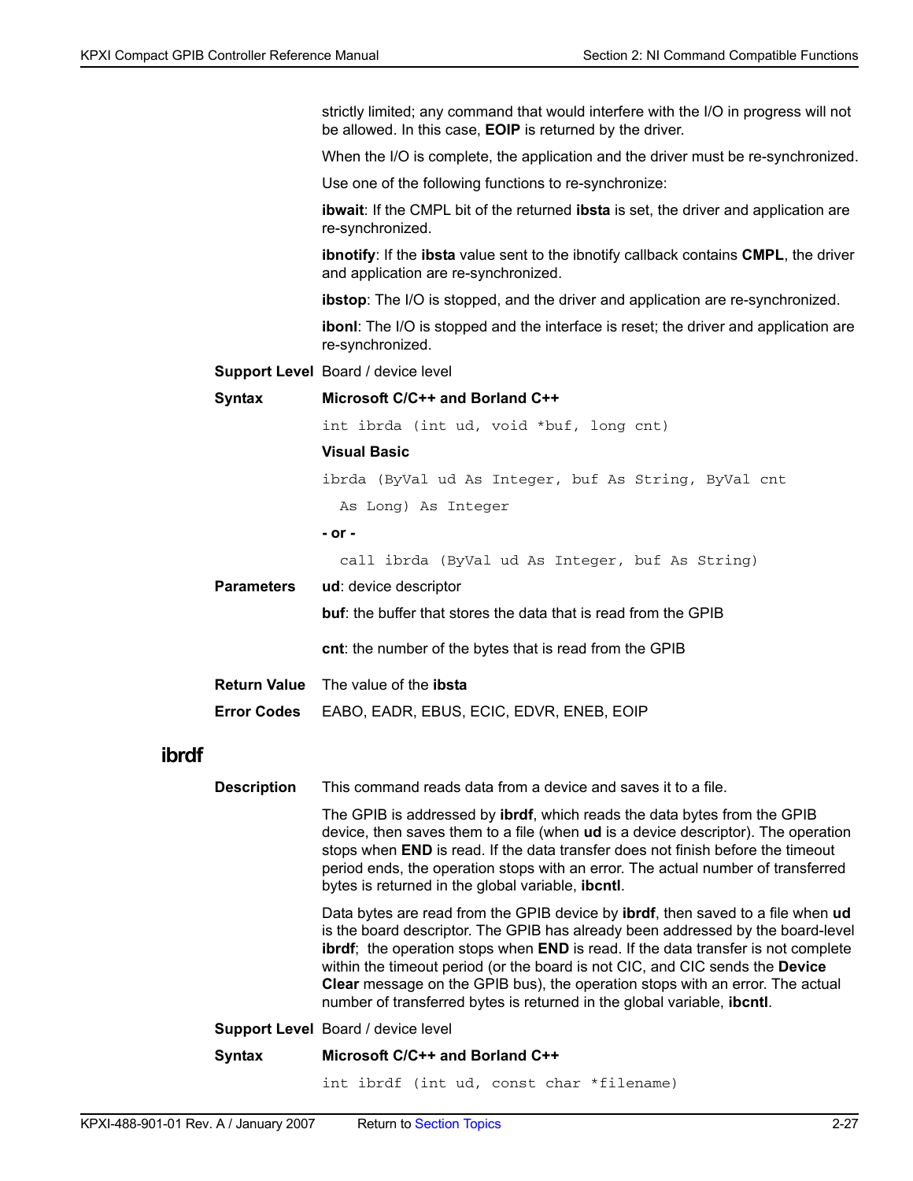strictly limited; any command that would interfere with the I/O in progress will not be allowed. In this case, **EOIP** is returned by the driver.

When the I/O is complete, the application and the driver must be re-synchronized.

Use one of the following functions to re-synchronize:

**ibwait**: If the CMPL bit of the returned **ibsta** is set, the driver and application are re-synchronized.

**ibnotify**: If the **ibsta** value sent to the ibnotify callback contains **CMPL**, the driver and application are re-synchronized.

**ibstop**: The I/O is stopped, and the driver and application are re-synchronized.

**ibonl**: The I/O is stopped and the interface is reset; the driver and application are re-synchronized.

**Support Level** Board / device level

**Syntax**

**Microsoft C/C++ and Borland C++**

```
int ibrda (int ud, void *buf, long cnt)
```

**Visual Basic**

```
ibrda (ByVal ud As Integer, buf As String, ByVal cnt
  As Long) As Integer
```

**- or -**

```
  call ibrda (ByVal ud As Integer, buf As String)
```

**Parameters**

**ud**: device descriptor

**buf**: the buffer that stores the data that is read from the GPIB

**cnt**: the number of the bytes that is read from the GPIB

**Return Value** The value of the **ibsta**

**Error Codes** EABO, EADR, EBUS, ECIC, EDVR, ENEB, EOIP

## ibrdf

**Description** This command reads data from a device and saves it to a file.

The GPIB is addressed by **ibrdf**, which reads the data bytes from the GPIB device, then saves them to a file (when **ud** is a device descriptor). The operation stops when **END** is read. If the data transfer does not finish before the timeout period ends, the operation stops with an error. The actual number of transferred bytes is returned in the global variable, **ibcntl**.

Data bytes are read from the GPIB device by **ibrdf**, then saved to a file when **ud** is the board descriptor. The GPIB has already been addressed by the board-level **ibrdf**; the operation stops when **END** is read. If the data transfer is not complete within the timeout period (or the board is not CIC, and CIC sends the **Device Clear** message on the GPIB bus), the operation stops with an error. The actual number of transferred bytes is returned in the global variable, **ibcntl**.

**Support Level** Board / device level

**Syntax**

**Microsoft C/C++ and Borland C++**

```
int ibrdf (int ud, const char *filename)
```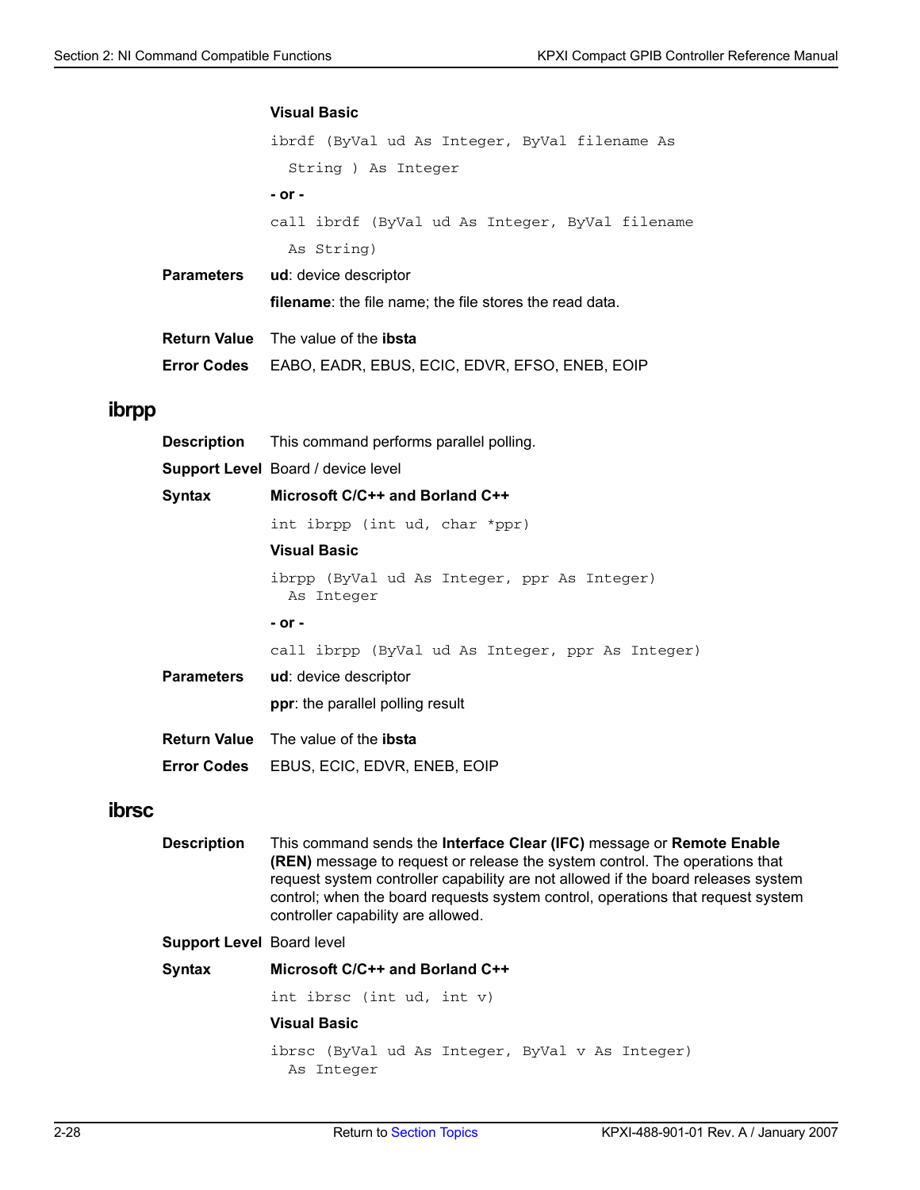**Visual Basic**

```
ibrdf (ByVal ud As Integer, ByVal filename As
  String ) As Integer
```

**- or -**

```
call ibrdf (ByVal ud As Integer, ByVal filename
  As String)
```

**Parameters** **ud**: device descriptor

**filename**: the file name; the file stores the read data.

**Return Value** The value of the **ibsta**

**Error Codes** EABO, EADR, EBUS, ECIC, EDVR, EFSO, ENEB, EOIP

## ibrpp

**Description** This command performs parallel polling.

**Support Level** Board / device level

**Syntax** **Microsoft C/C++ and Borland C++**

```
int ibrpp (int ud, char *ppr)
```

**Visual Basic**

```
ibrpp (ByVal ud As Integer, ppr As Integer)
  As Integer
```

**- or -**

```
call ibrpp (ByVal ud As Integer, ppr As Integer)
```

**Parameters** **ud**: device descriptor

**ppr**: the parallel polling result

**Return Value** The value of the **ibsta**

**Error Codes** EBUS, ECIC, EDVR, ENEB, EOIP

## ibrsc

**Description** This command sends the **Interface Clear (IFC)** message or **Remote Enable (REN)** message to request or release the system control. The operations that request system controller capability are not allowed if the board releases system control; when the board requests system control, operations that request system controller capability are allowed.

**Support Level** Board level

**Syntax** **Microsoft C/C++ and Borland C++**

```
int ibrsc (int ud, int v)
```

**Visual Basic**

```
ibrsc (ByVal ud As Integer, ByVal v As Integer)
  As Integer
```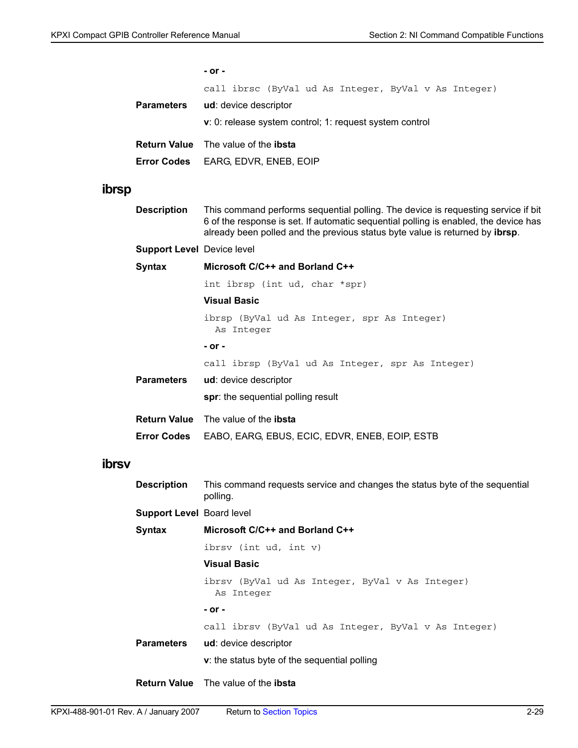**- or -**

```
call ibrsc (ByVal ud As Integer, ByVal v As Integer)
```

**Parameters** **ud**: device descriptor

**v**: 0: release system control; 1: request system control

**Return Value** The value of the **ibsta**

**Error Codes** EARG, EDVR, ENEB, EOIP

## ibrsp

**Description** This command performs sequential polling. The device is requesting service if bit 6 of the response is set. If automatic sequential polling is enabled, the device has already been polled and the previous status byte value is returned by **ibrsp**.

**Support Level** Device level

**Syntax** **Microsoft C/C++ and Borland C++**

```
int ibrsp (int ud, char *spr)
```

**Visual Basic**

```
ibrsp (ByVal ud As Integer, spr As Integer)
  As Integer
```

**- or -**

```
call ibrsp (ByVal ud As Integer, spr As Integer)
```

**Parameters** **ud**: device descriptor

**spr**: the sequential polling result

**Return Value** The value of the **ibsta**

**Error Codes** EABO, EARG, EBUS, ECIC, EDVR, ENEB, EOIP, ESTB

## ibrsv

**Description** This command requests service and changes the status byte of the sequential polling.

**Support Level** Board level

**Syntax** **Microsoft C/C++ and Borland C++**

```
ibrsv (int ud, int v)
```

**Visual Basic**

```
ibrsv (ByVal ud As Integer, ByVal v As Integer)
  As Integer
```

**- or -**

```
call ibrsv (ByVal ud As Integer, ByVal v As Integer)
```

**Parameters** **ud**: device descriptor

**v**: the status byte of the sequential polling

**Return Value** The value of the **ibsta**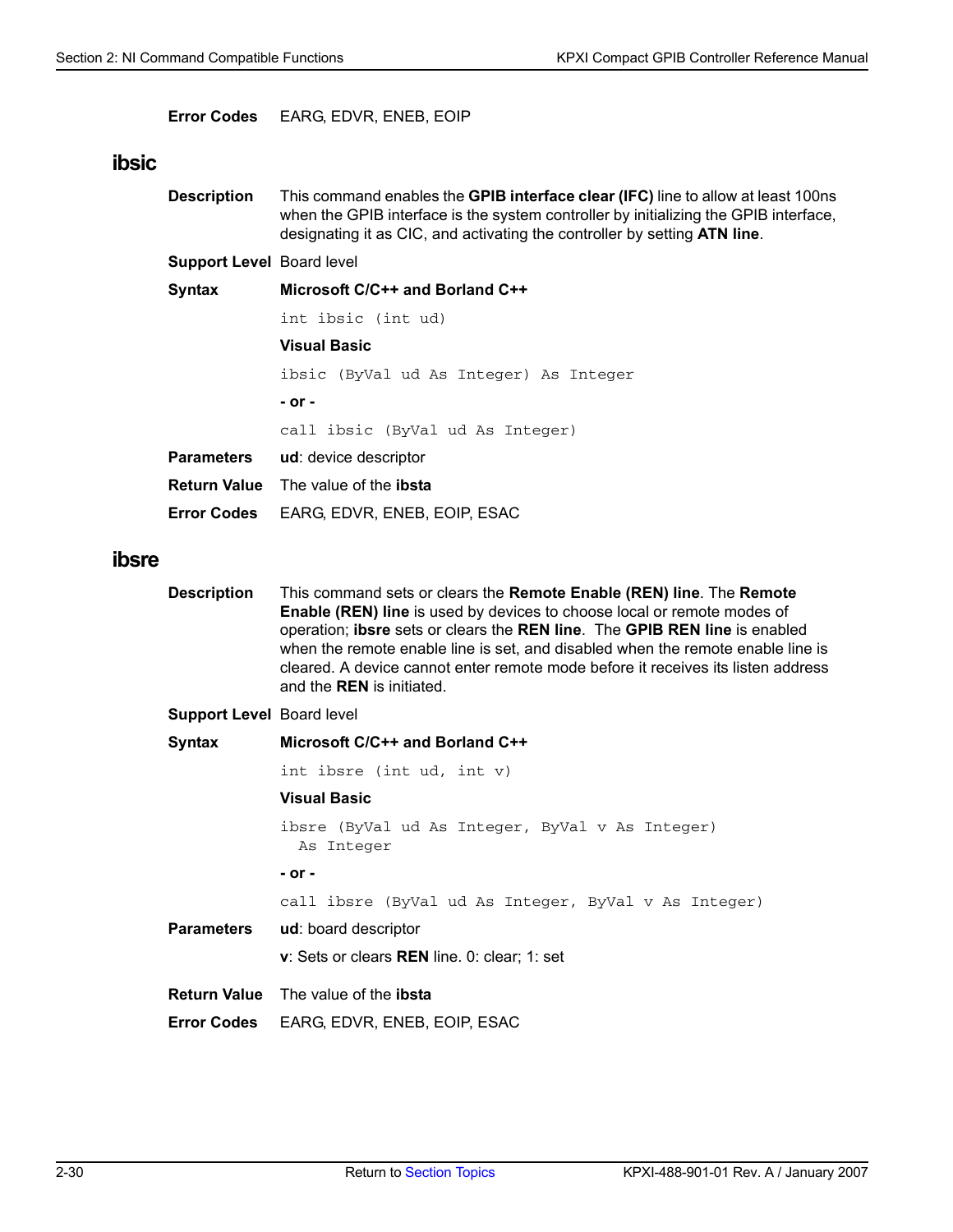**Error Codes** EARG, EDVR, ENEB, EOIP

## ibsic

**Description** This command enables the **GPIB interface clear (IFC)** line to allow at least 100ns when the GPIB interface is the system controller by initializing the GPIB interface, designating it as CIC, and activating the controller by setting **ATN line**.

**Support Level** Board level

**Syntax** **Microsoft C/C++ and Borland C++**

```
int ibsic (int ud)
```

**Visual Basic**

```
ibsic (ByVal ud As Integer) As Integer
```

**- or -**

```
call ibsic (ByVal ud As Integer)
```

**Parameters** **ud**: device descriptor

**Return Value** The value of the **ibsta**

**Error Codes** EARG, EDVR, ENEB, EOIP, ESAC

## ibsre

**Description** This command sets or clears the **Remote Enable (REN) line**. The **Remote Enable (REN) line** is used by devices to choose local or remote modes of operation; **ibsre** sets or clears the **REN line**. The **GPIB REN line** is enabled when the remote enable line is set, and disabled when the remote enable line is cleared. A device cannot enter remote mode before it receives its listen address and the **REN** is initiated.

**Support Level** Board level

**Syntax** **Microsoft C/C++ and Borland C++**

```
int ibsre (int ud, int v)
```

**Visual Basic**

```
ibsre (ByVal ud As Integer, ByVal v As Integer)
  As Integer
```

**- or -**

```
call ibsre (ByVal ud As Integer, ByVal v As Integer)
```

**Parameters** **ud**: board descriptor

**v**: Sets or clears **REN** line. 0: clear; 1: set

**Return Value** The value of the **ibsta**

**Error Codes** EARG, EDVR, ENEB, EOIP, ESAC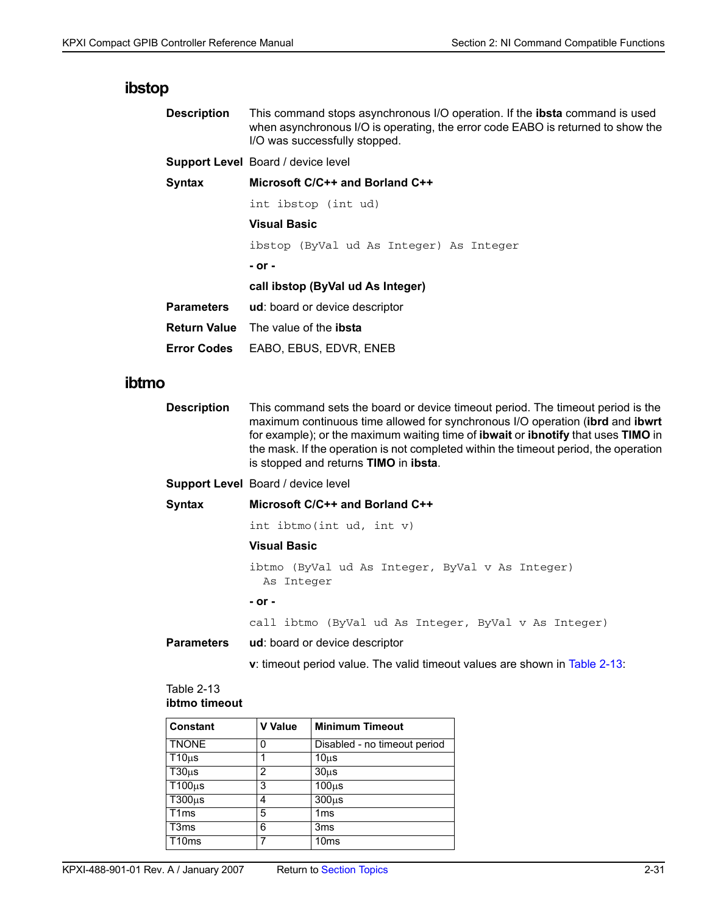## ibstop

**Description** This command stops asynchronous I/O operation. If the **ibsta** command is used when asynchronous I/O is operating, the error code EABO is returned to show the I/O was successfully stopped.

**Support Level** Board / device level

**Syntax**

**Microsoft C/C++ and Borland C++**

```
int ibstop (int ud)
```

**Visual Basic**

```
ibstop (ByVal ud As Integer) As Integer
```

**- or -**

**call ibstop (ByVal ud As Integer)**

**Parameters** **ud**: board or device descriptor

**Return Value** The value of the **ibsta**

**Error Codes** EABO, EBUS, EDVR, ENEB

## ibtmo

**Description** This command sets the board or device timeout period. The timeout period is the maximum continuous time allowed for synchronous I/O operation (**ibrd** and **ibwrt** for example); or the maximum waiting time of **ibwait** or **ibnotify** that uses **TIMO** in the mask. If the operation is not completed within the timeout period, the operation is stopped and returns **TIMO** in **ibsta**.

**Support Level** Board / device level

**Syntax**

**Microsoft C/C++ and Borland C++**

```
int ibtmo(int ud, int v)
```

**Visual Basic**

```
ibtmo (ByVal ud As Integer, ByVal v As Integer)
  As Integer
```

**- or -**

```
call ibtmo (ByVal ud As Integer, ByVal v As Integer)
```

**Parameters** **ud**: board or device descriptor

**v**: timeout period value. The valid timeout values are shown in Table 2-13:

Table 2-13
**ibtmo timeout**

| Constant | V Value | Minimum Timeout |
|---|---|---|
| TNONE | 0 | Disabled - no timeout period |
| T10µs | 1 | 10µs |
| T30µs | 2 | 30µs |
| T100µs | 3 | 100µs |
| T300µs | 4 | 300µs |
| T1ms | 5 | 1ms |
| T3ms | 6 | 3ms |
| T10ms | 7 | 10ms |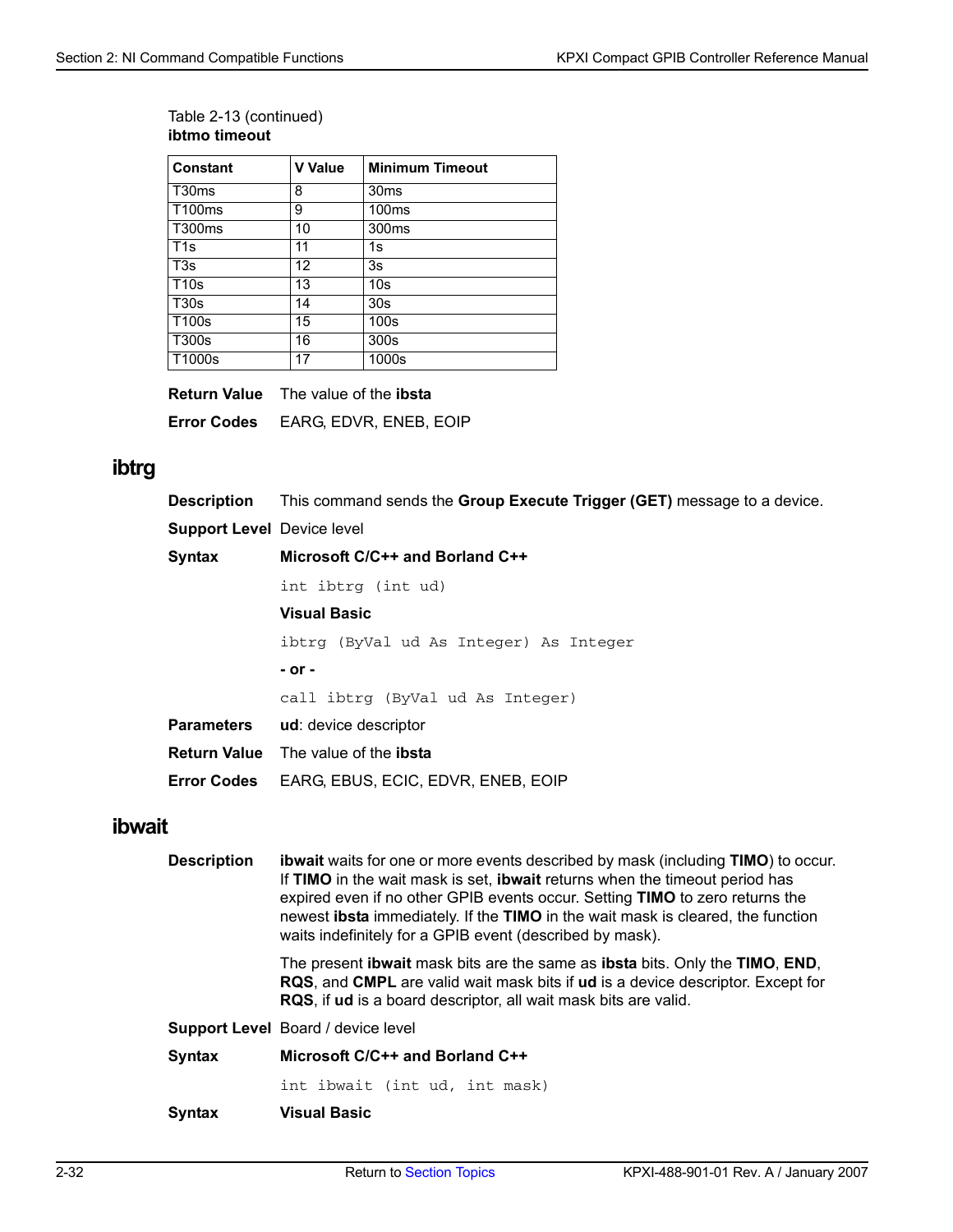Table 2-13 (continued)
**ibtmo timeout**

| Constant | V Value | Minimum Timeout |
|---|---|---|
| T30ms | 8 | 30ms |
| T100ms | 9 | 100ms |
| T300ms | 10 | 300ms |
| T1s | 11 | 1s |
| T3s | 12 | 3s |
| T10s | 13 | 10s |
| T30s | 14 | 30s |
| T100s | 15 | 100s |
| T300s | 16 | 300s |
| T1000s | 17 | 1000s |

**Return Value** The value of the **ibsta**

**Error Codes** EARG, EDVR, ENEB, EOIP

## ibtrg

**Description** This command sends the **Group Execute Trigger (GET)** message to a device.

**Support Level** Device level

**Syntax** **Microsoft C/C++ and Borland C++**

```
int ibtrg (int ud)
```

**Visual Basic**

```
ibtrg (ByVal ud As Integer) As Integer
```

**- or -**

```
call ibtrg (ByVal ud As Integer)
```

**Parameters** **ud**: device descriptor

**Return Value** The value of the **ibsta**

**Error Codes** EARG, EBUS, ECIC, EDVR, ENEB, EOIP

## ibwait

**Description** **ibwait** waits for one or more events described by mask (including **TIMO**) to occur. If **TIMO** in the wait mask is set, **ibwait** returns when the timeout period has expired even if no other GPIB events occur. Setting **TIMO** to zero returns the newest **ibsta** immediately. If the **TIMO** in the wait mask is cleared, the function waits indefinitely for a GPIB event (described by mask).

The present **ibwait** mask bits are the same as **ibsta** bits. Only the **TIMO**, **END**, **RQS**, and **CMPL** are valid wait mask bits if **ud** is a device descriptor. Except for **RQS**, if **ud** is a board descriptor, all wait mask bits are valid.

**Support Level** Board / device level

**Syntax** **Microsoft C/C++ and Borland C++**

```
int ibwait (int ud, int mask)
```

**Syntax** **Visual Basic**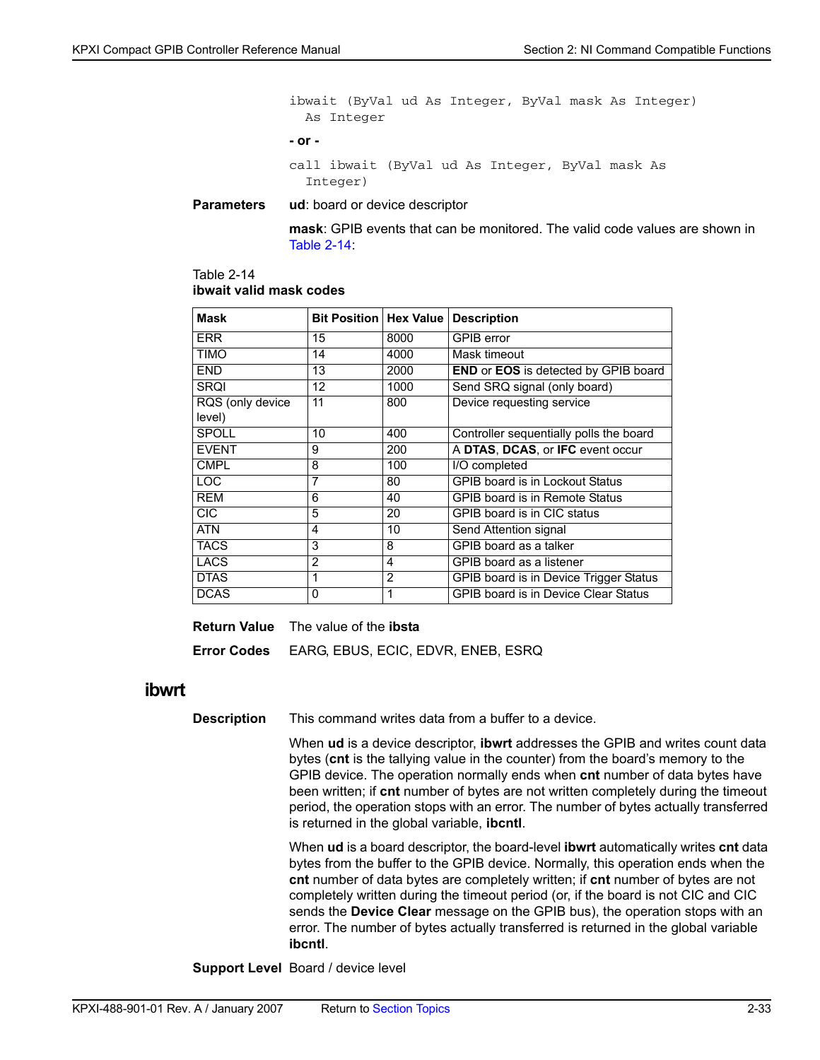```
ibwait (ByVal ud As Integer, ByVal mask As Integer)
  As Integer
```

**- or -**

```
call ibwait (ByVal ud As Integer, ByVal mask As
  Integer)
```

**Parameters** **ud**: board or device descriptor

**mask**: GPIB events that can be monitored. The valid code values are shown in Table 2-14:

Table 2-14
**ibwait valid mask codes**

| Mask | Bit Position | Hex Value | Description |
|---|---|---|---|
| ERR | 15 | 8000 | GPIB error |
| TIMO | 14 | 4000 | Mask timeout |
| END | 13 | 2000 | **END** or **EOS** is detected by GPIB board |
| SRQI | 12 | 1000 | Send SRQ signal (only board) |
| RQS (only device level) | 11 | 800 | Device requesting service |
| SPOLL | 10 | 400 | Controller sequentially polls the board |
| EVENT | 9 | 200 | A **DTAS**, **DCAS**, or **IFC** event occur |
| CMPL | 8 | 100 | I/O completed |
| LOC | 7 | 80 | GPIB board is in Lockout Status |
| REM | 6 | 40 | GPIB board is in Remote Status |
| CIC | 5 | 20 | GPIB board is in CIC status |
| ATN | 4 | 10 | Send Attention signal |
| TACS | 3 | 8 | GPIB board as a talker |
| LACS | 2 | 4 | GPIB board as a listener |
| DTAS | 1 | 2 | GPIB board is in Device Trigger Status |
| DCAS | 0 | 1 | GPIB board is in Device Clear Status |

**Return Value** The value of the **ibsta**

**Error Codes** EARG, EBUS, ECIC, EDVR, ENEB, ESRQ

## ibwrt

**Description** This command writes data from a buffer to a device.

When **ud** is a device descriptor, **ibwrt** addresses the GPIB and writes count data bytes (**cnt** is the tallying value in the counter) from the board's memory to the GPIB device. The operation normally ends when **cnt** number of data bytes have been written; if **cnt** number of bytes are not written completely during the timeout period, the operation stops with an error. The number of bytes actually transferred is returned in the global variable, **ibcntl**.

When **ud** is a board descriptor, the board-level **ibwrt** automatically writes **cnt** data bytes from the buffer to the GPIB device. Normally, this operation ends when the **cnt** number of data bytes are completely written; if **cnt** number of bytes are not completely written during the timeout period (or, if the board is not CIC and CIC sends the **Device Clear** message on the GPIB bus), the operation stops with an error. The number of bytes actually transferred is returned in the global variable **ibcntl**.

**Support Level** Board / device level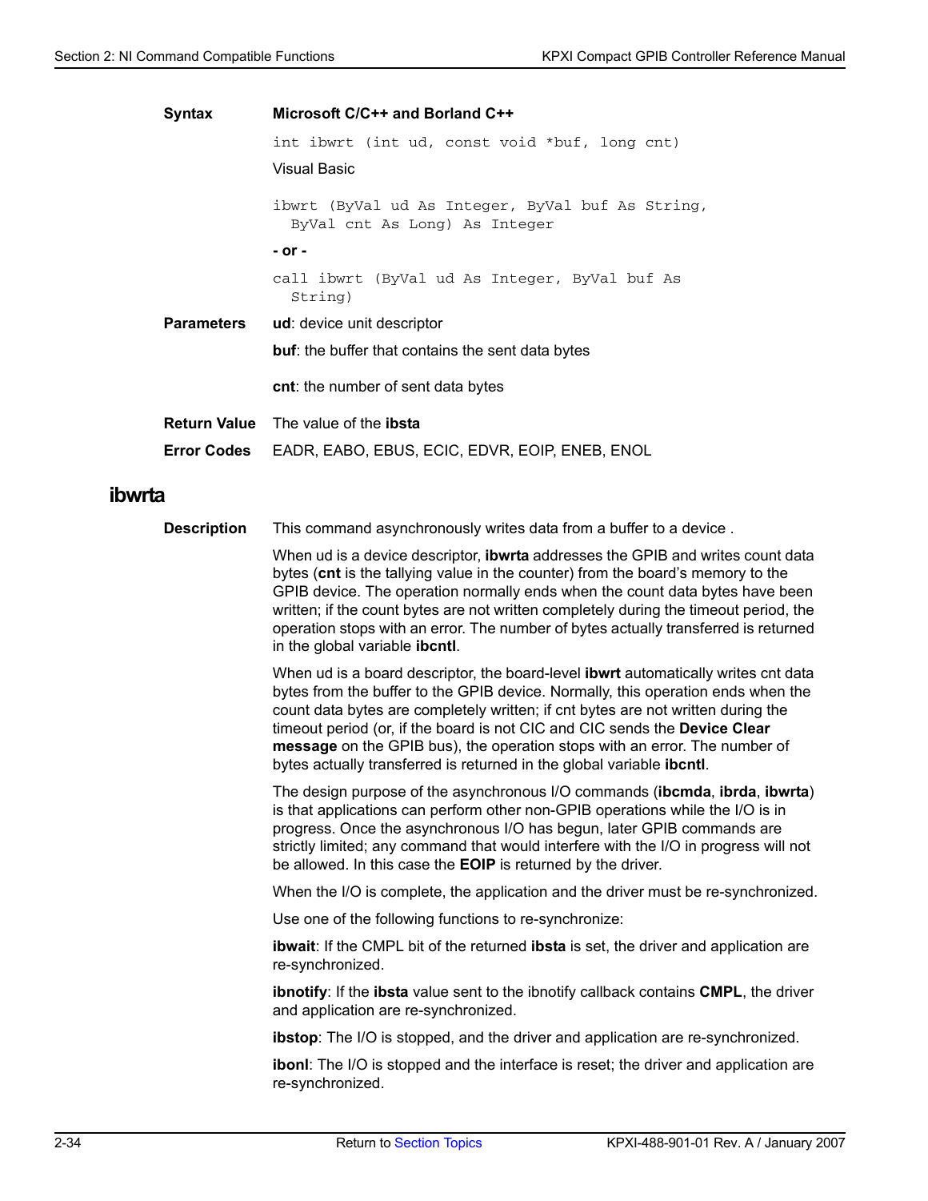**Syntax** **Microsoft C/C++ and Borland C++**

```
int ibwrt (int ud, const void *buf, long cnt)
```

Visual Basic

```
ibwrt (ByVal ud As Integer, ByVal buf As String,
  ByVal cnt As Long) As Integer
```

**- or -**

```
call ibwrt (ByVal ud As Integer, ByVal buf As
  String)
```

**Parameters** **ud**: device unit descriptor

**buf**: the buffer that contains the sent data bytes

**cnt**: the number of sent data bytes

**Return Value** The value of the **ibsta**

**Error Codes** EADR, EABO, EBUS, ECIC, EDVR, EOIP, ENEB, ENOL

## ibwrta

**Description** This command asynchronously writes data from a buffer to a device .

When ud is a device descriptor, **ibwrta** addresses the GPIB and writes count data bytes (**cnt** is the tallying value in the counter) from the board's memory to the GPIB device. The operation normally ends when the count data bytes have been written; if the count bytes are not written completely during the timeout period, the operation stops with an error. The number of bytes actually transferred is returned in the global variable **ibcntl**.

When ud is a board descriptor, the board-level **ibwrt** automatically writes cnt data bytes from the buffer to the GPIB device. Normally, this operation ends when the count data bytes are completely written; if cnt bytes are not written during the timeout period (or, if the board is not CIC and CIC sends the **Device Clear message** on the GPIB bus), the operation stops with an error. The number of bytes actually transferred is returned in the global variable **ibcntl**.

The design purpose of the asynchronous I/O commands (**ibcmda**, **ibrda**, **ibwrta**) is that applications can perform other non-GPIB operations while the I/O is in progress. Once the asynchronous I/O has begun, later GPIB commands are strictly limited; any command that would interfere with the I/O in progress will not be allowed. In this case the **EOIP** is returned by the driver.

When the I/O is complete, the application and the driver must be re-synchronized.

Use one of the following functions to re-synchronize:

**ibwait**: If the CMPL bit of the returned **ibsta** is set, the driver and application are re-synchronized.

**ibnotify**: If the **ibsta** value sent to the ibnotify callback contains **CMPL**, the driver and application are re-synchronized.

**ibstop**: The I/O is stopped, and the driver and application are re-synchronized.

**ibonl**: The I/O is stopped and the interface is reset; the driver and application are re-synchronized.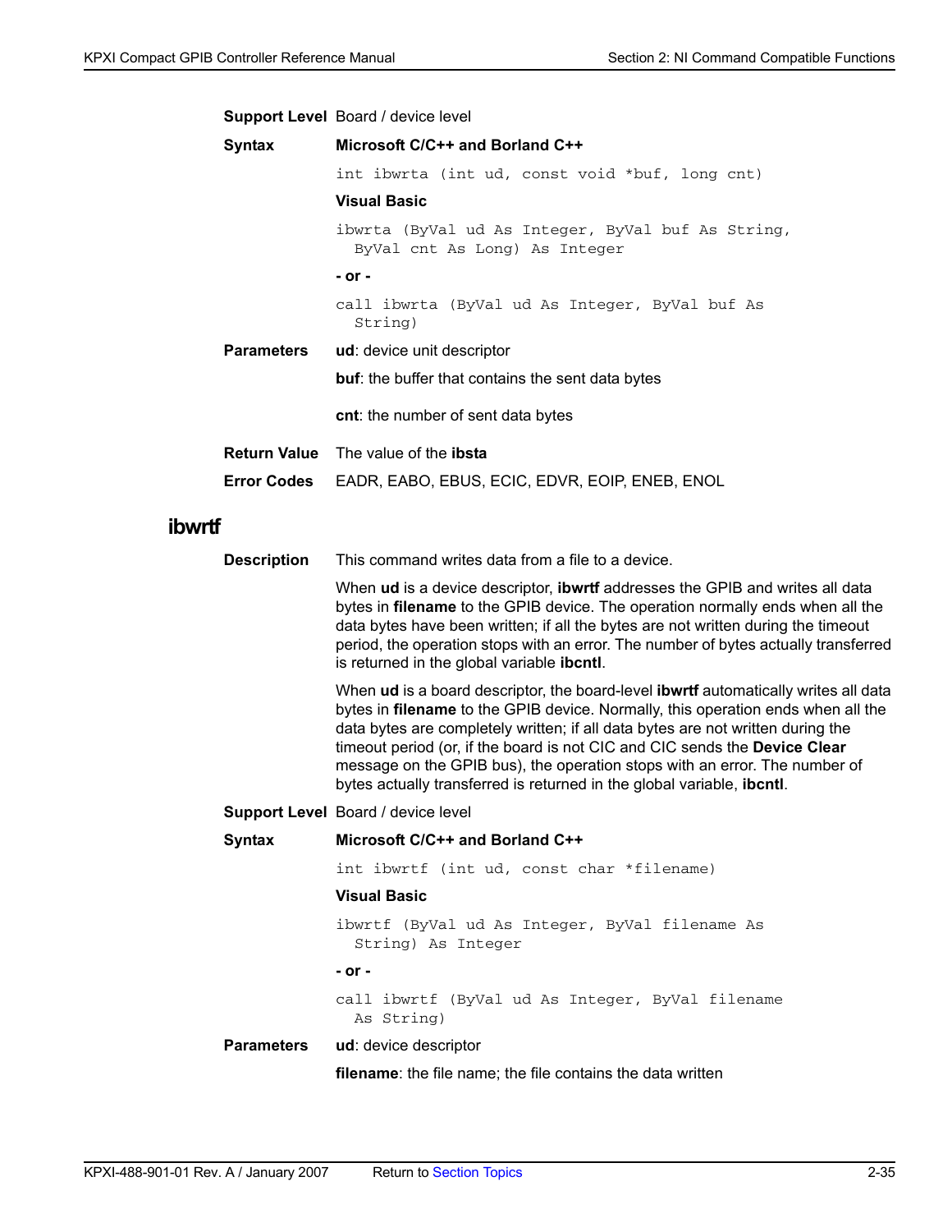**Support Level** Board / device level

**Syntax**

**Microsoft C/C++ and Borland C++**

```
int ibwrta (int ud, const void *buf, long cnt)
```

**Visual Basic**

```
ibwrta (ByVal ud As Integer, ByVal buf As String,
  ByVal cnt As Long) As Integer
```

**- or -**

```
call ibwrta (ByVal ud As Integer, ByVal buf As
  String)
```

**Parameters**

**ud**: device unit descriptor

**buf**: the buffer that contains the sent data bytes

**cnt**: the number of sent data bytes

**Return Value** The value of the **ibsta**

**Error Codes** EADR, EABO, EBUS, ECIC, EDVR, EOIP, ENEB, ENOL

## ibwrtf

**Description** This command writes data from a file to a device.

When **ud** is a device descriptor, **ibwrtf** addresses the GPIB and writes all data bytes in **filename** to the GPIB device. The operation normally ends when all the data bytes have been written; if all the bytes are not written during the timeout period, the operation stops with an error. The number of bytes actually transferred is returned in the global variable **ibcntl**.

When **ud** is a board descriptor, the board-level **ibwrtf** automatically writes all data bytes in **filename** to the GPIB device. Normally, this operation ends when all the data bytes are completely written; if all data bytes are not written during the timeout period (or, if the board is not CIC and CIC sends the **Device Clear** message on the GPIB bus), the operation stops with an error. The number of bytes actually transferred is returned in the global variable, **ibcntl**.

**Support Level** Board / device level

**Syntax**

**Microsoft C/C++ and Borland C++**

```
int ibwrtf (int ud, const char *filename)
```

**Visual Basic**

```
ibwrtf (ByVal ud As Integer, ByVal filename As
  String) As Integer
```

**- or -**

```
call ibwrtf (ByVal ud As Integer, ByVal filename
  As String)
```

**Parameters**

**ud**: device descriptor

**filename**: the file name; the file contains the data written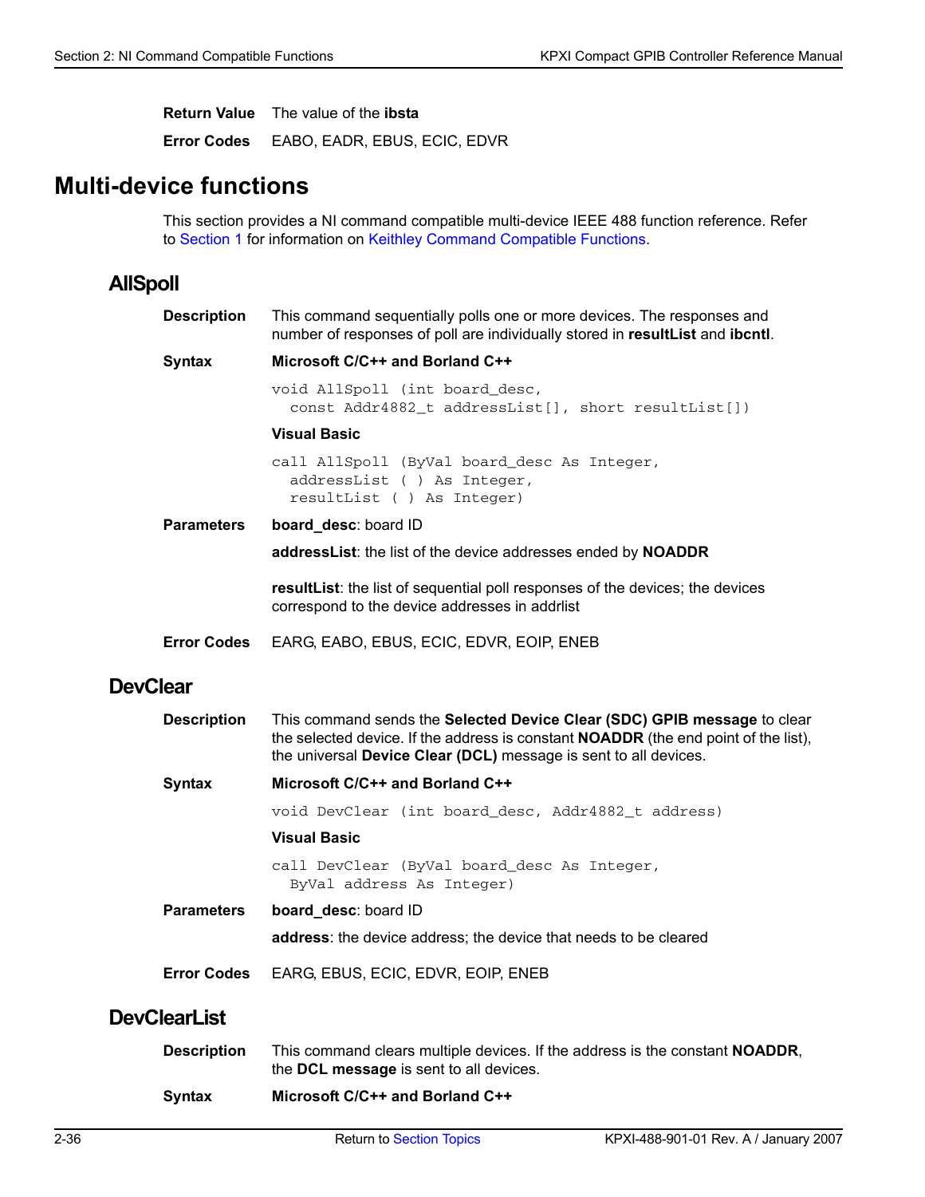**Return Value** The value of the **ibsta**

**Error Codes** EABO, EADR, EBUS, ECIC, EDVR

# Multi-device functions

This section provides a NI command compatible multi-device IEEE 488 function reference. Refer to Section 1 for information on Keithley Command Compatible Functions.

## AllSpoll

**Description** This command sequentially polls one or more devices. The responses and number of responses of poll are individually stored in **resultList** and **ibcntl**.

**Syntax** **Microsoft C/C++ and Borland C++**

```
void AllSpoll (int board_desc,
  const Addr4882_t addressList[], short resultList[])
```

**Visual Basic**

```
call AllSpoll (ByVal board_desc As Integer,
  addressList ( ) As Integer,
  resultList ( ) As Integer)
```

**Parameters** **board_desc**: board ID

**addressList**: the list of the device addresses ended by **NOADDR**

**resultList**: the list of sequential poll responses of the devices; the devices correspond to the device addresses in addrlist

**Error Codes** EARG, EABO, EBUS, ECIC, EDVR, EOIP, ENEB

## DevClear

**Description** This command sends the **Selected Device Clear (SDC) GPIB message** to clear the selected device. If the address is constant **NOADDR** (the end point of the list), the universal **Device Clear (DCL)** message is sent to all devices.

**Syntax** **Microsoft C/C++ and Borland C++**

```
void DevClear (int board_desc, Addr4882_t address)
```

**Visual Basic**

```
call DevClear (ByVal board_desc As Integer,
  ByVal address As Integer)
```

**Parameters** **board_desc**: board ID

**address**: the device address; the device that needs to be cleared

**Error Codes** EARG, EBUS, ECIC, EDVR, EOIP, ENEB

## DevClearList

**Description** This command clears multiple devices. If the address is the constant **NOADDR**, the **DCL message** is sent to all devices.

**Syntax** **Microsoft C/C++ and Borland C++**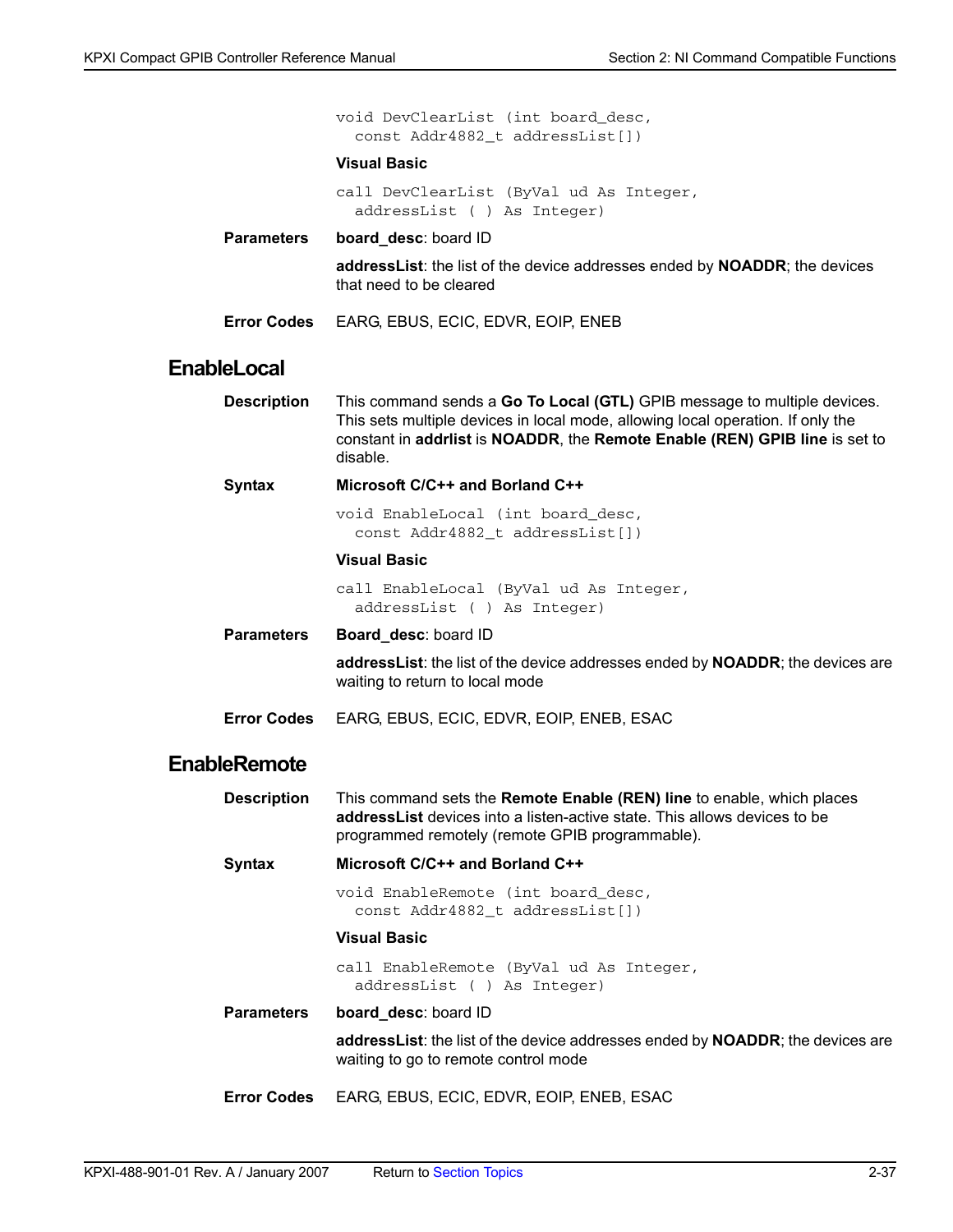```
void DevClearList (int board_desc,
  const Addr4882_t addressList[])
```

**Visual Basic**

```
call DevClearList (ByVal ud As Integer,
  addressList ( ) As Integer)
```

**Parameters** **board_desc**: board ID

**addressList**: the list of the device addresses ended by **NOADDR**; the devices that need to be cleared

**Error Codes** EARG, EBUS, ECIC, EDVR, EOIP, ENEB

## EnableLocal

**Description** This command sends a **Go To Local (GTL)** GPIB message to multiple devices. This sets multiple devices in local mode, allowing local operation. If only the constant in **addrlist** is **NOADDR**, the **Remote Enable (REN) GPIB line** is set to disable.

**Syntax** **Microsoft C/C++ and Borland C++**

```
void EnableLocal (int board_desc,
  const Addr4882_t addressList[])
```

**Visual Basic**

```
call EnableLocal (ByVal ud As Integer,
  addressList ( ) As Integer)
```

**Parameters** **Board_desc**: board ID

**addressList**: the list of the device addresses ended by **NOADDR**; the devices are waiting to return to local mode

**Error Codes** EARG, EBUS, ECIC, EDVR, EOIP, ENEB, ESAC

## EnableRemote

**Description** This command sets the **Remote Enable (REN) line** to enable, which places **addressList** devices into a listen-active state. This allows devices to be programmed remotely (remote GPIB programmable).

**Syntax** **Microsoft C/C++ and Borland C++**

```
void EnableRemote (int board_desc,
  const Addr4882_t addressList[])
```

**Visual Basic**

```
call EnableRemote (ByVal ud As Integer,
  addressList ( ) As Integer)
```

**Parameters** **board_desc**: board ID

**addressList**: the list of the device addresses ended by **NOADDR**; the devices are waiting to go to remote control mode

**Error Codes** EARG, EBUS, ECIC, EDVR, EOIP, ENEB, ESAC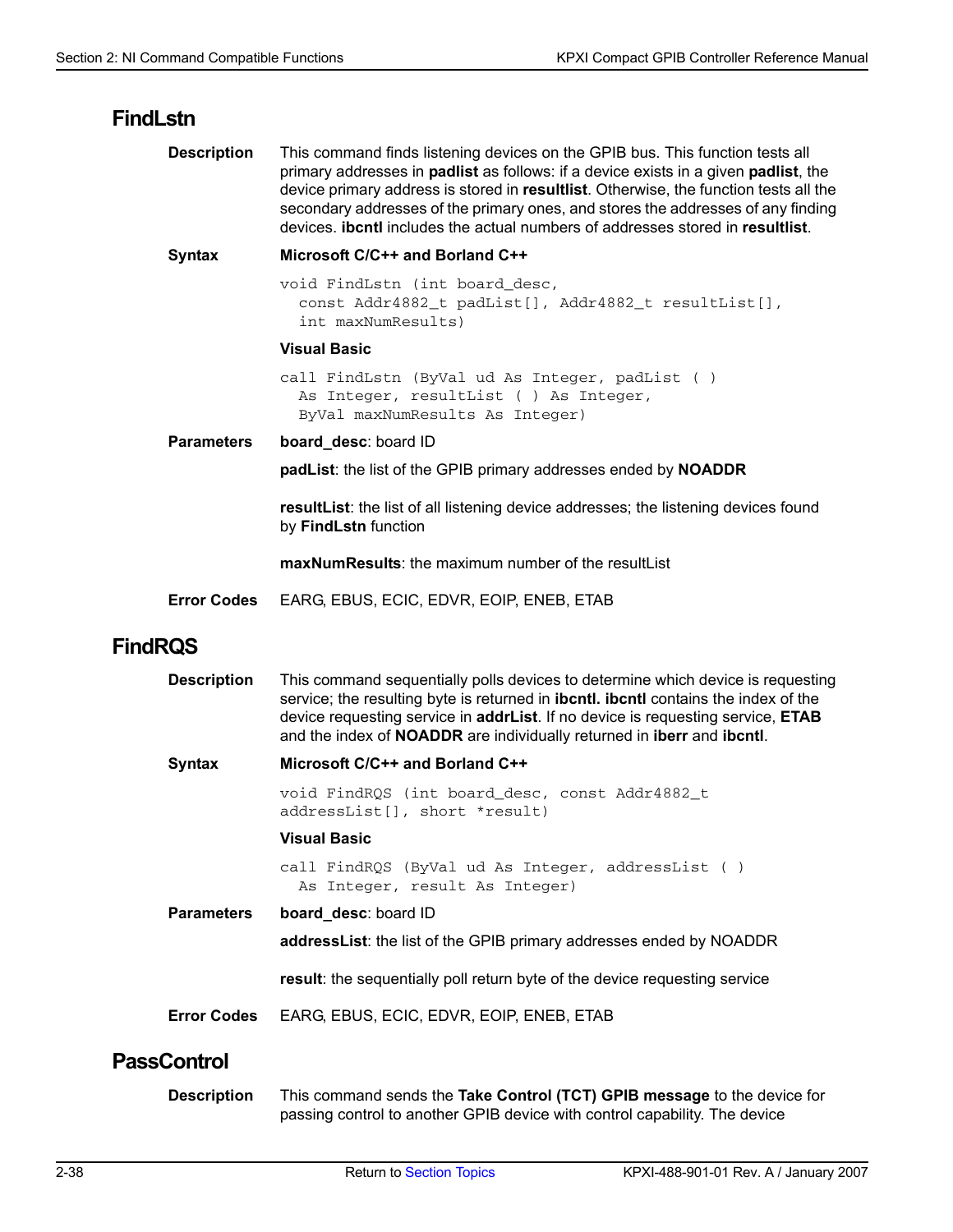## FindLstn

**Description**

This command finds listening devices on the GPIB bus. This function tests all primary addresses in **padlist** as follows: if a device exists in a given **padlist**, the device primary address is stored in **resultlist**. Otherwise, the function tests all the secondary addresses of the primary ones, and stores the addresses of any finding devices. **ibcntl** includes the actual numbers of addresses stored in **resultlist**.

**Syntax**

**Microsoft C/C++ and Borland C++**

```
void FindLstn (int board_desc,
  const Addr4882_t padList[], Addr4882_t resultList[],
  int maxNumResults)
```

**Visual Basic**

```
call FindLstn (ByVal ud As Integer, padList ( )
  As Integer, resultList ( ) As Integer,
  ByVal maxNumResults As Integer)
```

**Parameters**

**board_desc**: board ID

**padList**: the list of the GPIB primary addresses ended by **NOADDR**

**resultList**: the list of all listening device addresses; the listening devices found by **FindLstn** function

**maxNumResults**: the maximum number of the resultList

**Error Codes**

EARG, EBUS, ECIC, EDVR, EOIP, ENEB, ETAB

## FindRQS

**Description**

This command sequentially polls devices to determine which device is requesting service; the resulting byte is returned in **ibcntl. ibcntl** contains the index of the device requesting service in **addrList**. If no device is requesting service, **ETAB** and the index of **NOADDR** are individually returned in **iberr** and **ibcntl**.

**Syntax**

**Microsoft C/C++ and Borland C++**

```
void FindRQS (int board_desc, const Addr4882_t
addressList[], short *result)
```

**Visual Basic**

```
call FindRQS (ByVal ud As Integer, addressList ( )
  As Integer, result As Integer)
```

**Parameters**

**board_desc**: board ID

**addressList**: the list of the GPIB primary addresses ended by NOADDR

**result**: the sequentially poll return byte of the device requesting service

**Error Codes**

EARG, EBUS, ECIC, EDVR, EOIP, ENEB, ETAB

## PassControl

**Description**

This command sends the **Take Control (TCT) GPIB message** to the device for passing control to another GPIB device with control capability. The device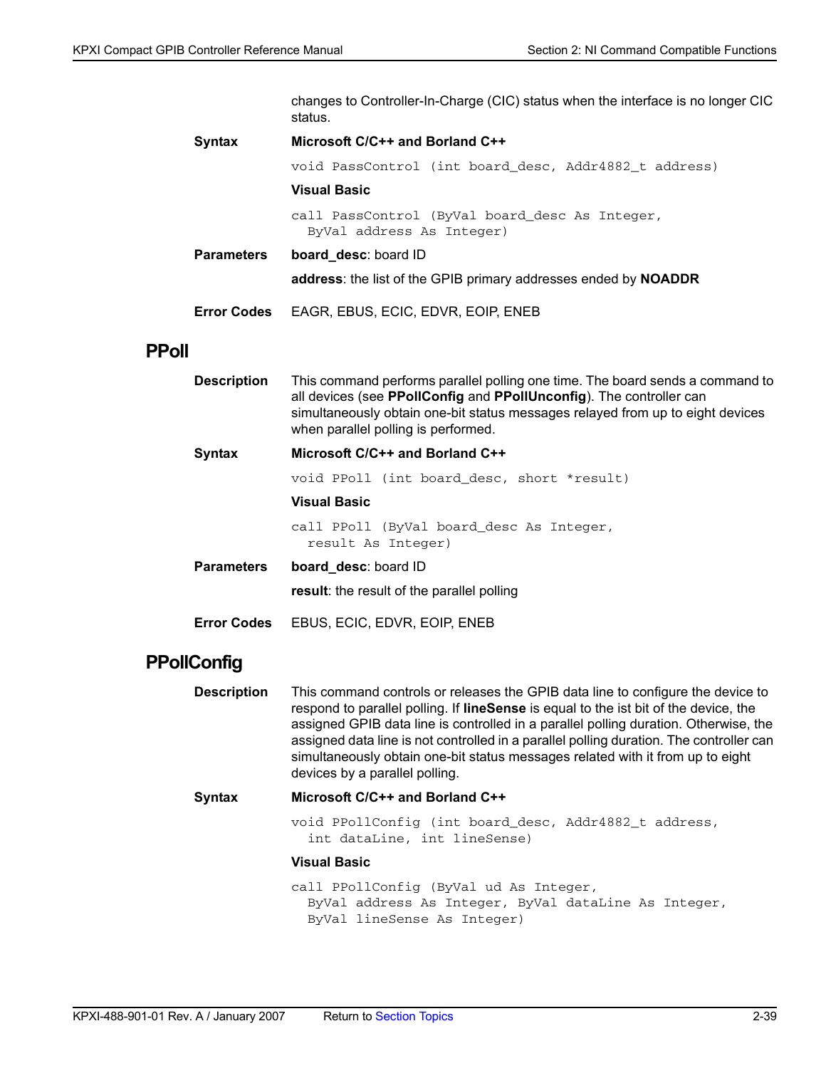changes to Controller-In-Charge (CIC) status when the interface is no longer CIC status.

**Syntax**

**Microsoft C/C++ and Borland C++**

```
void PassControl (int board_desc, Addr4882_t address)
```

**Visual Basic**

```
call PassControl (ByVal board_desc As Integer,
  ByVal address As Integer)
```

**Parameters**

**board_desc**: board ID

**address**: the list of the GPIB primary addresses ended by **NOADDR**

**Error Codes** EAGR, EBUS, ECIC, EDVR, EOIP, ENEB

## PPoll

**Description** This command performs parallel polling one time. The board sends a command to all devices (see **PPollConfig** and **PPollUnconfig**). The controller can simultaneously obtain one-bit status messages relayed from up to eight devices when parallel polling is performed.

**Syntax**

**Microsoft C/C++ and Borland C++**

```
void PPoll (int board_desc, short *result)
```

**Visual Basic**

```
call PPoll (ByVal board_desc As Integer,
  result As Integer)
```

**Parameters**

**board_desc**: board ID

**result**: the result of the parallel polling

**Error Codes** EBUS, ECIC, EDVR, EOIP, ENEB

## PPollConfig

**Description** This command controls or releases the GPIB data line to configure the device to respond to parallel polling. If **lineSense** is equal to the ist bit of the device, the assigned GPIB data line is controlled in a parallel polling duration. Otherwise, the assigned data line is not controlled in a parallel polling duration. The controller can simultaneously obtain one-bit status messages related with it from up to eight devices by a parallel polling.

**Syntax**

**Microsoft C/C++ and Borland C++**

```
void PPollConfig (int board_desc, Addr4882_t address,
  int dataLine, int lineSense)
```

**Visual Basic**

```
call PPollConfig (ByVal ud As Integer,
  ByVal address As Integer, ByVal dataLine As Integer,
  ByVal lineSense As Integer)
```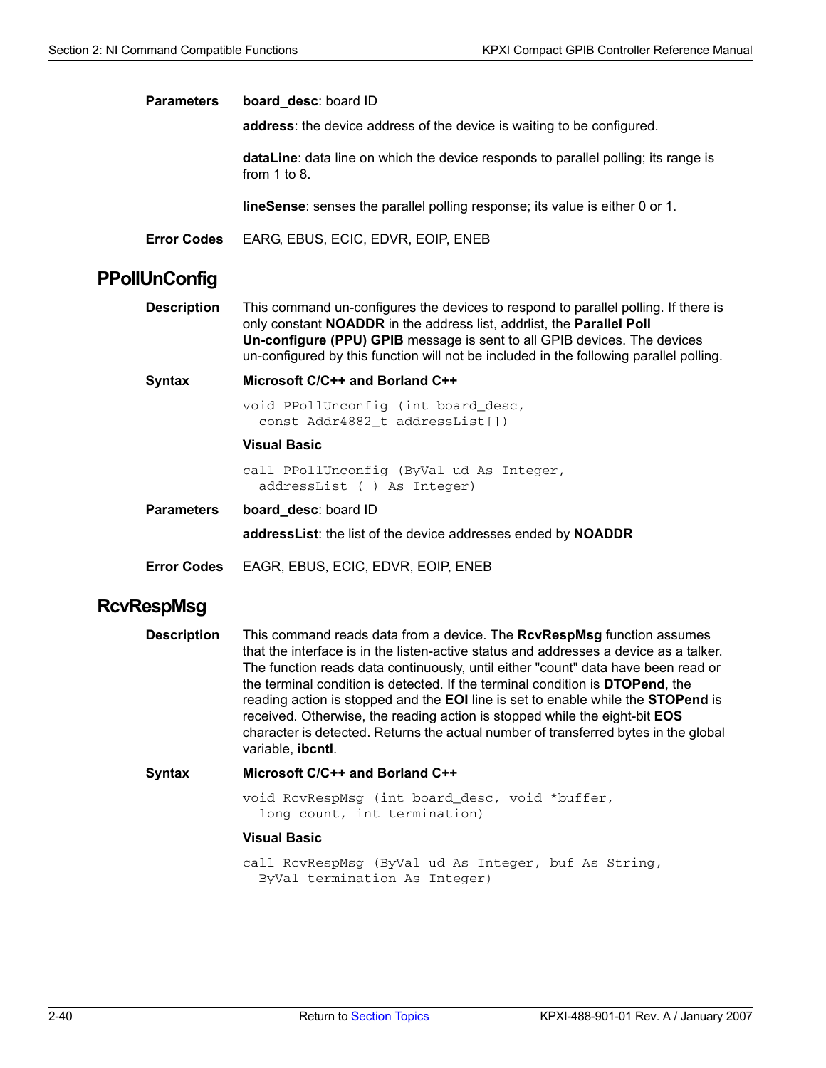**Parameters** **board_desc**: board ID

**address**: the device address of the device is waiting to be configured.

**dataLine**: data line on which the device responds to parallel polling; its range is from 1 to 8.

**lineSense**: senses the parallel polling response; its value is either 0 or 1.

**Error Codes** EARG, EBUS, ECIC, EDVR, EOIP, ENEB

## PPollUnConfig

**Description** This command un-configures the devices to respond to parallel polling. If there is only constant **NOADDR** in the address list, addrlist, the **Parallel Poll Un-configure (PPU) GPIB** message is sent to all GPIB devices. The devices un-configured by this function will not be included in the following parallel polling.

**Syntax**

**Microsoft C/C++ and Borland C++**

```
void PPollUnconfig (int board_desc,
  const Addr4882_t addressList[])
```

**Visual Basic**

```
call PPollUnconfig (ByVal ud As Integer,
  addressList ( ) As Integer)
```

**Parameters** **board_desc**: board ID

**addressList**: the list of the device addresses ended by **NOADDR**

**Error Codes** EAGR, EBUS, ECIC, EDVR, EOIP, ENEB

## RcvRespMsg

**Description** This command reads data from a device. The **RcvRespMsg** function assumes that the interface is in the listen-active status and addresses a device as a talker. The function reads data continuously, until either "count" data have been read or the terminal condition is detected. If the terminal condition is **DTOPend**, the reading action is stopped and the **EOI** line is set to enable while the **STOPend** is received. Otherwise, the reading action is stopped while the eight-bit **EOS** character is detected. Returns the actual number of transferred bytes in the global variable, **ibcntl**.

**Syntax**

**Microsoft C/C++ and Borland C++**

```
void RcvRespMsg (int board_desc, void *buffer,
  long count, int termination)
```

**Visual Basic**

```
call RcvRespMsg (ByVal ud As Integer, buf As String,
  ByVal termination As Integer)
```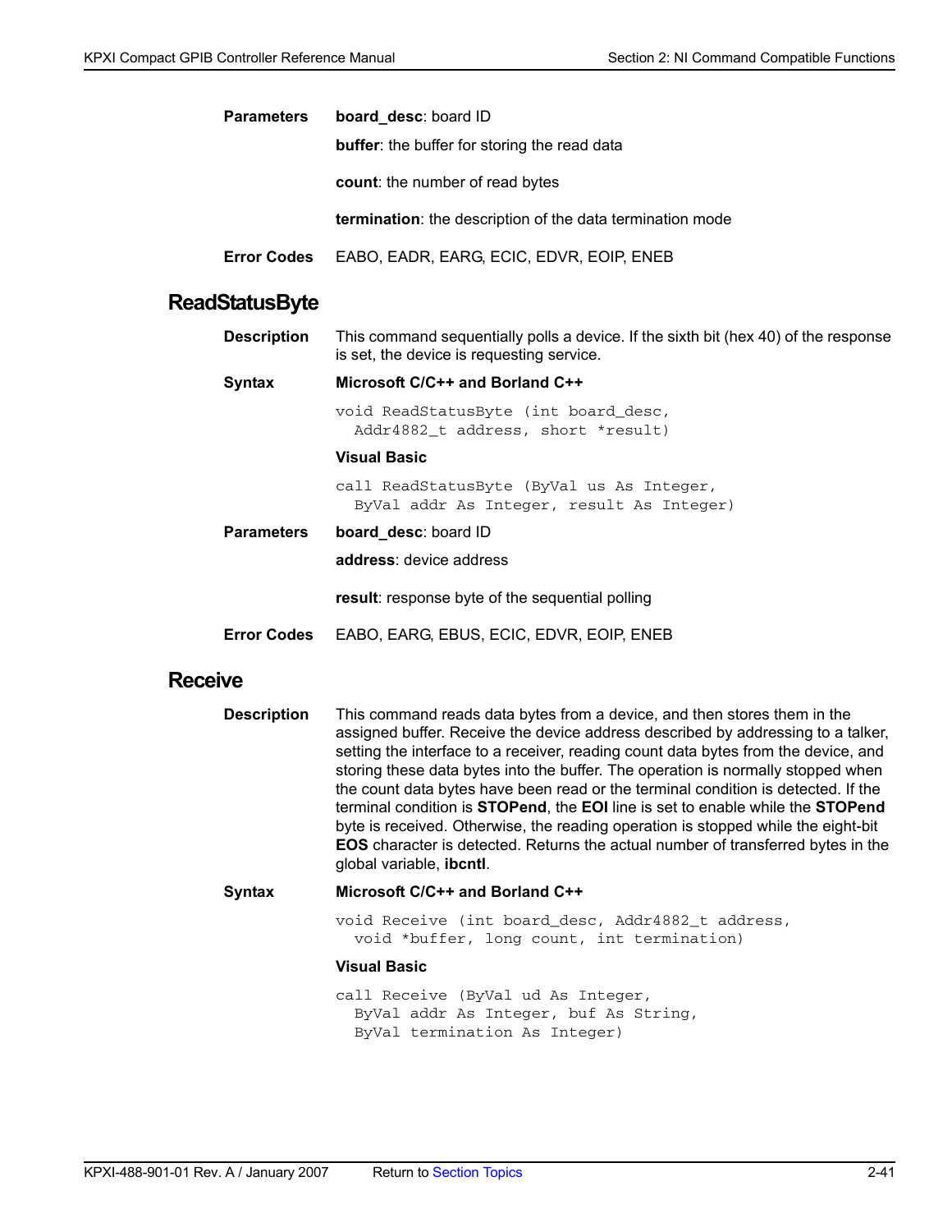**Parameters**

**board_desc**: board ID

**buffer**: the buffer for storing the read data

**count**: the number of read bytes

**termination**: the description of the data termination mode

**Error Codes**

EABO, EADR, EARG, ECIC, EDVR, EOIP, ENEB

## ReadStatusByte

**Description**

This command sequentially polls a device. If the sixth bit (hex 40) of the response is set, the device is requesting service.

**Syntax**

**Microsoft C/C++ and Borland C++**

```
void ReadStatusByte (int board_desc,
  Addr4882_t address, short *result)
```

**Visual Basic**

```
call ReadStatusByte (ByVal us As Integer,
  ByVal addr As Integer, result As Integer)
```

**Parameters**

**board_desc**: board ID

**address**: device address

**result**: response byte of the sequential polling

**Error Codes**

EABO, EARG, EBUS, ECIC, EDVR, EOIP, ENEB

## Receive

**Description**

This command reads data bytes from a device, and then stores them in the assigned buffer. Receive the device address described by addressing to a talker, setting the interface to a receiver, reading count data bytes from the device, and storing these data bytes into the buffer. The operation is normally stopped when the count data bytes have been read or the terminal condition is detected. If the terminal condition is **STOPend**, the **EOI** line is set to enable while the **STOPend** byte is received. Otherwise, the reading operation is stopped while the eight-bit **EOS** character is detected. Returns the actual number of transferred bytes in the global variable, **ibcntl**.

**Syntax**

**Microsoft C/C++ and Borland C++**

```
void Receive (int board_desc, Addr4882_t address,
  void *buffer, long count, int termination)
```

**Visual Basic**

```
call Receive (ByVal ud As Integer,
  ByVal addr As Integer, buf As String,
  ByVal termination As Integer)
```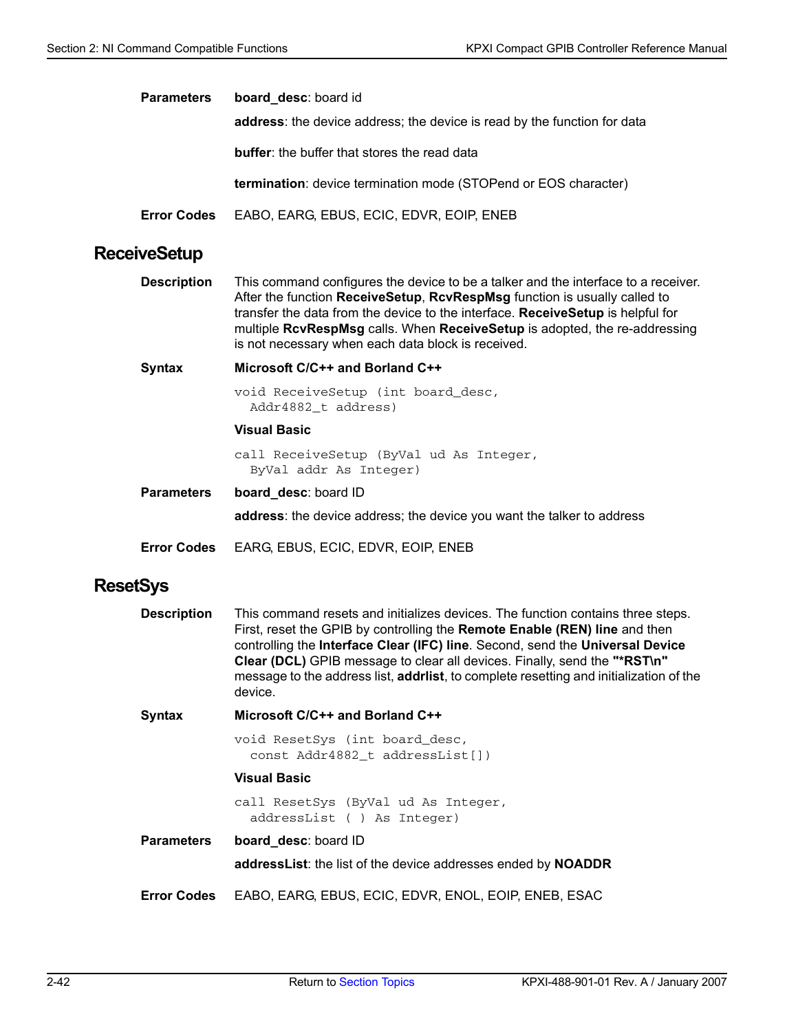**Parameters** **board_desc**: board id

**address**: the device address; the device is read by the function for data

**buffer**: the buffer that stores the read data

**termination**: device termination mode (STOPend or EOS character)

**Error Codes** EABO, EARG, EBUS, ECIC, EDVR, EOIP, ENEB

## ReceiveSetup

**Description** This command configures the device to be a talker and the interface to a receiver. After the function **ReceiveSetup**, **RcvRespMsg** function is usually called to transfer the data from the device to the interface. **ReceiveSetup** is helpful for multiple **RcvRespMsg** calls. When **ReceiveSetup** is adopted, the re-addressing is not necessary when each data block is received.

**Syntax** **Microsoft C/C++ and Borland C++**

```
void ReceiveSetup (int board_desc,
  Addr4882_t address)
```

**Visual Basic**

```
call ReceiveSetup (ByVal ud As Integer,
  ByVal addr As Integer)
```

**Parameters** **board_desc**: board ID

**address**: the device address; the device you want the talker to address

**Error Codes** EARG, EBUS, ECIC, EDVR, EOIP, ENEB

## ResetSys

**Description** This command resets and initializes devices. The function contains three steps. First, reset the GPIB by controlling the **Remote Enable (REN) line** and then controlling the **Interface Clear (IFC) line**. Second, send the **Universal Device Clear (DCL)** GPIB message to clear all devices. Finally, send the **"*RST\n"** message to the address list, **addrlist**, to complete resetting and initialization of the device.

**Syntax** **Microsoft C/C++ and Borland C++**

```
void ResetSys (int board_desc,
  const Addr4882_t addressList[])
```

**Visual Basic**

```
call ResetSys (ByVal ud As Integer,
  addressList ( ) As Integer)
```

**Parameters** **board_desc**: board ID

**addressList**: the list of the device addresses ended by **NOADDR**

**Error Codes** EABO, EARG, EBUS, ECIC, EDVR, ENOL, EOIP, ENEB, ESAC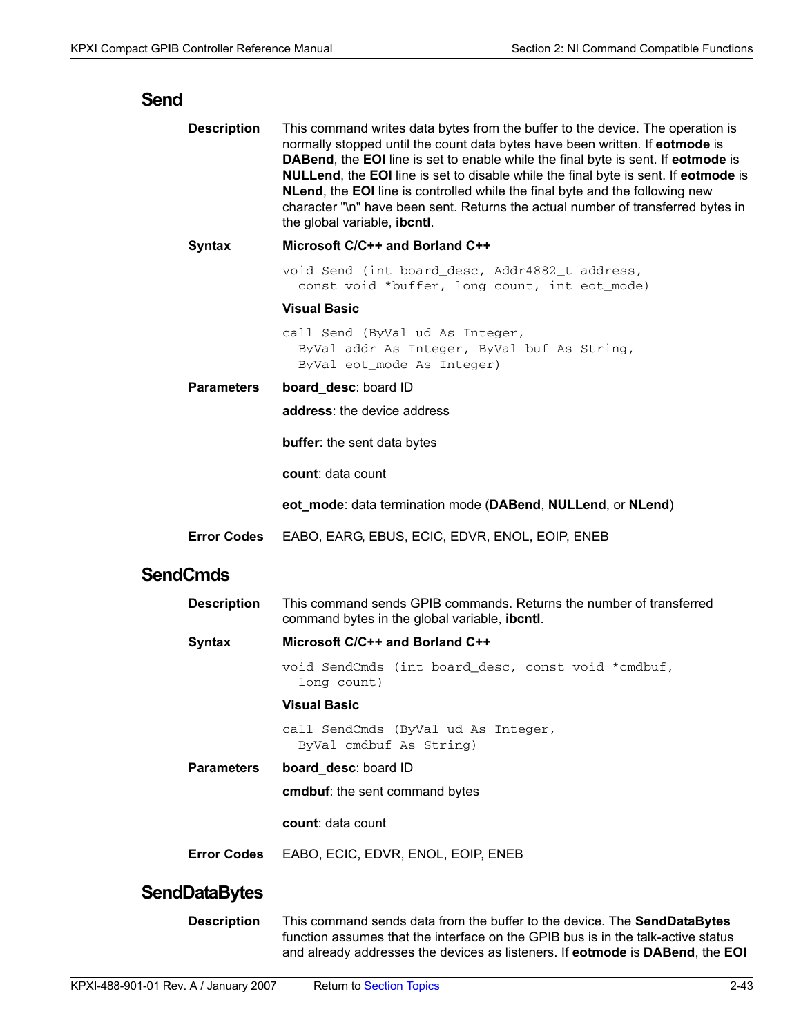## Send

**Description** This command writes data bytes from the buffer to the device. The operation is normally stopped until the count data bytes have been written. If **eotmode** is **DABend**, the **EOI** line is set to enable while the final byte is sent. If **eotmode** is **NULLend**, the **EOI** line is set to disable while the final byte is sent. If **eotmode** is **NLend**, the **EOI** line is controlled while the final byte and the following new character "\n" have been sent. Returns the actual number of transferred bytes in the global variable, **ibcntl**.

**Syntax**

**Microsoft C/C++ and Borland C++**

```
void Send (int board_desc, Addr4882_t address,
  const void *buffer, long count, int eot_mode)
```

**Visual Basic**

```
call Send (ByVal ud As Integer,
  ByVal addr As Integer, ByVal buf As String,
  ByVal eot_mode As Integer)
```

**Parameters**

**board_desc**: board ID

**address**: the device address

**buffer**: the sent data bytes

**count**: data count

**eot_mode**: data termination mode (**DABend**, **NULLend**, or **NLend**)

**Error Codes** EABO, EARG, EBUS, ECIC, EDVR, ENOL, EOIP, ENEB

## SendCmds

**Description** This command sends GPIB commands. Returns the number of transferred command bytes in the global variable, **ibcntl**.

**Syntax**

**Microsoft C/C++ and Borland C++**

```
void SendCmds (int board_desc, const void *cmdbuf,
  long count)
```

**Visual Basic**

```
call SendCmds (ByVal ud As Integer,
  ByVal cmdbuf As String)
```

**Parameters**

**board_desc**: board ID

**cmdbuf**: the sent command bytes

**count**: data count

**Error Codes** EABO, ECIC, EDVR, ENOL, EOIP, ENEB

## SendDataBytes

**Description** This command sends data from the buffer to the device. The **SendDataBytes** function assumes that the interface on the GPIB bus is in the talk-active status and already addresses the devices as listeners. If **eotmode** is **DABend**, the **EOI**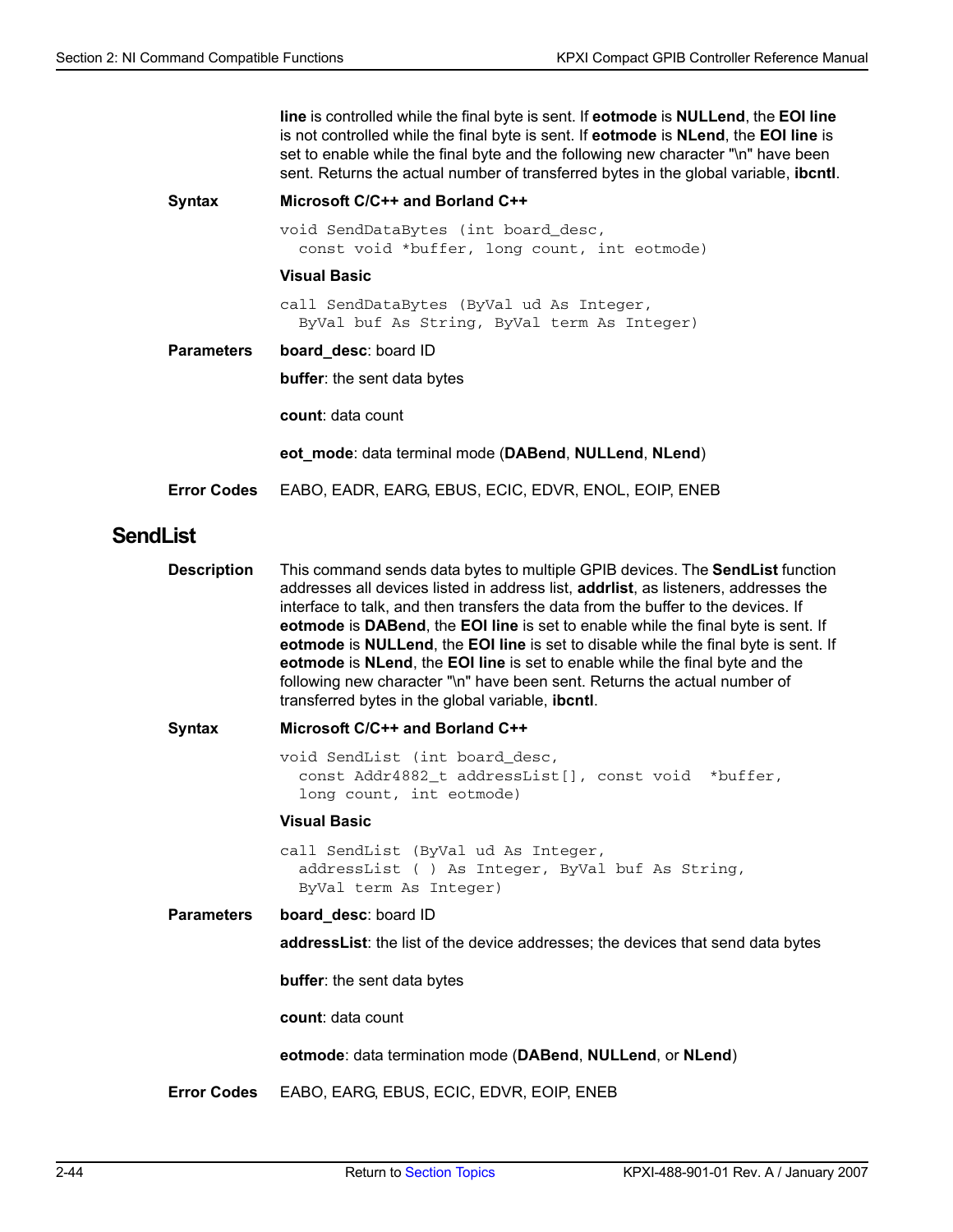**line** is controlled while the final byte is sent. If **eotmode** is **NULLend**, the **EOI line** is not controlled while the final byte is sent. If **eotmode** is **NLend**, the **EOI line** is set to enable while the final byte and the following new character "\n" have been sent. Returns the actual number of transferred bytes in the global variable, **ibcntl**.

**Syntax** **Microsoft C/C++ and Borland C++**

```
void SendDataBytes (int board_desc,
  const void *buffer, long count, int eotmode)
```

**Visual Basic**

```
call SendDataBytes (ByVal ud As Integer,
  ByVal buf As String, ByVal term As Integer)
```

**Parameters**

**board_desc**: board ID

**buffer**: the sent data bytes

**count**: data count

**eot_mode**: data terminal mode (**DABend**, **NULLend**, **NLend**)

**Error Codes** EABO, EADR, EARG, EBUS, ECIC, EDVR, ENOL, EOIP, ENEB

## SendList

**Description** This command sends data bytes to multiple GPIB devices. The **SendList** function addresses all devices listed in address list, **addrlist**, as listeners, addresses the interface to talk, and then transfers the data from the buffer to the devices. If **eotmode** is **DABend**, the **EOI line** is set to enable while the final byte is sent. If **eotmode** is **NULLend**, the **EOI line** is set to disable while the final byte is sent. If **eotmode** is **NLend**, the **EOI line** is set to enable while the final byte and the following new character "\n" have been sent. Returns the actual number of transferred bytes in the global variable, **ibcntl**.

**Syntax** **Microsoft C/C++ and Borland C++**

```
void SendList (int board_desc,
  const Addr4882_t addressList[], const void  *buffer,
  long count, int eotmode)
```

**Visual Basic**

```
call SendList (ByVal ud As Integer,
  addressList ( ) As Integer, ByVal buf As String,
  ByVal term As Integer)
```

**Parameters**

**board_desc**: board ID

**addressList**: the list of the device addresses; the devices that send data bytes

**buffer**: the sent data bytes

**count**: data count

**eotmode**: data termination mode (**DABend**, **NULLend**, or **NLend**)

**Error Codes** EABO, EARG, EBUS, ECIC, EDVR, EOIP, ENEB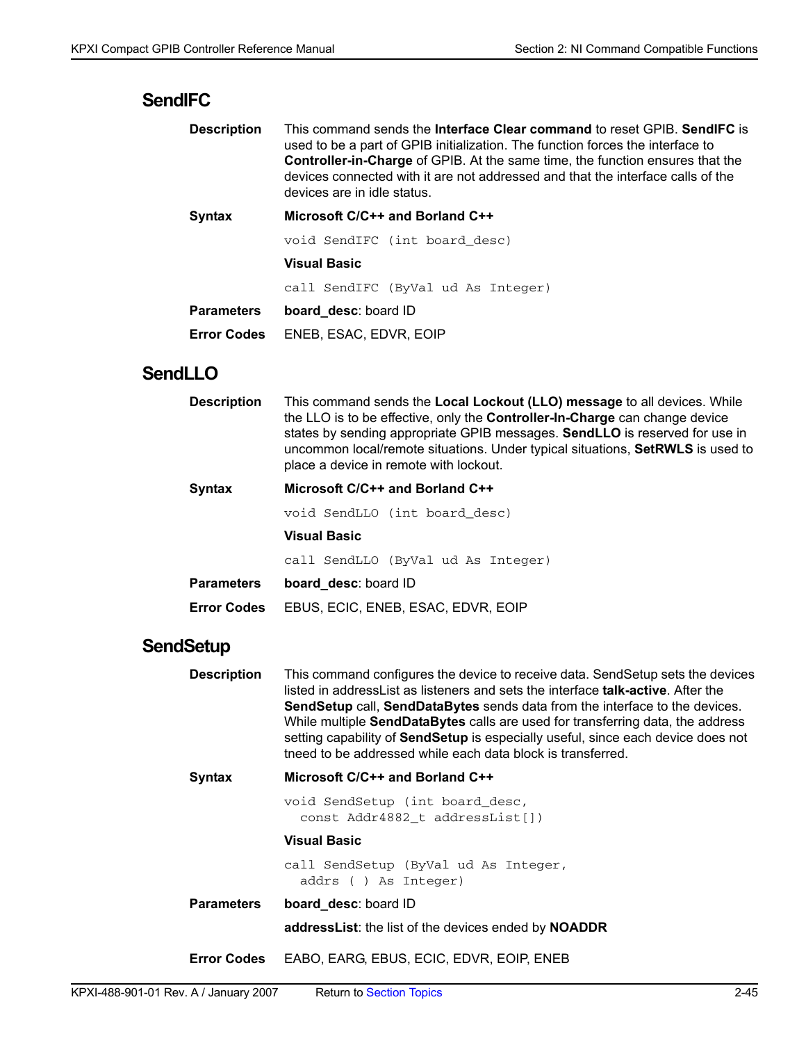## SendIFC

**Description** This command sends the **Interface Clear command** to reset GPIB. **SendIFC** is used to be a part of GPIB initialization. The function forces the interface to **Controller-in-Charge** of GPIB. At the same time, the function ensures that the devices connected with it are not addressed and that the interface calls of the devices are in idle status.

**Syntax**

**Microsoft C/C++ and Borland C++**

```
void SendIFC (int board_desc)
```

**Visual Basic**

```
call SendIFC (ByVal ud As Integer)
```

**Parameters** **board_desc**: board ID

**Error Codes** ENEB, ESAC, EDVR, EOIP

## SendLLO

**Description** This command sends the **Local Lockout (LLO) message** to all devices. While the LLO is to be effective, only the **Controller-In-Charge** can change device states by sending appropriate GPIB messages. **SendLLO** is reserved for use in uncommon local/remote situations. Under typical situations, **SetRWLS** is used to place a device in remote with lockout.

**Syntax**

**Microsoft C/C++ and Borland C++**

```
void SendLLO (int board_desc)
```

**Visual Basic**

```
call SendLLO (ByVal ud As Integer)
```

**Parameters** **board_desc**: board ID

**Error Codes** EBUS, ECIC, ENEB, ESAC, EDVR, EOIP

## SendSetup

**Description** This command configures the device to receive data. SendSetup sets the devices listed in addressList as listeners and sets the interface **talk-active**. After the **SendSetup** call, **SendDataBytes** sends data from the interface to the devices. While multiple **SendDataBytes** calls are used for transferring data, the address setting capability of **SendSetup** is especially useful, since each device does not tneed to be addressed while each data block is transferred.

**Syntax**

**Microsoft C/C++ and Borland C++**

```
void SendSetup (int board_desc,
  const Addr4882_t addressList[])
```

**Visual Basic**

```
call SendSetup (ByVal ud As Integer,
  addrs ( ) As Integer)
```

**Parameters** **board_desc**: board ID

**addressList**: the list of the devices ended by **NOADDR**

**Error Codes** EABO, EARG, EBUS, ECIC, EDVR, EOIP, ENEB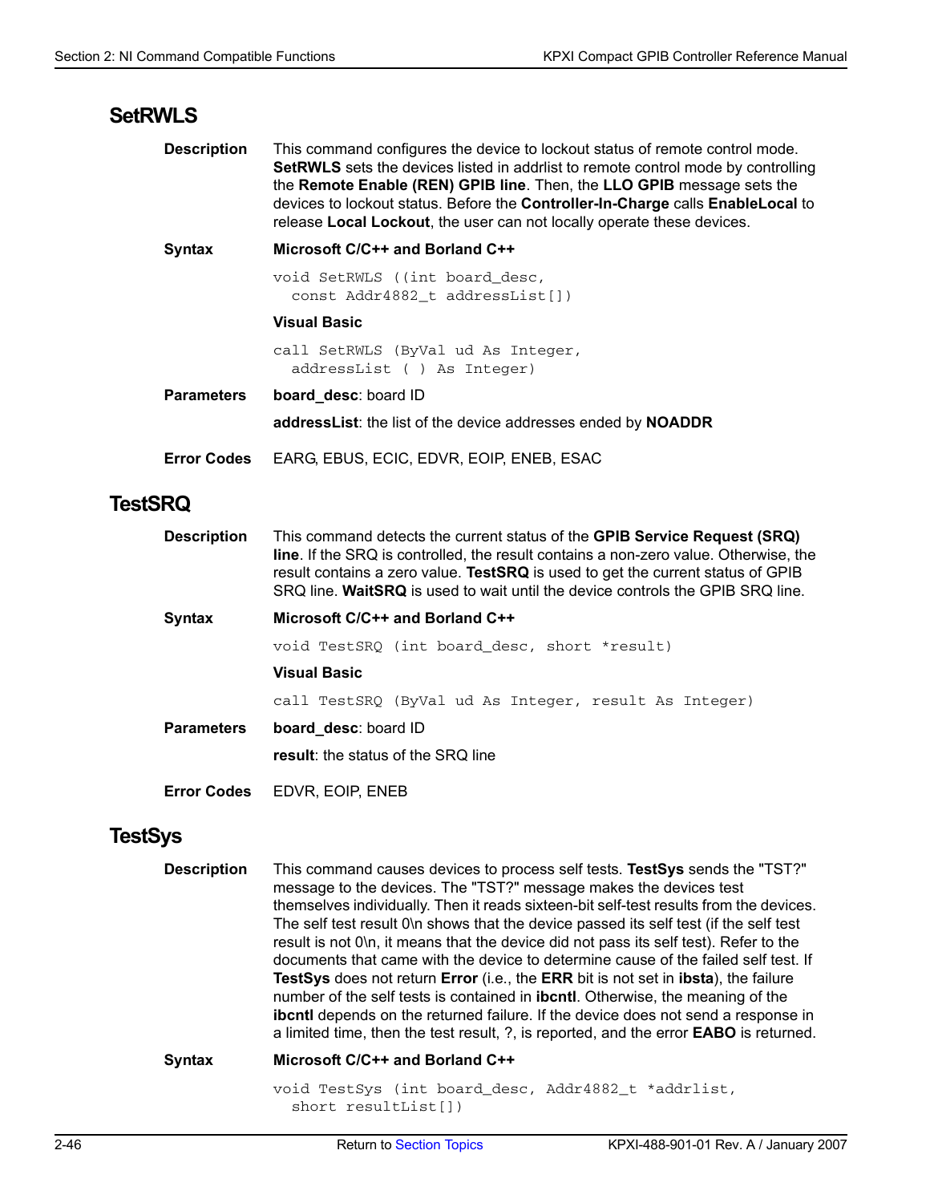## SetRWLS

**Description**

This command configures the device to lockout status of remote control mode. **SetRWLS** sets the devices listed in addrlist to remote control mode by controlling the **Remote Enable (REN) GPIB line**. Then, the **LLO GPIB** message sets the devices to lockout status. Before the **Controller-In-Charge** calls **EnableLocal** to release **Local Lockout**, the user can not locally operate these devices.

**Syntax**

**Microsoft C/C++ and Borland C++**

```
void SetRWLS ((int board_desc,
  const Addr4882_t addressList[])
```

**Visual Basic**

```
call SetRWLS (ByVal ud As Integer,
  addressList ( ) As Integer)
```

**Parameters**

**board_desc**: board ID

**addressList**: the list of the device addresses ended by **NOADDR**

**Error Codes**

EARG, EBUS, ECIC, EDVR, EOIP, ENEB, ESAC

## TestSRQ

**Description**

This command detects the current status of the **GPIB Service Request (SRQ) line**. If the SRQ is controlled, the result contains a non-zero value. Otherwise, the result contains a zero value. **TestSRQ** is used to get the current status of GPIB SRQ line. **WaitSRQ** is used to wait until the device controls the GPIB SRQ line.

**Syntax**

**Microsoft C/C++ and Borland C++**

```
void TestSRQ (int board_desc, short *result)
```

**Visual Basic**

```
call TestSRQ (ByVal ud As Integer, result As Integer)
```

**Parameters**

**board_desc**: board ID

**result**: the status of the SRQ line

**Error Codes**

EDVR, EOIP, ENEB

## TestSys

**Description**

This command causes devices to process self tests. **TestSys** sends the "TST?" message to the devices. The "TST?" message makes the devices test themselves individually. Then it reads sixteen-bit self-test results from the devices. The self test result 0\n shows that the device passed its self test (if the self test result is not 0\n, it means that the device did not pass its self test). Refer to the documents that came with the device to determine cause of the failed self test. If **TestSys** does not return **Error** (i.e., the **ERR** bit is not set in **ibsta**), the failure number of the self tests is contained in **ibcntl**. Otherwise, the meaning of the **ibcntl** depends on the returned failure. If the device does not send a response in a limited time, then the test result, ?, is reported, and the error **EABO** is returned.

**Syntax**

**Microsoft C/C++ and Borland C++**

```
void TestSys (int board_desc, Addr4882_t *addrlist,
  short resultList[])
```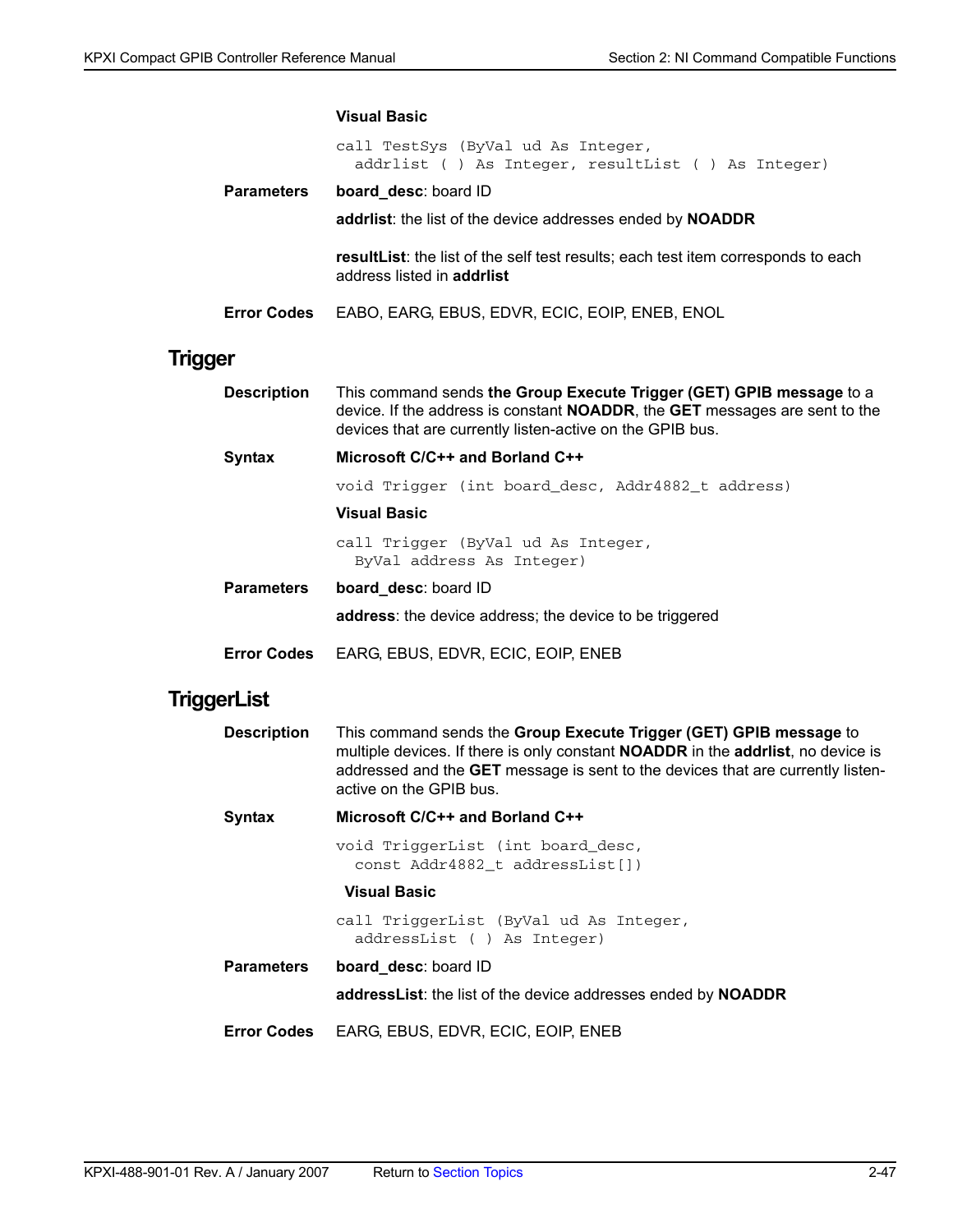**Visual Basic**

```
call TestSys (ByVal ud As Integer,
  addrlist ( ) As Integer, resultList ( ) As Integer)
```

**Parameters**

**board_desc**: board ID

**addrlist**: the list of the device addresses ended by **NOADDR**

**resultList**: the list of the self test results; each test item corresponds to each address listed in **addrlist**

**Error Codes** EABO, EARG, EBUS, EDVR, ECIC, EOIP, ENEB, ENOL

## Trigger

**Description** This command sends **the Group Execute Trigger (GET) GPIB message** to a device. If the address is constant **NOADDR**, the **GET** messages are sent to the devices that are currently listen-active on the GPIB bus.

**Syntax**

**Microsoft C/C++ and Borland C++**

```
void Trigger (int board_desc, Addr4882_t address)
```

**Visual Basic**

```
call Trigger (ByVal ud As Integer,
  ByVal address As Integer)
```

**Parameters**

**board_desc**: board ID

**address**: the device address; the device to be triggered

**Error Codes** EARG, EBUS, EDVR, ECIC, EOIP, ENEB

## TriggerList

**Description** This command sends the **Group Execute Trigger (GET) GPIB message** to multiple devices. If there is only constant **NOADDR** in the **addrlist**, no device is addressed and the **GET** message is sent to the devices that are currently listen-active on the GPIB bus.

**Syntax**

**Microsoft C/C++ and Borland C++**

```
void TriggerList (int board_desc,
  const Addr4882_t addressList[])
```

**Visual Basic**

```
call TriggerList (ByVal ud As Integer,
  addressList ( ) As Integer)
```

**Parameters**

**board_desc**: board ID

**addressList**: the list of the device addresses ended by **NOADDR**

**Error Codes** EARG, EBUS, EDVR, ECIC, EOIP, ENEB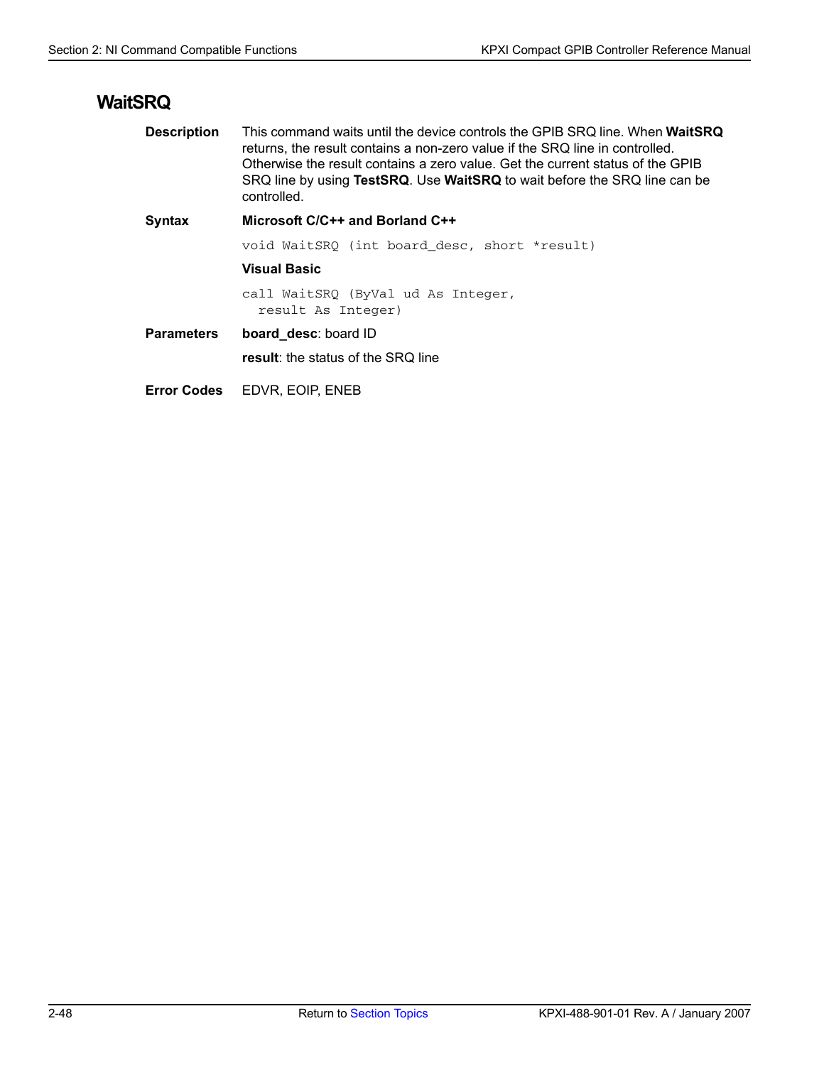## WaitSRQ

**Description** This command waits until the device controls the GPIB SRQ line. When **WaitSRQ** returns, the result contains a non-zero value if the SRQ line in controlled. Otherwise the result contains a zero value. Get the current status of the GPIB SRQ line by using **TestSRQ**. Use **WaitSRQ** to wait before the SRQ line can be controlled.

**Syntax**

**Microsoft C/C++ and Borland C++**

```
void WaitSRQ (int board_desc, short *result)
```

**Visual Basic**

```
call WaitSRQ (ByVal ud As Integer,
  result As Integer)
```

**Parameters**

**board_desc**: board ID

**result**: the status of the SRQ line

**Error Codes** EDVR, EOIP, ENEB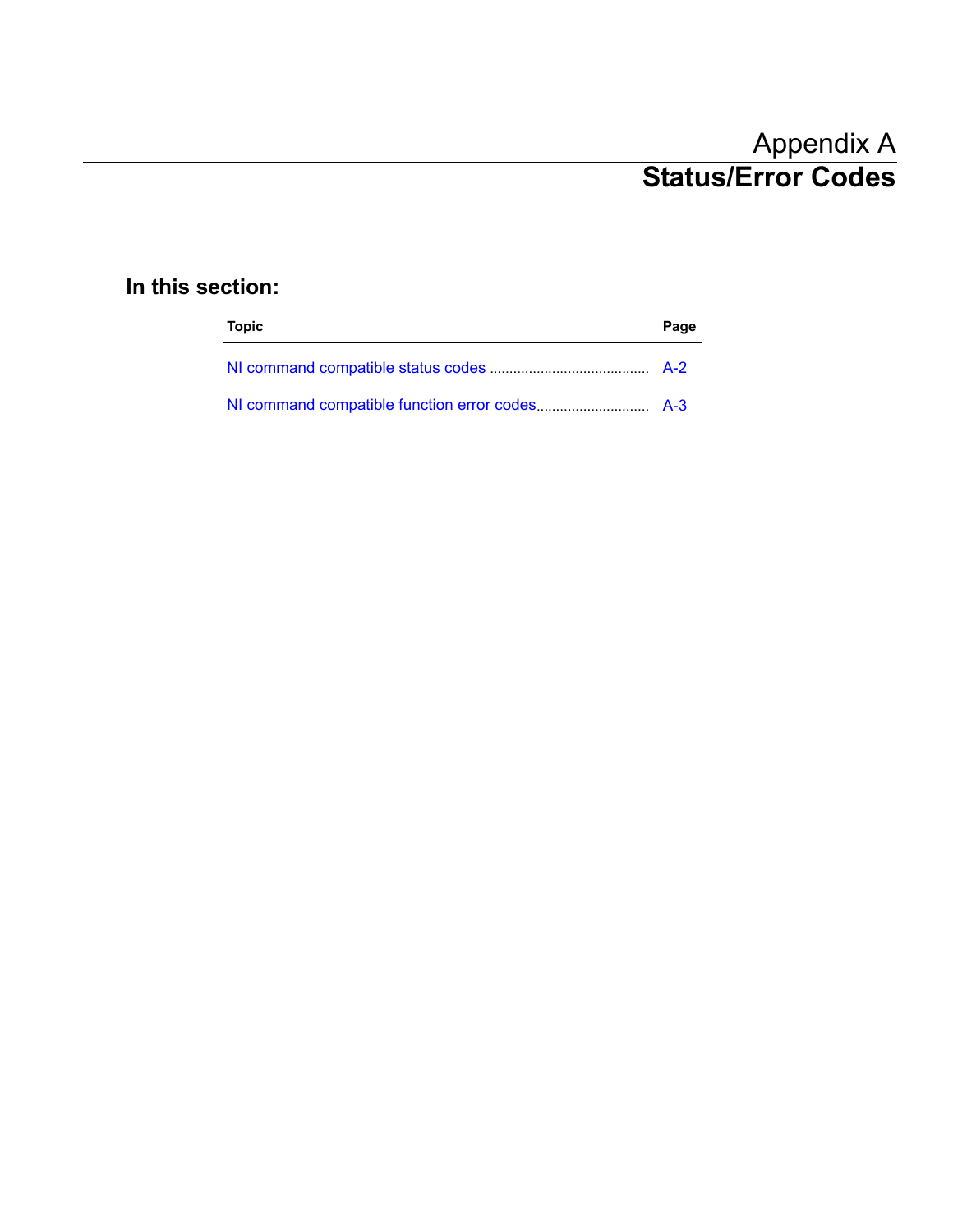# Appendix A
# Status/Error Codes

## In this section:

| Topic | Page |
| --- | --- |
| NI command compatible status codes | A-2 |
| NI command compatible function error codes | A-3 |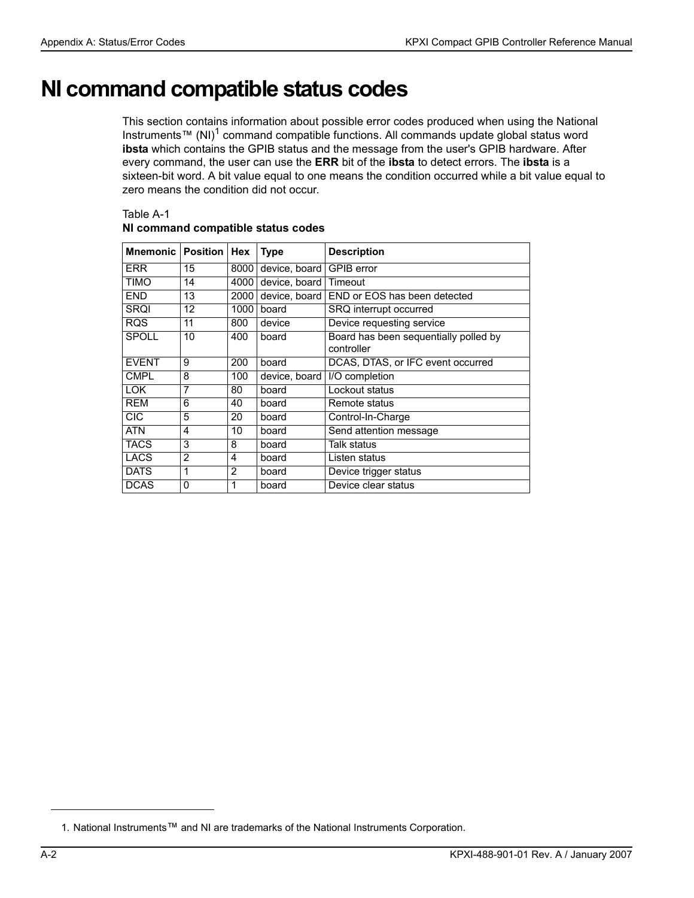# NI command compatible status codes

This section contains information about possible error codes produced when using the National Instruments™ (NI)[1] command compatible functions. All commands update global status word **ibsta** which contains the GPIB status and the message from the user's GPIB hardware. After every command, the user can use the **ERR** bit of the **ibsta** to detect errors. The **ibsta** is a sixteen-bit word. A bit value equal to one means the condition occurred while a bit value equal to zero means the condition did not occur.

Table A-1
**NI command compatible status codes**

| Mnemonic | Position | Hex | Type | Description |
|---|---|---|---|---|
| ERR | 15 | 8000 | device, board | GPIB error |
| TIMO | 14 | 4000 | device, board | Timeout |
| END | 13 | 2000 | device, board | END or EOS has been detected |
| SRQI | 12 | 1000 | board | SRQ interrupt occurred |
| RQS | 11 | 800 | device | Device requesting service |
| SPOLL | 10 | 400 | board | Board has been sequentially polled by controller |
| EVENT | 9 | 200 | board | DCAS, DTAS, or IFC event occurred |
| CMPL | 8 | 100 | device, board | I/O completion |
| LOK | 7 | 80 | board | Lockout status |
| REM | 6 | 40 | board | Remote status |
| CIC | 5 | 20 | board | Control-In-Charge |
| ATN | 4 | 10 | board | Send attention message |
| TACS | 3 | 8 | board | Talk status |
| LACS | 2 | 4 | board | Listen status |
| DATS | 1 | 2 | board | Device trigger status |
| DCAS | 0 | 1 | board | Device clear status |

1. National Instruments™ and NI are trademarks of the National Instruments Corporation.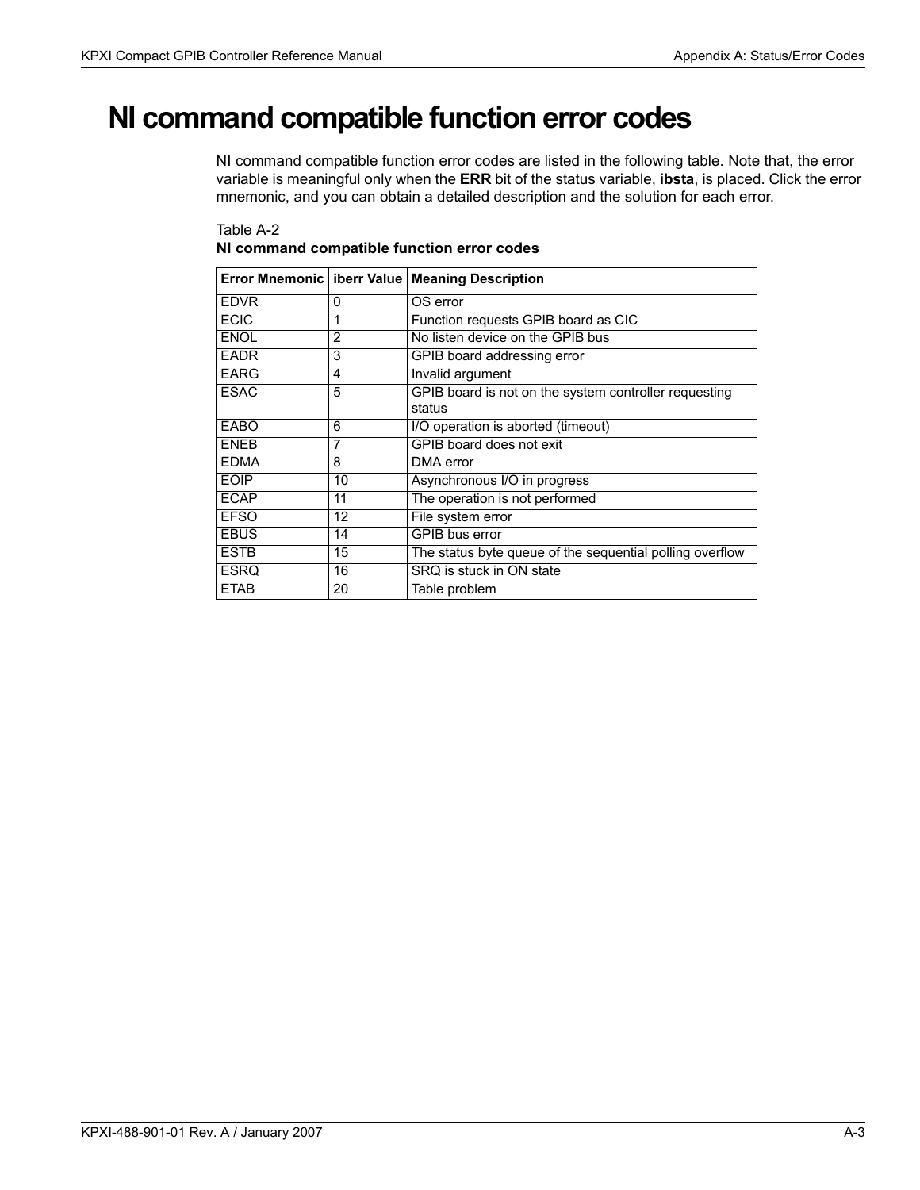# NI command compatible function error codes

NI command compatible function error codes are listed in the following table. Note that, the error variable is meaningful only when the **ERR** bit of the status variable, **ibsta**, is placed. Click the error mnemonic, and you can obtain a detailed description and the solution for each error.

Table A-2
**NI command compatible function error codes**

| Error Mnemonic | iberr Value | Meaning Description |
|---|---|---|
| EDVR | 0 | OS error |
| ECIC | 1 | Function requests GPIB board as CIC |
| ENOL | 2 | No listen device on the GPIB bus |
| EADR | 3 | GPIB board addressing error |
| EARG | 4 | Invalid argument |
| ESAC | 5 | GPIB board is not on the system controller requesting status |
| EABO | 6 | I/O operation is aborted (timeout) |
| ENEB | 7 | GPIB board does not exit |
| EDMA | 8 | DMA error |
| EOIP | 10 | Asynchronous I/O in progress |
| ECAP | 11 | The operation is not performed |
| EFSO | 12 | File system error |
| EBUS | 14 | GPIB bus error |
| ESTB | 15 | The status byte queue of the sequential polling overflow |
| ESRQ | 16 | SRQ is stuck in ON state |
| ETAB | 20 | Table problem |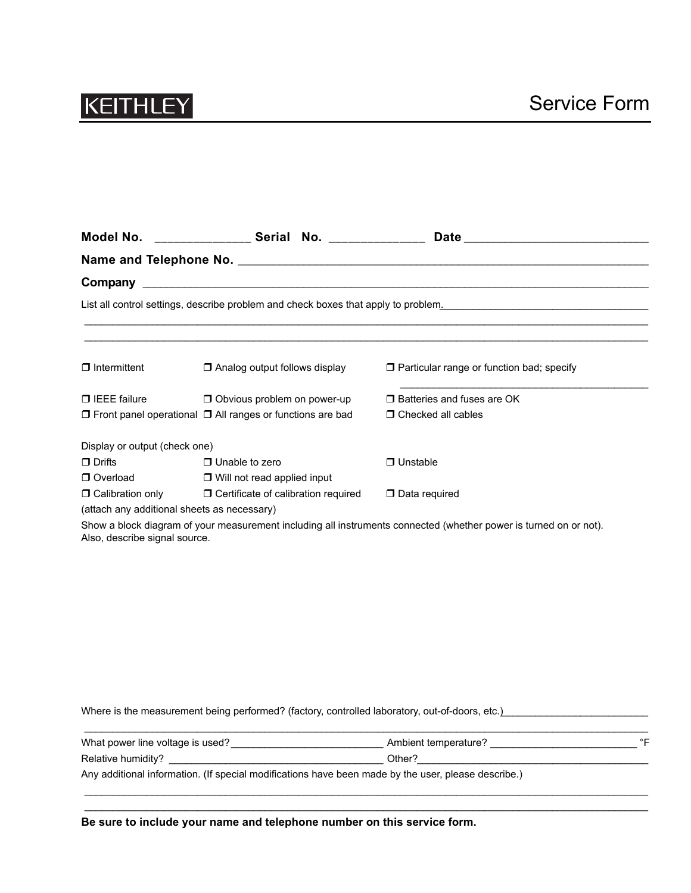KEITHLEY

# Service Form

**Model No.** ______________ **Serial No.** ______________ **Date** ____________________________

**Name and Telephone No.** ________________________________________________________________

**Company** _______________________________________________________________________________

List all control settings, describe problem and check boxes that apply to problem.___________________________________

_______________________________________________________________________________________________

_______________________________________________________________________________________________

❒ Intermittent ❒ Analog output follows display ❒ Particular range or function bad; specify

_____________________________________________

❒ IEEE failure ❒ Obvious problem on power-up ❒ Batteries and fuses are OK

❒ Front panel operational ❒ All ranges or functions are bad ❒ Checked all cables

Display or output (check one)

❒ Drifts ❒ Unable to zero ❒ Unstable

❒ Overload ❒ Will not read applied input

❒ Calibration only ❒ Certificate of calibration required ❒ Data required

(attach any additional sheets as necessary)

Show a block diagram of your measurement including all instruments connected (whether power is turned on or not). Also, describe signal source.

Where is the measurement being performed? (factory, controlled laboratory, out-of-doors, etc.)_________________________

_______________________________________________________________________________________________

What power line voltage is used?___________________________ Ambient temperature? _________________________ °F

Relative humidity? _____________________________________ Other?__________________________________________

Any additional information. (If special modifications have been made by the user, please describe.)

_______________________________________________________________________________________________

_______________________________________________________________________________________________

**Be sure to include your name and telephone number on this service form.**